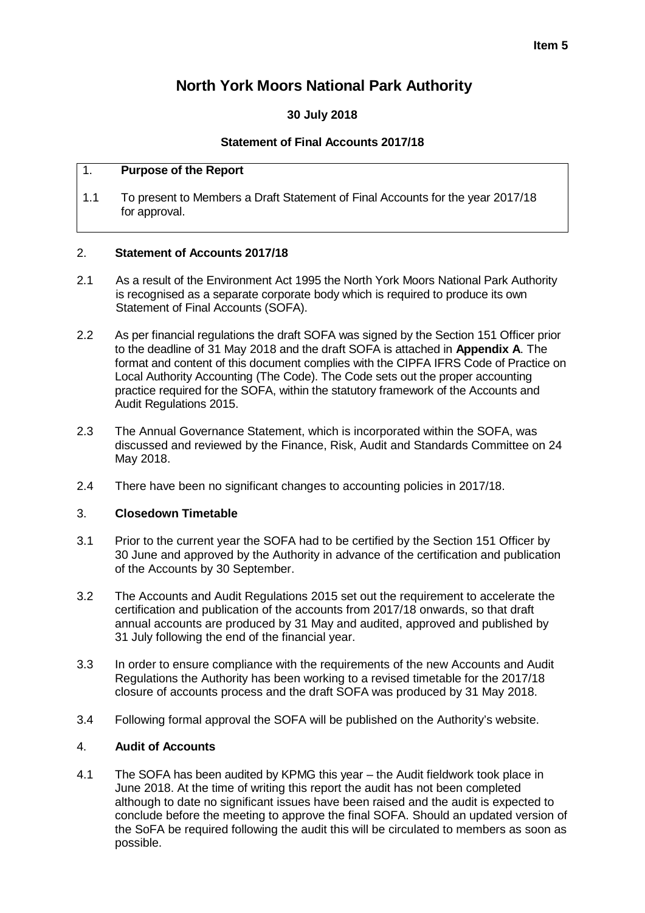**Item 5**

# North York Moors National Park Authority

**30 July 2018**

**Statement of Final Accounts 2017/18**

## 1. Purpose of the Report

1.1 To present to Members a Draft Statement of Final Accounts for the year 2017/18 for approval.

## 2. Statement of Accounts 2017/18

2.1 As a result of the Environment Act 1995 the North York Moors National Park Authority is recognised as a separate corporate body which is required to produce its own Statement of Final Accounts (SOFA).

2.2 As per financial regulations the draft SOFA was signed by the Section 151 Officer prior to the deadline of 31 May 2018 and the draft SOFA is attached in **Appendix A**. The format and content of this document complies with the CIPFA IFRS Code of Practice on Local Authority Accounting (The Code). The Code sets out the proper accounting practice required for the SOFA, within the statutory framework of the Accounts and Audit Regulations 2015.

2.3 The Annual Governance Statement, which is incorporated within the SOFA, was discussed and reviewed by the Finance, Risk, Audit and Standards Committee on 24 May 2018.

2.4 There have been no significant changes to accounting policies in 2017/18.

## 3. Closedown Timetable

3.1 Prior to the current year the SOFA had to be certified by the Section 151 Officer by 30 June and approved by the Authority in advance of the certification and publication of the Accounts by 30 September.

3.2 The Accounts and Audit Regulations 2015 set out the requirement to accelerate the certification and publication of the accounts from 2017/18 onwards, so that draft annual accounts are produced by 31 May and audited, approved and published by 31 July following the end of the financial year.

3.3 In order to ensure compliance with the requirements of the new Accounts and Audit Regulations the Authority has been working to a revised timetable for the 2017/18 closure of accounts process and the draft SOFA was produced by 31 May 2018.

3.4 Following formal approval the SOFA will be published on the Authority's website.

## 4. Audit of Accounts

4.1 The SOFA has been audited by KPMG this year – the Audit fieldwork took place in June 2018. At the time of writing this report the audit has not been completed although to date no significant issues have been raised and the audit is expected to conclude before the meeting to approve the final SOFA. Should an updated version of the SoFA be required following the audit this will be circulated to members as soon as possible.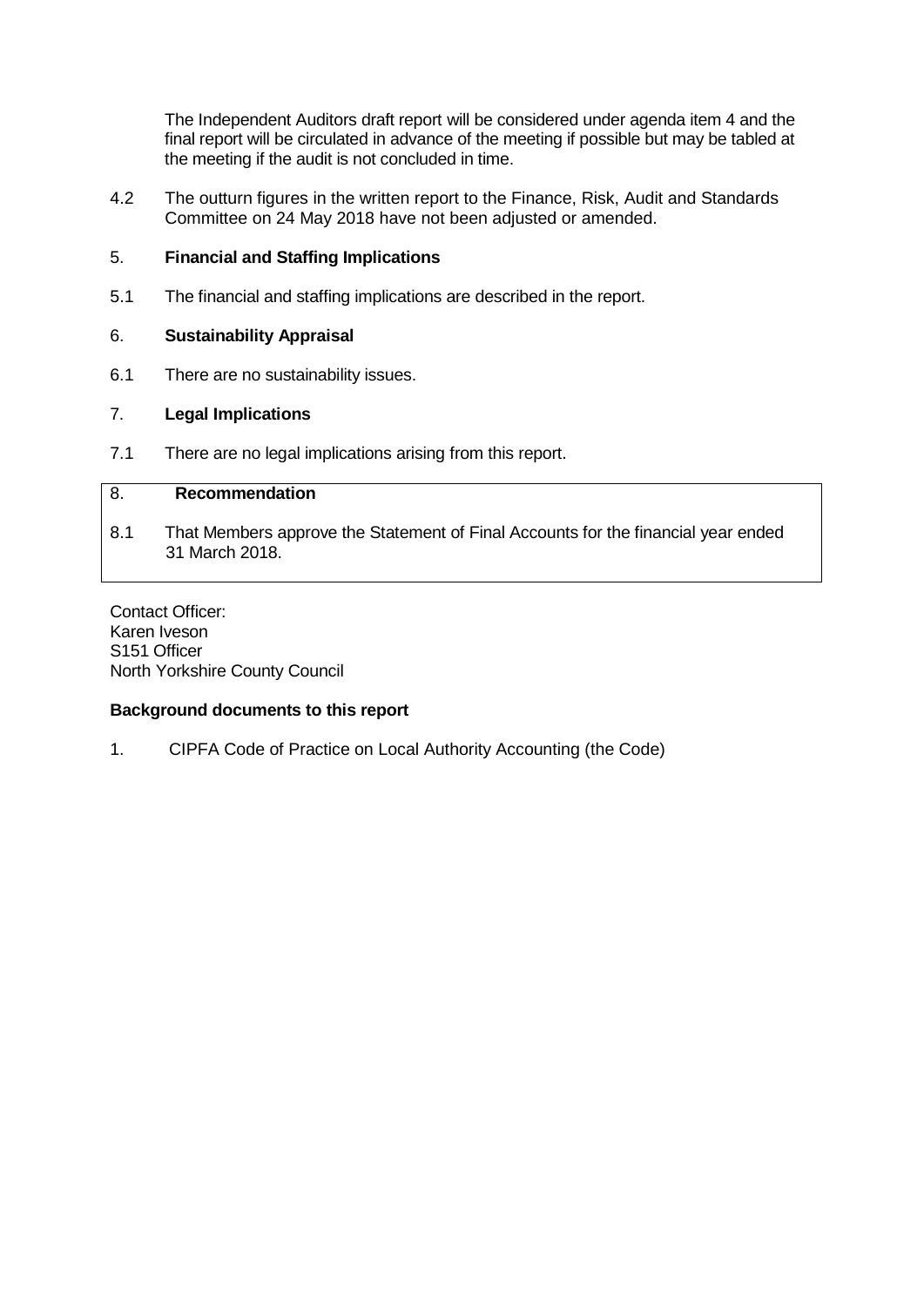The Independent Auditors draft report will be considered under agenda item 4 and the final report will be circulated in advance of the meeting if possible but may be tabled at the meeting if the audit is not concluded in time.

4.2 The outturn figures in the written report to the Finance, Risk, Audit and Standards Committee on 24 May 2018 have not been adjusted or amended.

## 5. Financial and Staffing Implications

5.1 The financial and staffing implications are described in the report.

## 6. Sustainability Appraisal

6.1 There are no sustainability issues.

## 7. Legal Implications

7.1 There are no legal implications arising from this report.

## 8. Recommendation

8.1 That Members approve the Statement of Final Accounts for the financial year ended 31 March 2018.

Contact Officer:
Karen Iveson
S151 Officer
North Yorkshire County Council

**Background documents to this report**

1. CIPFA Code of Practice on Local Authority Accounting (the Code)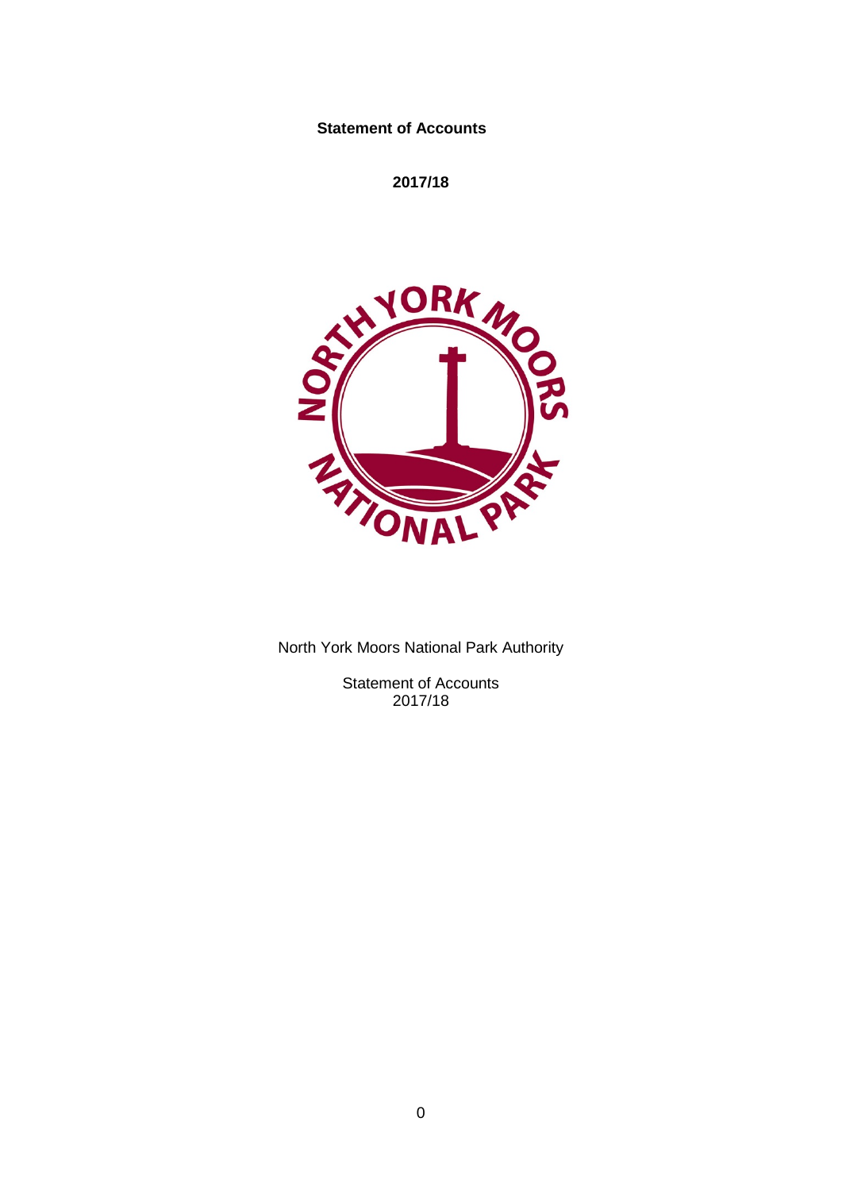**Statement of Accounts**

**2017/18**

North York Moors National Park Authority

Statement of Accounts
2017/18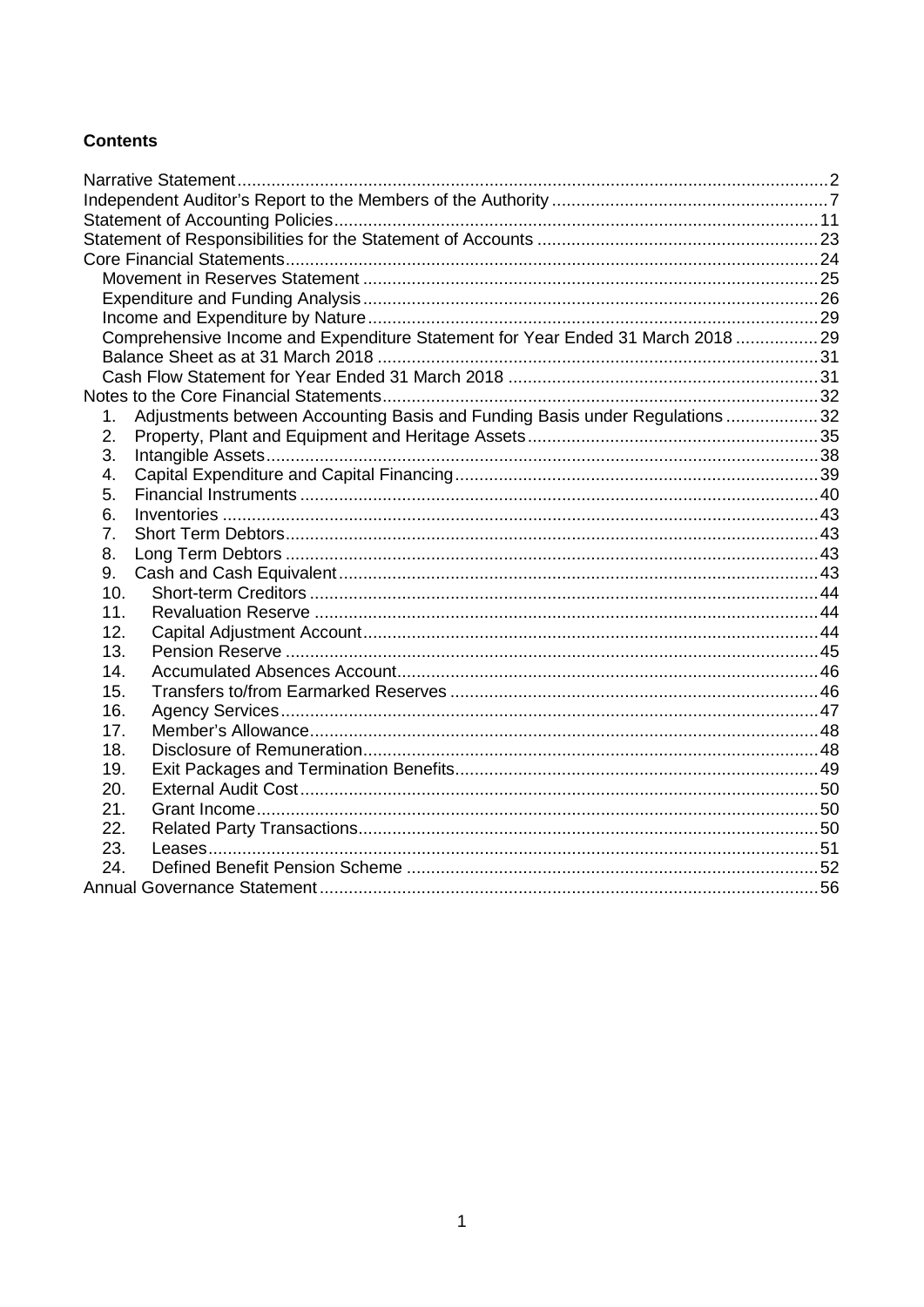## Contents

| | |
|---|---|
| Narrative Statement | 2 |
| Independent Auditor's Report to the Members of the Authority | 7 |
| Statement of Accounting Policies | 11 |
| Statement of Responsibilities for the Statement of Accounts | 23 |
| Core Financial Statements | 24 |
| Movement in Reserves Statement | 25 |
| Expenditure and Funding Analysis | 26 |
| Income and Expenditure by Nature | 29 |
| Comprehensive Income and Expenditure Statement for Year Ended 31 March 2018 | 29 |
| Balance Sheet as at 31 March 2018 | 31 |
| Cash Flow Statement for Year Ended 31 March 2018 | 31 |
| Notes to the Core Financial Statements | 32 |
| 1. Adjustments between Accounting Basis and Funding Basis under Regulations | 32 |
| 2. Property, Plant and Equipment and Heritage Assets | 35 |
| 3. Intangible Assets | 38 |
| 4. Capital Expenditure and Capital Financing | 39 |
| 5. Financial Instruments | 40 |
| 6. Inventories | 43 |
| 7. Short Term Debtors | 43 |
| 8. Long Term Debtors | 43 |
| 9. Cash and Cash Equivalent | 43 |
| 10. Short-term Creditors | 44 |
| 11. Revaluation Reserve | 44 |
| 12. Capital Adjustment Account | 44 |
| 13. Pension Reserve | 45 |
| 14. Accumulated Absences Account | 46 |
| 15. Transfers to/from Earmarked Reserves | 46 |
| 16. Agency Services | 47 |
| 17. Member's Allowance | 48 |
| 18. Disclosure of Remuneration | 48 |
| 19. Exit Packages and Termination Benefits | 49 |
| 20. External Audit Cost | 50 |
| 21. Grant Income | 50 |
| 22. Related Party Transactions | 50 |
| 23. Leases | 51 |
| 24. Defined Benefit Pension Scheme | 52 |
| Annual Governance Statement | 56 |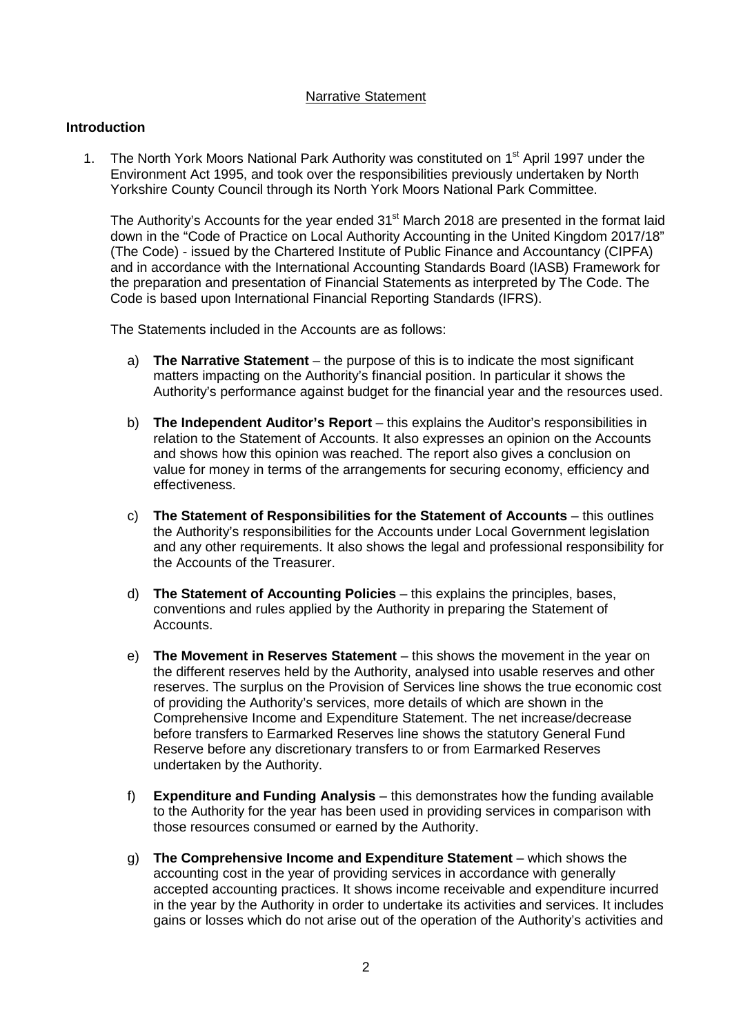## Narrative Statement

### Introduction

1. The North York Moors National Park Authority was constituted on 1st April 1997 under the Environment Act 1995, and took over the responsibilities previously undertaken by North Yorkshire County Council through its North York Moors National Park Committee.

   The Authority's Accounts for the year ended 31st March 2018 are presented in the format laid down in the "Code of Practice on Local Authority Accounting in the United Kingdom 2017/18" (The Code) - issued by the Chartered Institute of Public Finance and Accountancy (CIPFA) and in accordance with the International Accounting Standards Board (IASB) Framework for the preparation and presentation of Financial Statements as interpreted by The Code. The Code is based upon International Financial Reporting Standards (IFRS).

   The Statements included in the Accounts are as follows:

   a) **The Narrative Statement** – the purpose of this is to indicate the most significant matters impacting on the Authority's financial position. In particular it shows the Authority's performance against budget for the financial year and the resources used.

   b) **The Independent Auditor's Report** – this explains the Auditor's responsibilities in relation to the Statement of Accounts. It also expresses an opinion on the Accounts and shows how this opinion was reached. The report also gives a conclusion on value for money in terms of the arrangements for securing economy, efficiency and effectiveness.

   c) **The Statement of Responsibilities for the Statement of Accounts** – this outlines the Authority's responsibilities for the Accounts under Local Government legislation and any other requirements. It also shows the legal and professional responsibility for the Accounts of the Treasurer.

   d) **The Statement of Accounting Policies** – this explains the principles, bases, conventions and rules applied by the Authority in preparing the Statement of Accounts.

   e) **The Movement in Reserves Statement** – this shows the movement in the year on the different reserves held by the Authority, analysed into usable reserves and other reserves. The surplus on the Provision of Services line shows the true economic cost of providing the Authority's services, more details of which are shown in the Comprehensive Income and Expenditure Statement. The net increase/decrease before transfers to Earmarked Reserves line shows the statutory General Fund Reserve before any discretionary transfers to or from Earmarked Reserves undertaken by the Authority.

   f) **Expenditure and Funding Analysis** – this demonstrates how the funding available to the Authority for the year has been used in providing services in comparison with those resources consumed or earned by the Authority.

   g) **The Comprehensive Income and Expenditure Statement** – which shows the accounting cost in the year of providing services in accordance with generally accepted accounting practices. It shows income receivable and expenditure incurred in the year by the Authority in order to undertake its activities and services. It includes gains or losses which do not arise out of the operation of the Authority's activities and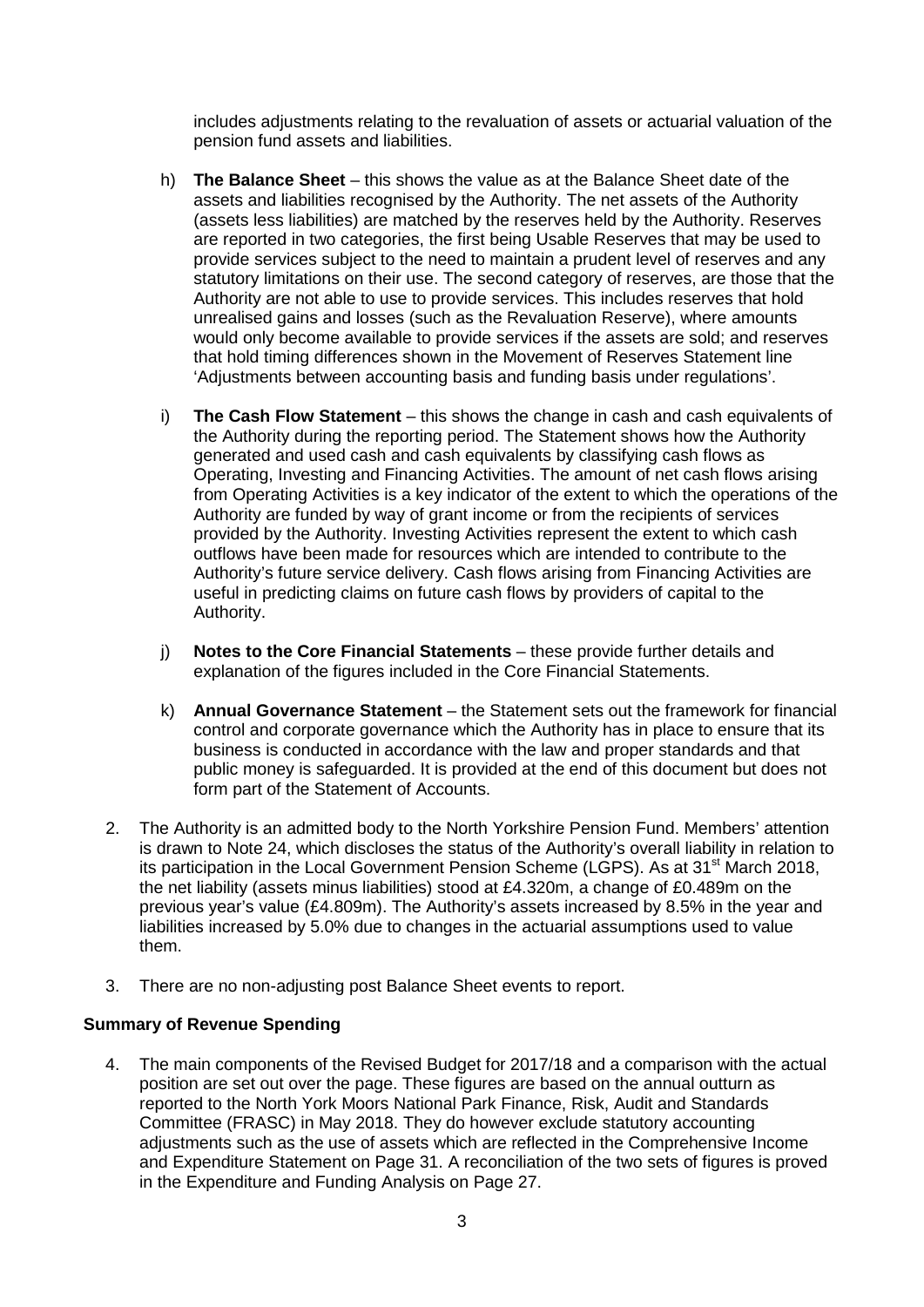includes adjustments relating to the revaluation of assets or actuarial valuation of the pension fund assets and liabilities.

h) **The Balance Sheet** – this shows the value as at the Balance Sheet date of the assets and liabilities recognised by the Authority. The net assets of the Authority (assets less liabilities) are matched by the reserves held by the Authority. Reserves are reported in two categories, the first being Usable Reserves that may be used to provide services subject to the need to maintain a prudent level of reserves and any statutory limitations on their use. The second category of reserves, are those that the Authority are not able to use to provide services. This includes reserves that hold unrealised gains and losses (such as the Revaluation Reserve), where amounts would only become available to provide services if the assets are sold; and reserves that hold timing differences shown in the Movement of Reserves Statement line 'Adjustments between accounting basis and funding basis under regulations'.

i) **The Cash Flow Statement** – this shows the change in cash and cash equivalents of the Authority during the reporting period. The Statement shows how the Authority generated and used cash and cash equivalents by classifying cash flows as Operating, Investing and Financing Activities. The amount of net cash flows arising from Operating Activities is a key indicator of the extent to which the operations of the Authority are funded by way of grant income or from the recipients of services provided by the Authority. Investing Activities represent the extent to which cash outflows have been made for resources which are intended to contribute to the Authority's future service delivery. Cash flows arising from Financing Activities are useful in predicting claims on future cash flows by providers of capital to the Authority.

j) **Notes to the Core Financial Statements** – these provide further details and explanation of the figures included in the Core Financial Statements.

k) **Annual Governance Statement** – the Statement sets out the framework for financial control and corporate governance which the Authority has in place to ensure that its business is conducted in accordance with the law and proper standards and that public money is safeguarded. It is provided at the end of this document but does not form part of the Statement of Accounts.

2. The Authority is an admitted body to the North Yorkshire Pension Fund. Members' attention is drawn to Note 24, which discloses the status of the Authority's overall liability in relation to its participation in the Local Government Pension Scheme (LGPS). As at 31st March 2018, the net liability (assets minus liabilities) stood at £4.320m, a change of £0.489m on the previous year's value (£4.809m). The Authority's assets increased by 8.5% in the year and liabilities increased by 5.0% due to changes in the actuarial assumptions used to value them.

3. There are no non-adjusting post Balance Sheet events to report.

**Summary of Revenue Spending**

4. The main components of the Revised Budget for 2017/18 and a comparison with the actual position are set out over the page. These figures are based on the annual outturn as reported to the North York Moors National Park Finance, Risk, Audit and Standards Committee (FRASC) in May 2018. They do however exclude statutory accounting adjustments such as the use of assets which are reflected in the Comprehensive Income and Expenditure Statement on Page 31. A reconciliation of the two sets of figures is proved in the Expenditure and Funding Analysis on Page 27.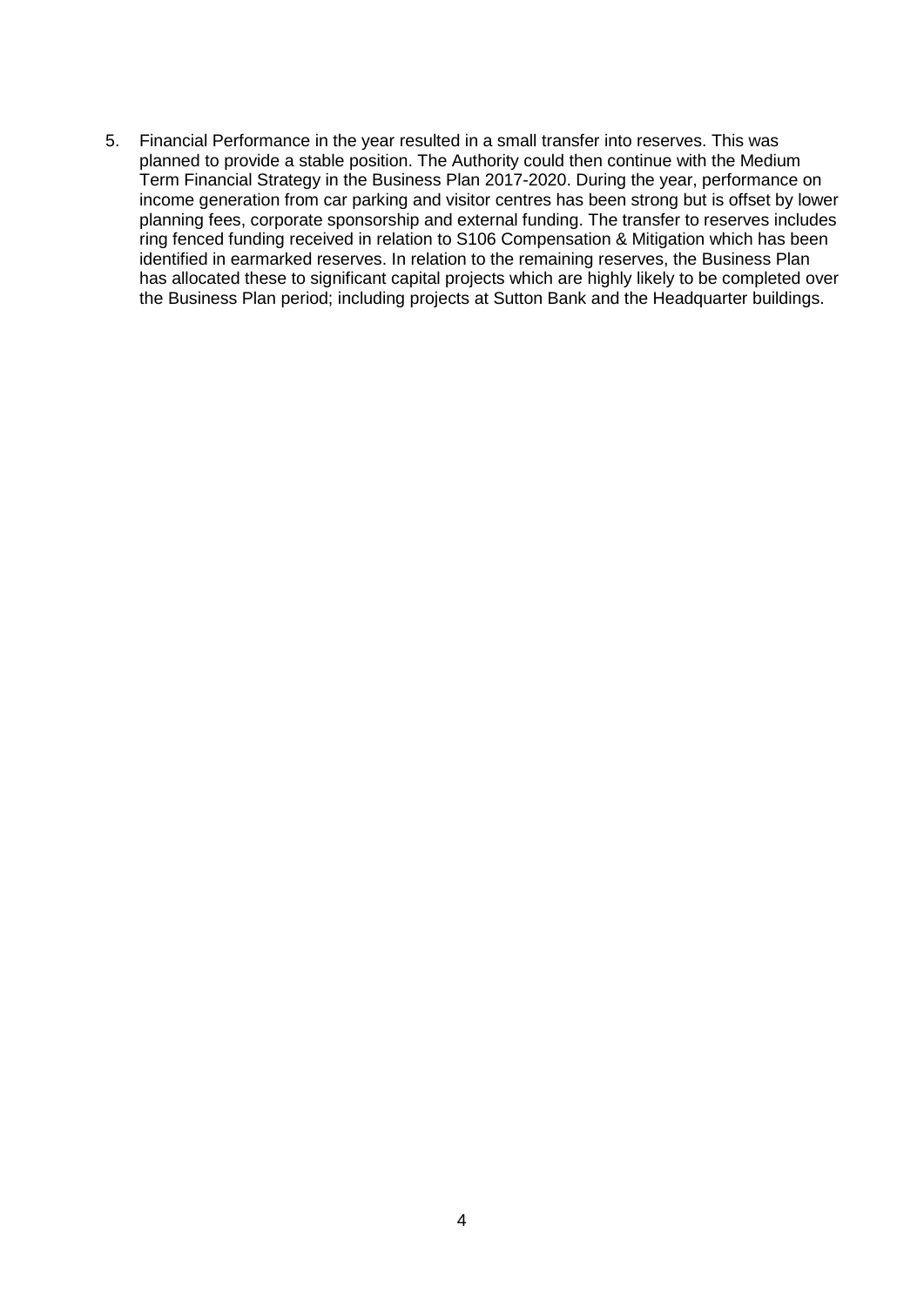5. Financial Performance in the year resulted in a small transfer into reserves. This was planned to provide a stable position. The Authority could then continue with the Medium Term Financial Strategy in the Business Plan 2017-2020. During the year, performance on income generation from car parking and visitor centres has been strong but is offset by lower planning fees, corporate sponsorship and external funding. The transfer to reserves includes ring fenced funding received in relation to S106 Compensation & Mitigation which has been identified in earmarked reserves. In relation to the remaining reserves, the Business Plan has allocated these to significant capital projects which are highly likely to be completed over the Business Plan period; including projects at Sutton Bank and the Headquarter buildings.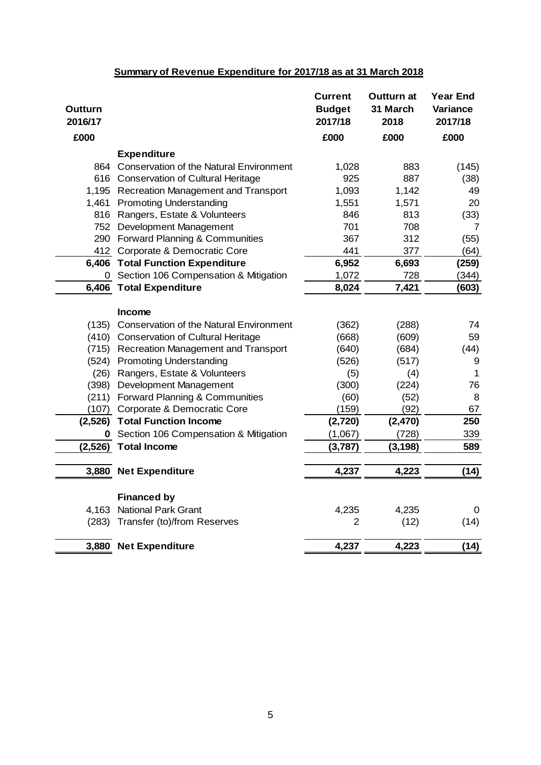## Summary of Revenue Expenditure for 2017/18 as at 31 March 2018

| Outturn 2016/17 |  | Current Budget 2017/18 | Outturn at 31 March 2018 | Year End Variance 2017/18 |
|---|---|---|---|---|
| £000 |  | £000 | £000 | £000 |
|  | **Expenditure** |  |  |  |
| 864 | Conservation of the Natural Environment | 1,028 | 883 | (145) |
| 616 | Conservation of Cultural Heritage | 925 | 887 | (38) |
| 1,195 | Recreation Management and Transport | 1,093 | 1,142 | 49 |
| 1,461 | Promoting Understanding | 1,551 | 1,571 | 20 |
| 816 | Rangers, Estate & Volunteers | 846 | 813 | (33) |
| 752 | Development Management | 701 | 708 | 7 |
| 290 | Forward Planning & Communities | 367 | 312 | (55) |
| 412 | Corporate & Democratic Core | 441 | 377 | (64) |
| **6,406** | **Total Function Expenditure** | **6,952** | **6,693** | **(259)** |
| 0 | Section 106 Compensation & Mitigation | 1,072 | 728 | (344) |
| **6,406** | **Total Expenditure** | **8,024** | **7,421** | **(603)** |
|  | **Income** |  |  |  |
| (135) | Conservation of the Natural Environment | (362) | (288) | 74 |
| (410) | Conservation of Cultural Heritage | (668) | (609) | 59 |
| (715) | Recreation Management and Transport | (640) | (684) | (44) |
| (524) | Promoting Understanding | (526) | (517) | 9 |
| (26) | Rangers, Estate & Volunteers | (5) | (4) | 1 |
| (398) | Development Management | (300) | (224) | 76 |
| (211) | Forward Planning & Communities | (60) | (52) | 8 |
| (107) | Corporate & Democratic Core | (159) | (92) | 67 |
| **(2,526)** | **Total Function Income** | **(2,720)** | **(2,470)** | **250** |
| **0** | Section 106 Compensation & Mitigation | (1,067) | (728) | 339 |
| **(2,526)** | **Total Income** | **(3,787)** | **(3,198)** | **589** |
| **3,880** | **Net Expenditure** | **4,237** | **4,223** | **(14)** |
|  | **Financed by** |  |  |  |
| 4,163 | National Park Grant | 4,235 | 4,235 | 0 |
| (283) | Transfer (to)/from Reserves | 2 | (12) | (14) |
| **3,880** | **Net Expenditure** | **4,237** | **4,223** | **(14)** |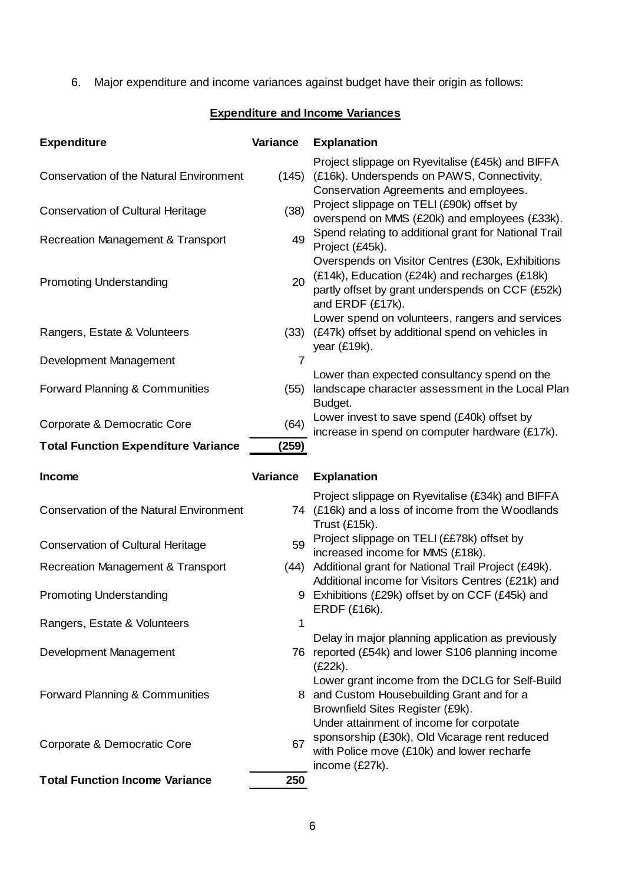6. Major expenditure and income variances against budget have their origin as follows:

## Expenditure and Income Variances

| Expenditure | Variance | Explanation |
|---|---|---|
| Conservation of the Natural Environment | (145) | Project slippage on Ryevitalise (£45k) and BIFFA (£16k). Underspends on PAWS, Connectivity, Conservation Agreements and employees. |
| Conservation of Cultural Heritage | (38) | Project slippage on TELI (£90k) offset by overspend on MMS (£20k) and employees (£33k). |
| Recreation Management & Transport | 49 | Spend relating to additional grant for National Trail Project (£45k). |
| Promoting Understanding | 20 | Overspends on Visitor Centres (£30k, Exhibitions (£14k), Education (£24k) and recharges (£18k) partly offset by grant underspends on CCF (£52k) and ERDF (£17k). |
| Rangers, Estate & Volunteers | (33) | Lower spend on volunteers, rangers and services (£47k) offset by additional spend on vehicles in year (£19k). |
| Development Management | 7 | |
| Forward Planning & Communities | (55) | Lower than expected consultancy spend on the landscape character assessment in the Local Plan Budget. |
| Corporate & Democratic Core | (64) | Lower invest to save spend (£40k) offset by increase in spend on computer hardware (£17k). |
| **Total Function Expenditure Variance** | **(259)** | |

| Income | Variance | Explanation |
|---|---|---|
| Conservation of the Natural Environment | 74 | Project slippage on Ryevitalise (£34k) and BIFFA (£16k) and a loss of income from the Woodlands Trust (£15k). |
| Conservation of Cultural Heritage | 59 | Project slippage on TELI (££78k) offset by increased income for MMS (£18k). |
| Recreation Management & Transport | (44) | Additional grant for National Trail Project (£49k). |
| Promoting Understanding | 9 | Additional income for Visitors Centres (£21k) and Exhibitions (£29k) offset by on CCF (£45k) and ERDF (£16k). |
| Rangers, Estate & Volunteers | 1 | |
| Development Management | 76 | Delay in major planning application as previously reported (£54k) and lower S106 planning income (£22k). |
| Forward Planning & Communities | 8 | Lower grant income from the DCLG for Self-Build and Custom Housebuilding Grant and for a Brownfield Sites Register (£9k). |
| Corporate & Democratic Core | 67 | Under attainment of income for corpotate sponsorship (£30k), Old Vicarage rent reduced with Police move (£10k) and lower recharfe income (£27k). |
| **Total Function Income Variance** | **250** | |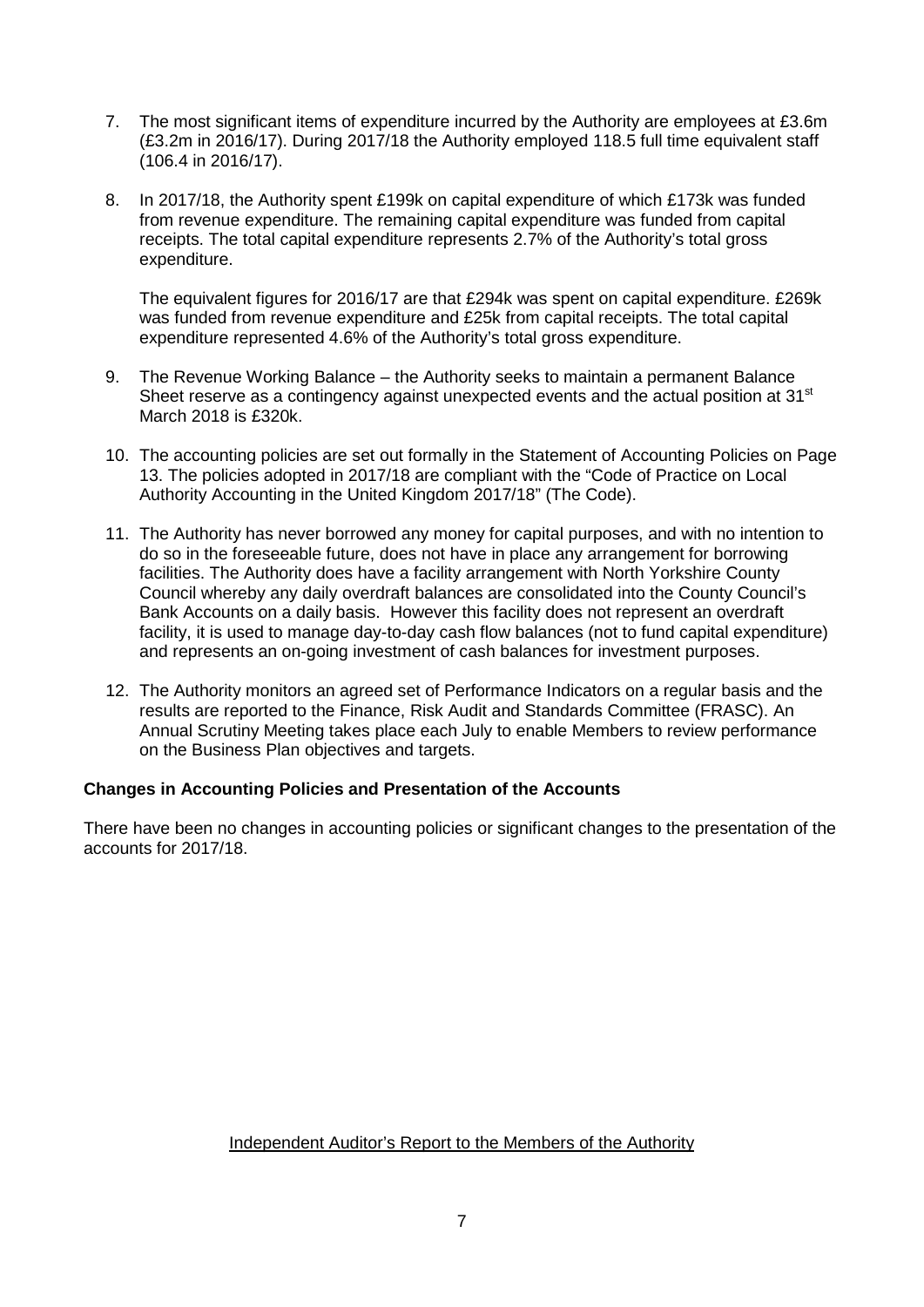7. The most significant items of expenditure incurred by the Authority are employees at £3.6m (£3.2m in 2016/17). During 2017/18 the Authority employed 118.5 full time equivalent staff (106.4 in 2016/17).

8. In 2017/18, the Authority spent £199k on capital expenditure of which £173k was funded from revenue expenditure. The remaining capital expenditure was funded from capital receipts. The total capital expenditure represents 2.7% of the Authority's total gross expenditure.

   The equivalent figures for 2016/17 are that £294k was spent on capital expenditure. £269k was funded from revenue expenditure and £25k from capital receipts. The total capital expenditure represented 4.6% of the Authority's total gross expenditure.

9. The Revenue Working Balance – the Authority seeks to maintain a permanent Balance Sheet reserve as a contingency against unexpected events and the actual position at 31st March 2018 is £320k.

10. The accounting policies are set out formally in the Statement of Accounting Policies on Page 13. The policies adopted in 2017/18 are compliant with the "Code of Practice on Local Authority Accounting in the United Kingdom 2017/18" (The Code).

11. The Authority has never borrowed any money for capital purposes, and with no intention to do so in the foreseeable future, does not have in place any arrangement for borrowing facilities. The Authority does have a facility arrangement with North Yorkshire County Council whereby any daily overdraft balances are consolidated into the County Council's Bank Accounts on a daily basis. However this facility does not represent an overdraft facility, it is used to manage day-to-day cash flow balances (not to fund capital expenditure) and represents an on-going investment of cash balances for investment purposes.

12. The Authority monitors an agreed set of Performance Indicators on a regular basis and the results are reported to the Finance, Risk Audit and Standards Committee (FRASC). An Annual Scrutiny Meeting takes place each July to enable Members to review performance on the Business Plan objectives and targets.

**Changes in Accounting Policies and Presentation of the Accounts**

There have been no changes in accounting policies or significant changes to the presentation of the accounts for 2017/18.

Independent Auditor's Report to the Members of the Authority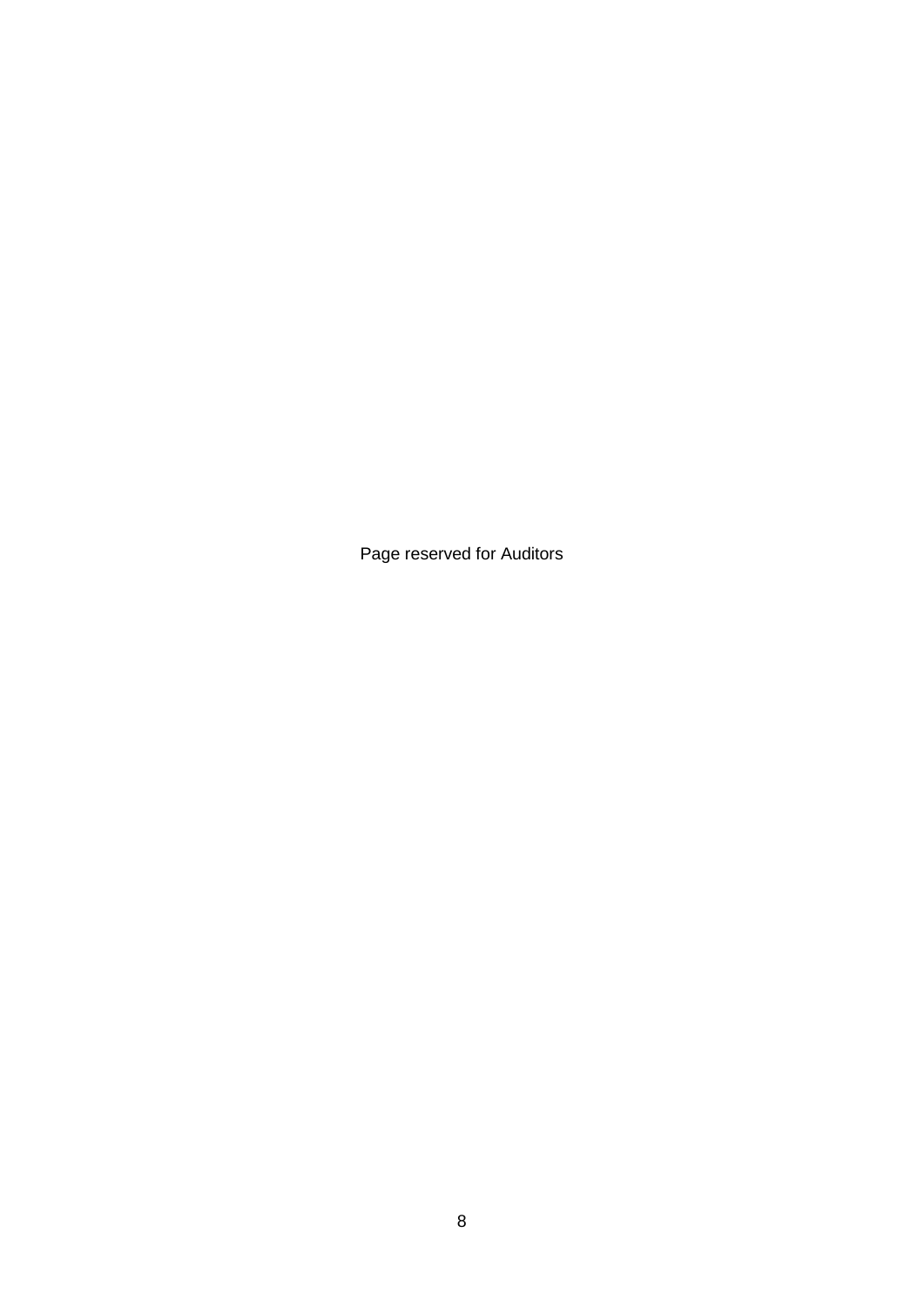Page reserved for Auditors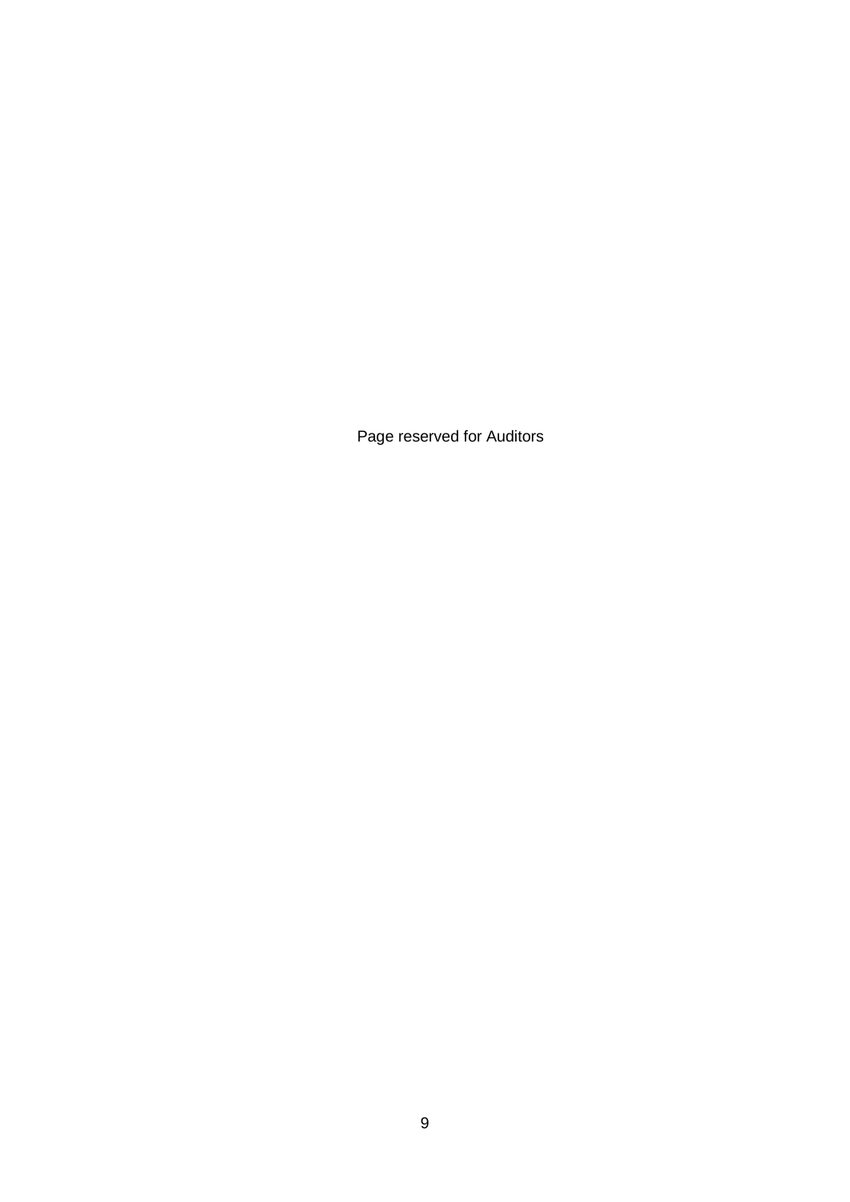Page reserved for Auditors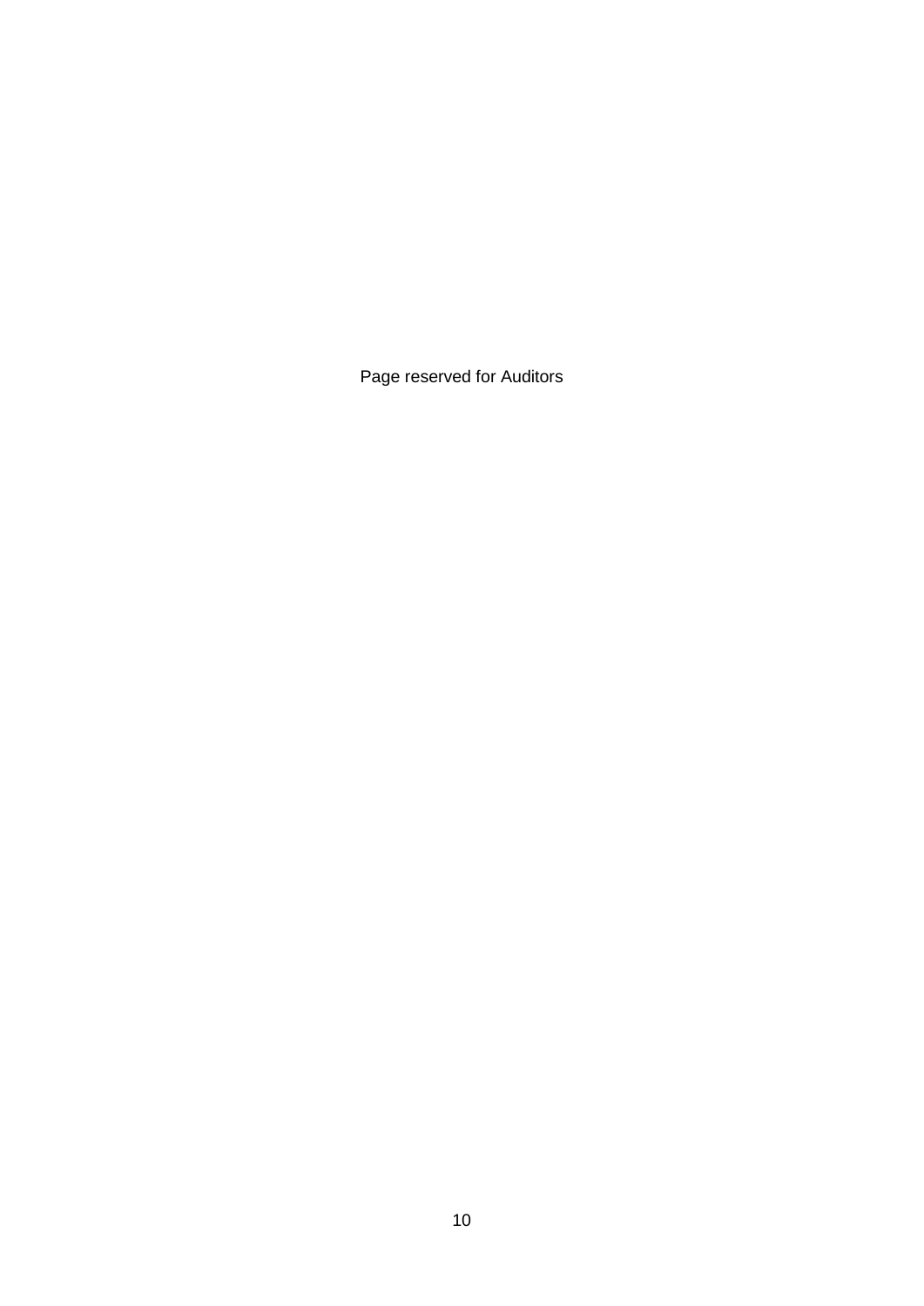Page reserved for Auditors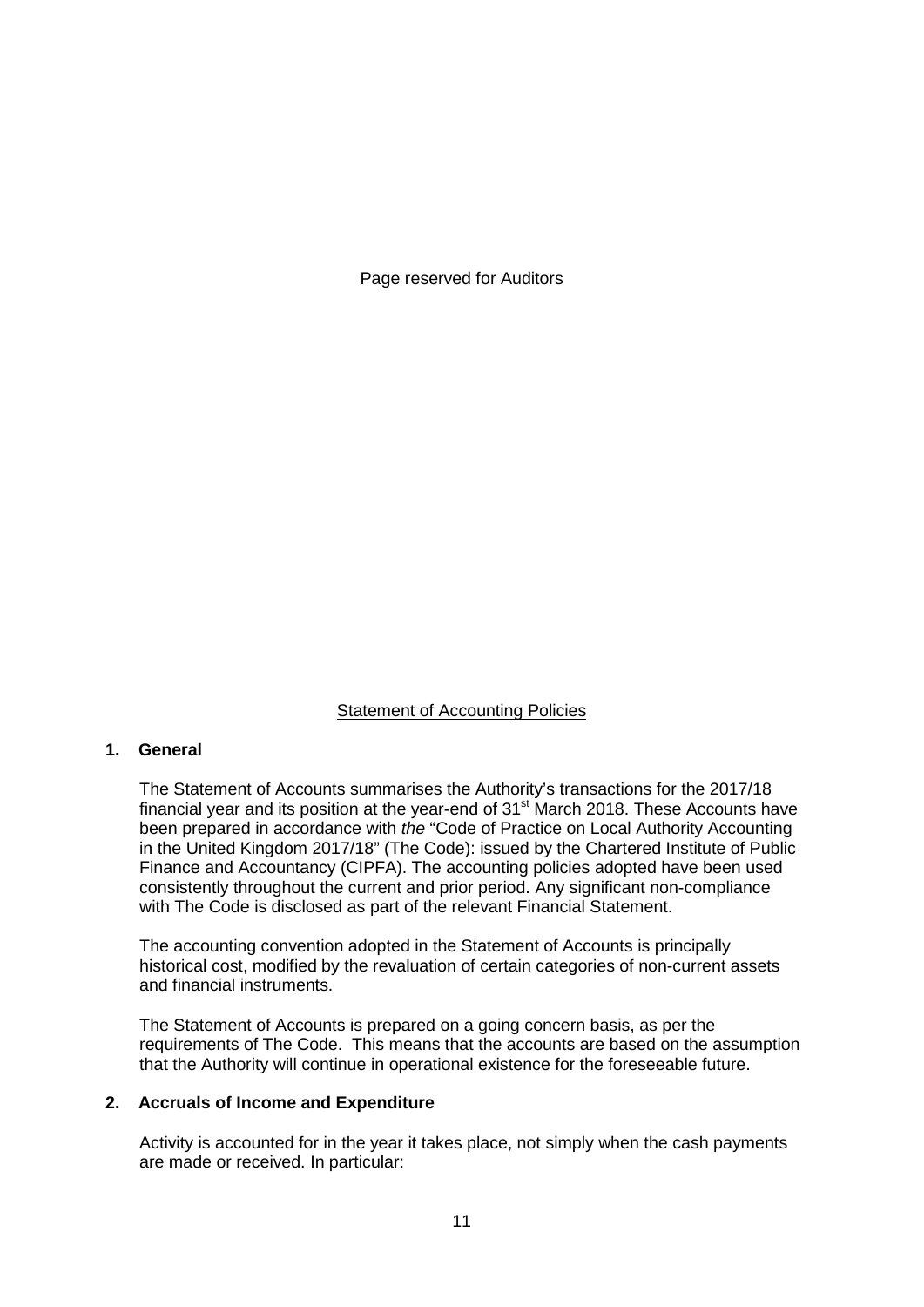Page reserved for Auditors

## Statement of Accounting Policies

### 1. General

The Statement of Accounts summarises the Authority's transactions for the 2017/18 financial year and its position at the year-end of 31st March 2018. These Accounts have been prepared in accordance with *the* "Code of Practice on Local Authority Accounting in the United Kingdom 2017/18" (The Code): issued by the Chartered Institute of Public Finance and Accountancy (CIPFA). The accounting policies adopted have been used consistently throughout the current and prior period. Any significant non-compliance with The Code is disclosed as part of the relevant Financial Statement.

The accounting convention adopted in the Statement of Accounts is principally historical cost, modified by the revaluation of certain categories of non-current assets and financial instruments.

The Statement of Accounts is prepared on a going concern basis, as per the requirements of The Code. This means that the accounts are based on the assumption that the Authority will continue in operational existence for the foreseeable future.

### 2. Accruals of Income and Expenditure

Activity is accounted for in the year it takes place, not simply when the cash payments are made or received. In particular: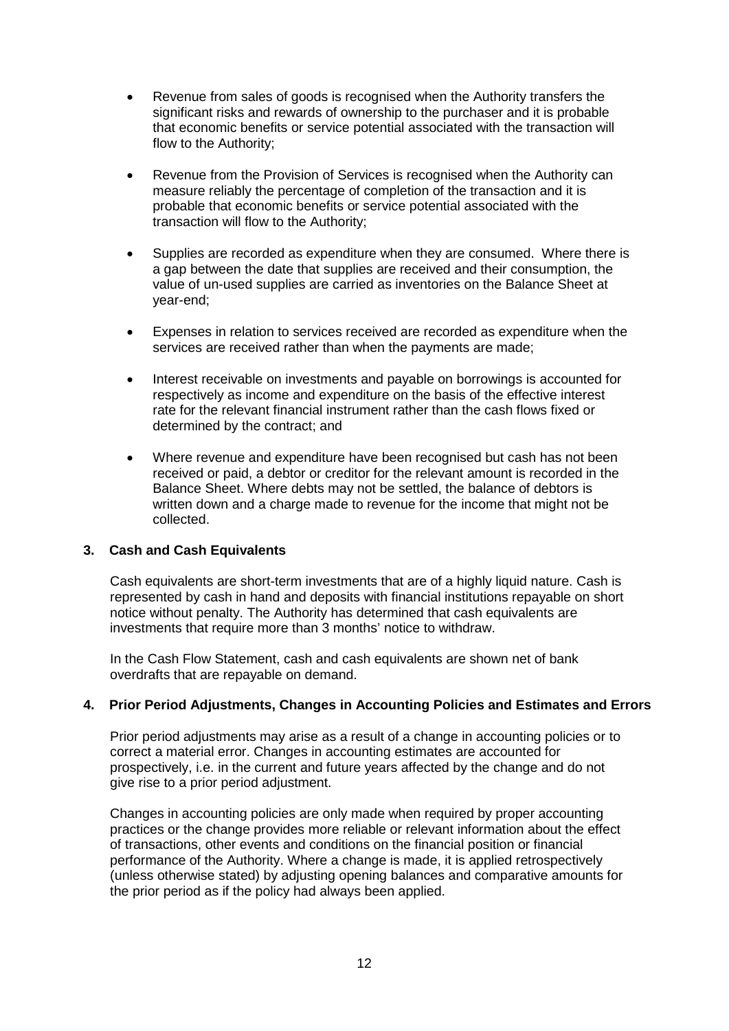- Revenue from sales of goods is recognised when the Authority transfers the significant risks and rewards of ownership to the purchaser and it is probable that economic benefits or service potential associated with the transaction will flow to the Authority;

- Revenue from the Provision of Services is recognised when the Authority can measure reliably the percentage of completion of the transaction and it is probable that economic benefits or service potential associated with the transaction will flow to the Authority;

- Supplies are recorded as expenditure when they are consumed. Where there is a gap between the date that supplies are received and their consumption, the value of un-used supplies are carried as inventories on the Balance Sheet at year-end;

- Expenses in relation to services received are recorded as expenditure when the services are received rather than when the payments are made;

- Interest receivable on investments and payable on borrowings is accounted for respectively as income and expenditure on the basis of the effective interest rate for the relevant financial instrument rather than the cash flows fixed or determined by the contract; and

- Where revenue and expenditure have been recognised but cash has not been received or paid, a debtor or creditor for the relevant amount is recorded in the Balance Sheet. Where debts may not be settled, the balance of debtors is written down and a charge made to revenue for the income that might not be collected.

## 3. Cash and Cash Equivalents

Cash equivalents are short-term investments that are of a highly liquid nature. Cash is represented by cash in hand and deposits with financial institutions repayable on short notice without penalty. The Authority has determined that cash equivalents are investments that require more than 3 months' notice to withdraw.

In the Cash Flow Statement, cash and cash equivalents are shown net of bank overdrafts that are repayable on demand.

## 4. Prior Period Adjustments, Changes in Accounting Policies and Estimates and Errors

Prior period adjustments may arise as a result of a change in accounting policies or to correct a material error. Changes in accounting estimates are accounted for prospectively, i.e. in the current and future years affected by the change and do not give rise to a prior period adjustment.

Changes in accounting policies are only made when required by proper accounting practices or the change provides more reliable or relevant information about the effect of transactions, other events and conditions on the financial position or financial performance of the Authority. Where a change is made, it is applied retrospectively (unless otherwise stated) by adjusting opening balances and comparative amounts for the prior period as if the policy had always been applied.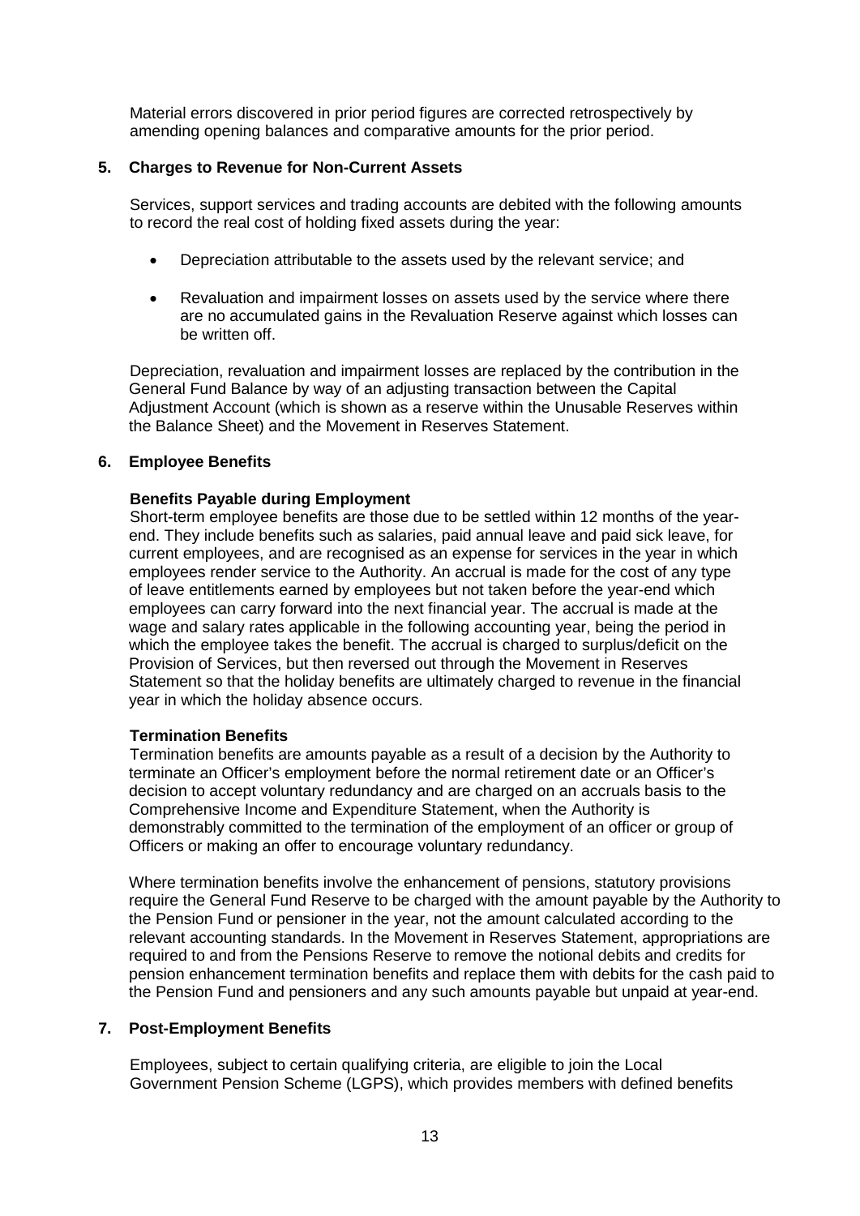Material errors discovered in prior period figures are corrected retrospectively by amending opening balances and comparative amounts for the prior period.

## 5. Charges to Revenue for Non-Current Assets

Services, support services and trading accounts are debited with the following amounts to record the real cost of holding fixed assets during the year:

- Depreciation attributable to the assets used by the relevant service; and
- Revaluation and impairment losses on assets used by the service where there are no accumulated gains in the Revaluation Reserve against which losses can be written off.

Depreciation, revaluation and impairment losses are replaced by the contribution in the General Fund Balance by way of an adjusting transaction between the Capital Adjustment Account (which is shown as a reserve within the Unusable Reserves within the Balance Sheet) and the Movement in Reserves Statement.

## 6. Employee Benefits

### Benefits Payable during Employment

Short-term employee benefits are those due to be settled within 12 months of the year-end. They include benefits such as salaries, paid annual leave and paid sick leave, for current employees, and are recognised as an expense for services in the year in which employees render service to the Authority. An accrual is made for the cost of any type of leave entitlements earned by employees but not taken before the year-end which employees can carry forward into the next financial year. The accrual is made at the wage and salary rates applicable in the following accounting year, being the period in which the employee takes the benefit. The accrual is charged to surplus/deficit on the Provision of Services, but then reversed out through the Movement in Reserves Statement so that the holiday benefits are ultimately charged to revenue in the financial year in which the holiday absence occurs.

### Termination Benefits

Termination benefits are amounts payable as a result of a decision by the Authority to terminate an Officer's employment before the normal retirement date or an Officer's decision to accept voluntary redundancy and are charged on an accruals basis to the Comprehensive Income and Expenditure Statement, when the Authority is demonstrably committed to the termination of the employment of an officer or group of Officers or making an offer to encourage voluntary redundancy.

Where termination benefits involve the enhancement of pensions, statutory provisions require the General Fund Reserve to be charged with the amount payable by the Authority to the Pension Fund or pensioner in the year, not the amount calculated according to the relevant accounting standards. In the Movement in Reserves Statement, appropriations are required to and from the Pensions Reserve to remove the notional debits and credits for pension enhancement termination benefits and replace them with debits for the cash paid to the Pension Fund and pensioners and any such amounts payable but unpaid at year-end.

## 7. Post-Employment Benefits

Employees, subject to certain qualifying criteria, are eligible to join the Local Government Pension Scheme (LGPS), which provides members with defined benefits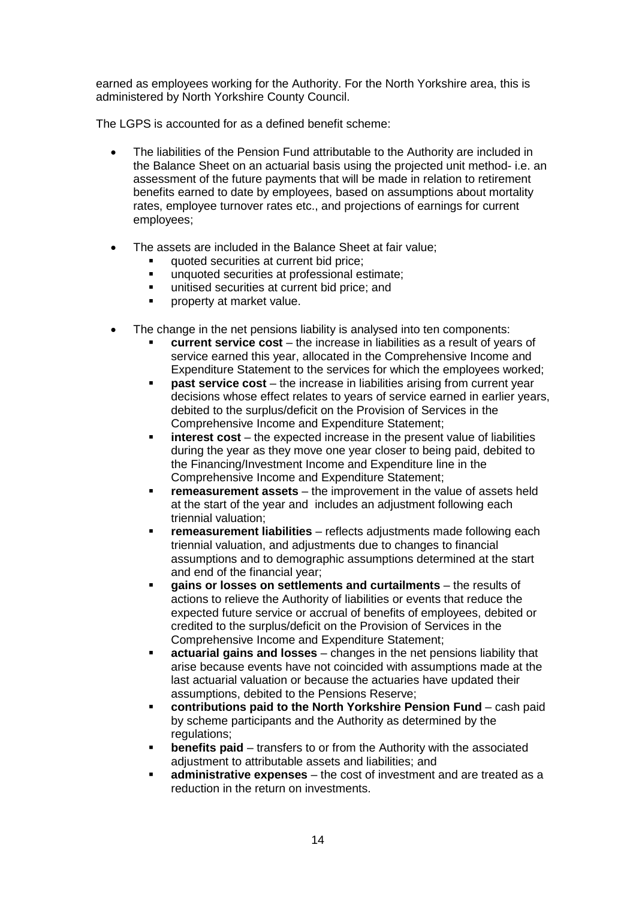earned as employees working for the Authority. For the North Yorkshire area, this is administered by North Yorkshire County Council.

The LGPS is accounted for as a defined benefit scheme:

- The liabilities of the Pension Fund attributable to the Authority are included in the Balance Sheet on an actuarial basis using the projected unit method- i.e. an assessment of the future payments that will be made in relation to retirement benefits earned to date by employees, based on assumptions about mortality rates, employee turnover rates etc., and projections of earnings for current employees;

- The assets are included in the Balance Sheet at fair value;
  - quoted securities at current bid price;
  - unquoted securities at professional estimate;
  - unitised securities at current bid price; and
  - property at market value.

- The change in the net pensions liability is analysed into ten components:
  - **current service cost** – the increase in liabilities as a result of years of service earned this year, allocated in the Comprehensive Income and Expenditure Statement to the services for which the employees worked;
  - **past service cost** – the increase in liabilities arising from current year decisions whose effect relates to years of service earned in earlier years, debited to the surplus/deficit on the Provision of Services in the Comprehensive Income and Expenditure Statement;
  - **interest cost** – the expected increase in the present value of liabilities during the year as they move one year closer to being paid, debited to the Financing/Investment Income and Expenditure line in the Comprehensive Income and Expenditure Statement;
  - **remeasurement assets** – the improvement in the value of assets held at the start of the year and includes an adjustment following each triennial valuation;
  - **remeasurement liabilities** – reflects adjustments made following each triennial valuation, and adjustments due to changes to financial assumptions and to demographic assumptions determined at the start and end of the financial year;
  - **gains or losses on settlements and curtailments** – the results of actions to relieve the Authority of liabilities or events that reduce the expected future service or accrual of benefits of employees, debited or credited to the surplus/deficit on the Provision of Services in the Comprehensive Income and Expenditure Statement;
  - **actuarial gains and losses** – changes in the net pensions liability that arise because events have not coincided with assumptions made at the last actuarial valuation or because the actuaries have updated their assumptions, debited to the Pensions Reserve;
  - **contributions paid to the North Yorkshire Pension Fund** – cash paid by scheme participants and the Authority as determined by the regulations;
  - **benefits paid** – transfers to or from the Authority with the associated adjustment to attributable assets and liabilities; and
  - **administrative expenses** – the cost of investment and are treated as a reduction in the return on investments.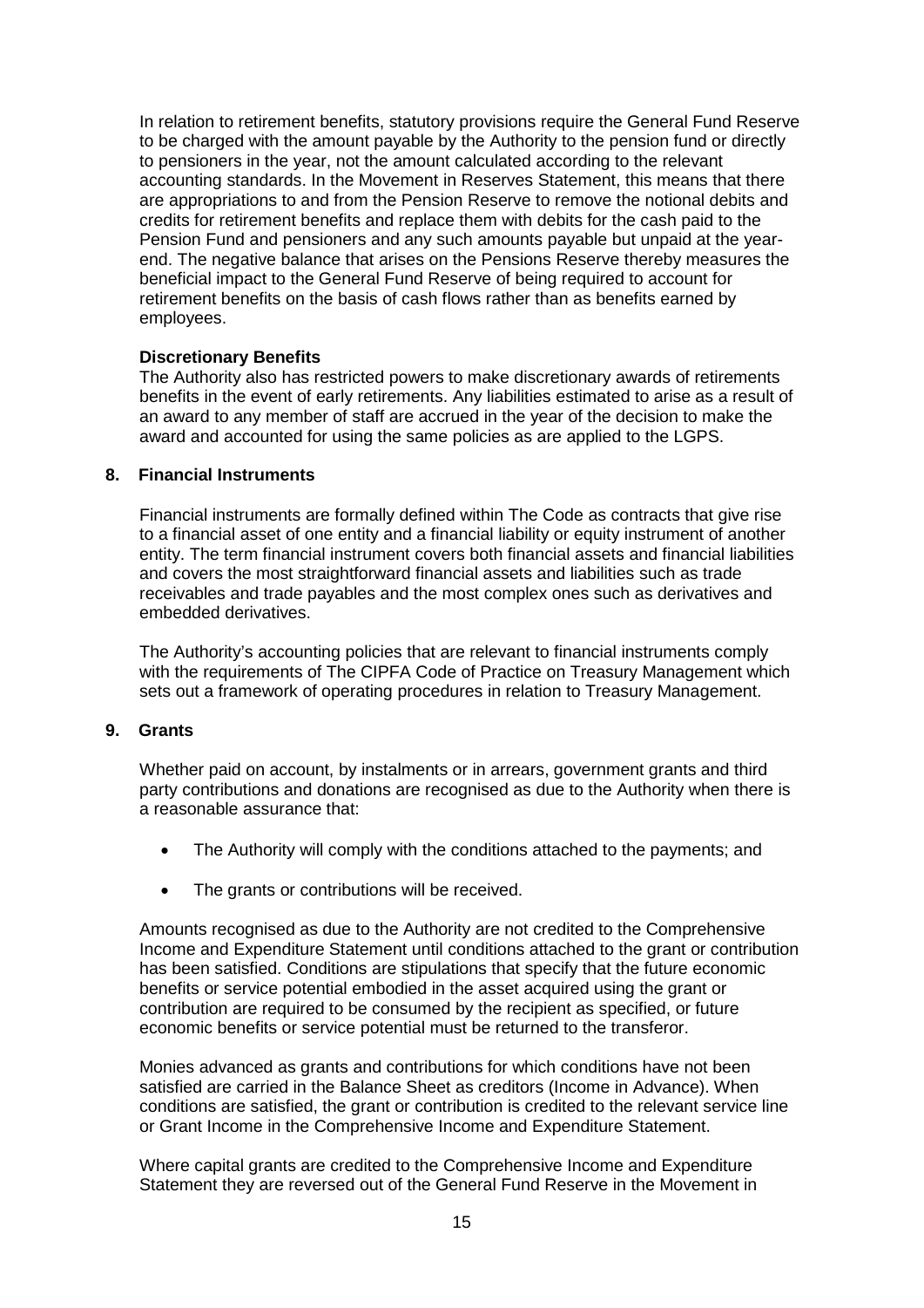In relation to retirement benefits, statutory provisions require the General Fund Reserve to be charged with the amount payable by the Authority to the pension fund or directly to pensioners in the year, not the amount calculated according to the relevant accounting standards. In the Movement in Reserves Statement, this means that there are appropriations to and from the Pension Reserve to remove the notional debits and credits for retirement benefits and replace them with debits for the cash paid to the Pension Fund and pensioners and any such amounts payable but unpaid at the year-end. The negative balance that arises on the Pensions Reserve thereby measures the beneficial impact to the General Fund Reserve of being required to account for retirement benefits on the basis of cash flows rather than as benefits earned by employees.

**Discretionary Benefits**

The Authority also has restricted powers to make discretionary awards of retirements benefits in the event of early retirements. Any liabilities estimated to arise as a result of an award to any member of staff are accrued in the year of the decision to make the award and accounted for using the same policies as are applied to the LGPS.

## 8. Financial Instruments

Financial instruments are formally defined within The Code as contracts that give rise to a financial asset of one entity and a financial liability or equity instrument of another entity. The term financial instrument covers both financial assets and financial liabilities and covers the most straightforward financial assets and liabilities such as trade receivables and trade payables and the most complex ones such as derivatives and embedded derivatives.

The Authority's accounting policies that are relevant to financial instruments comply with the requirements of The CIPFA Code of Practice on Treasury Management which sets out a framework of operating procedures in relation to Treasury Management.

## 9. Grants

Whether paid on account, by instalments or in arrears, government grants and third party contributions and donations are recognised as due to the Authority when there is a reasonable assurance that:

- The Authority will comply with the conditions attached to the payments; and
- The grants or contributions will be received.

Amounts recognised as due to the Authority are not credited to the Comprehensive Income and Expenditure Statement until conditions attached to the grant or contribution has been satisfied. Conditions are stipulations that specify that the future economic benefits or service potential embodied in the asset acquired using the grant or contribution are required to be consumed by the recipient as specified, or future economic benefits or service potential must be returned to the transferor.

Monies advanced as grants and contributions for which conditions have not been satisfied are carried in the Balance Sheet as creditors (Income in Advance). When conditions are satisfied, the grant or contribution is credited to the relevant service line or Grant Income in the Comprehensive Income and Expenditure Statement.

Where capital grants are credited to the Comprehensive Income and Expenditure Statement they are reversed out of the General Fund Reserve in the Movement in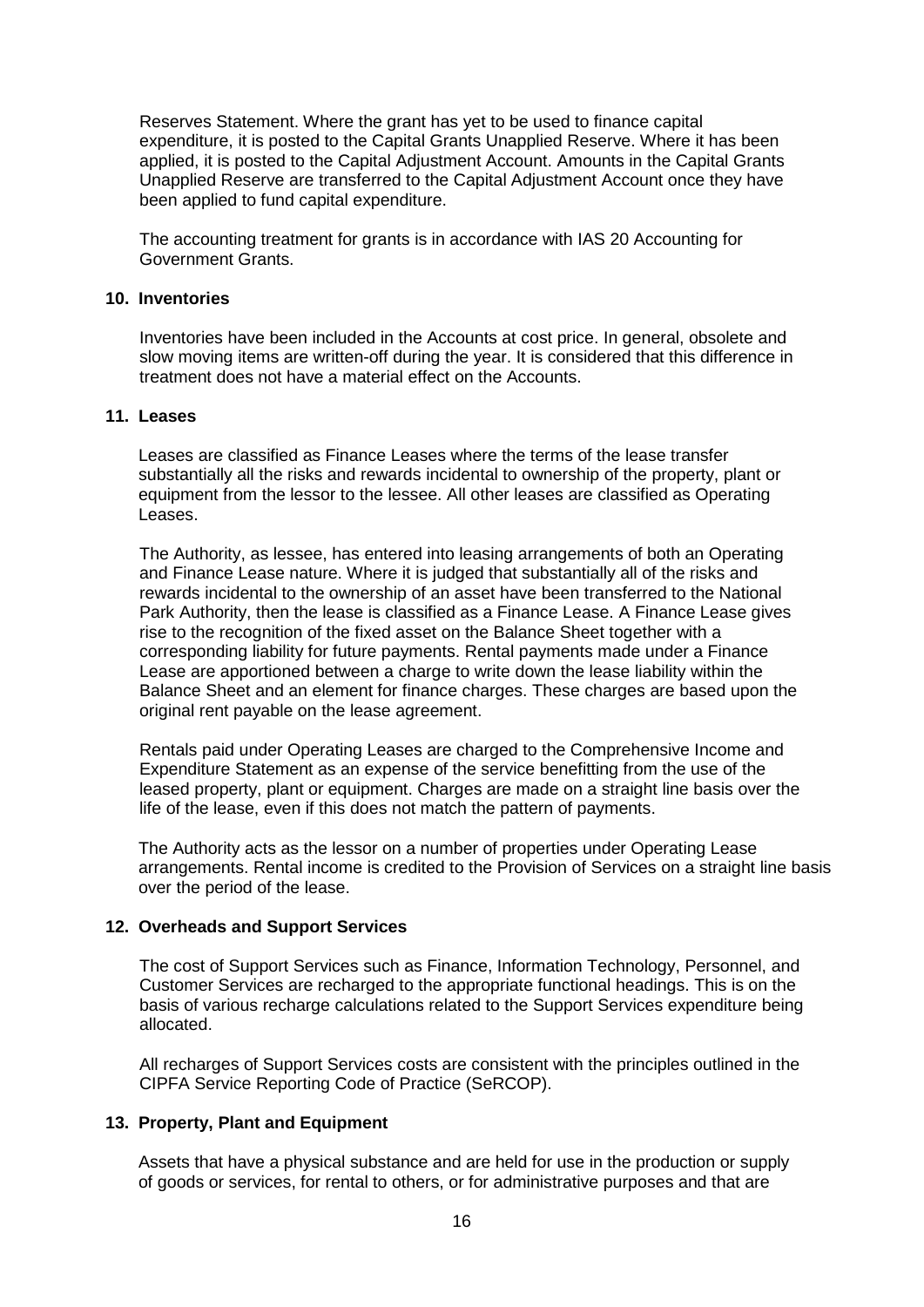Reserves Statement. Where the grant has yet to be used to finance capital expenditure, it is posted to the Capital Grants Unapplied Reserve. Where it has been applied, it is posted to the Capital Adjustment Account. Amounts in the Capital Grants Unapplied Reserve are transferred to the Capital Adjustment Account once they have been applied to fund capital expenditure.

The accounting treatment for grants is in accordance with IAS 20 Accounting for Government Grants.

**10. Inventories**

Inventories have been included in the Accounts at cost price. In general, obsolete and slow moving items are written-off during the year. It is considered that this difference in treatment does not have a material effect on the Accounts.

**11. Leases**

Leases are classified as Finance Leases where the terms of the lease transfer substantially all the risks and rewards incidental to ownership of the property, plant or equipment from the lessor to the lessee. All other leases are classified as Operating Leases.

The Authority, as lessee, has entered into leasing arrangements of both an Operating and Finance Lease nature. Where it is judged that substantially all of the risks and rewards incidental to the ownership of an asset have been transferred to the National Park Authority, then the lease is classified as a Finance Lease. A Finance Lease gives rise to the recognition of the fixed asset on the Balance Sheet together with a corresponding liability for future payments. Rental payments made under a Finance Lease are apportioned between a charge to write down the lease liability within the Balance Sheet and an element for finance charges. These charges are based upon the original rent payable on the lease agreement.

Rentals paid under Operating Leases are charged to the Comprehensive Income and Expenditure Statement as an expense of the service benefitting from the use of the leased property, plant or equipment. Charges are made on a straight line basis over the life of the lease, even if this does not match the pattern of payments.

The Authority acts as the lessor on a number of properties under Operating Lease arrangements. Rental income is credited to the Provision of Services on a straight line basis over the period of the lease.

**12. Overheads and Support Services**

The cost of Support Services such as Finance, Information Technology, Personnel, and Customer Services are recharged to the appropriate functional headings. This is on the basis of various recharge calculations related to the Support Services expenditure being allocated.

All recharges of Support Services costs are consistent with the principles outlined in the CIPFA Service Reporting Code of Practice (SeRCOP).

**13. Property, Plant and Equipment**

Assets that have a physical substance and are held for use in the production or supply of goods or services, for rental to others, or for administrative purposes and that are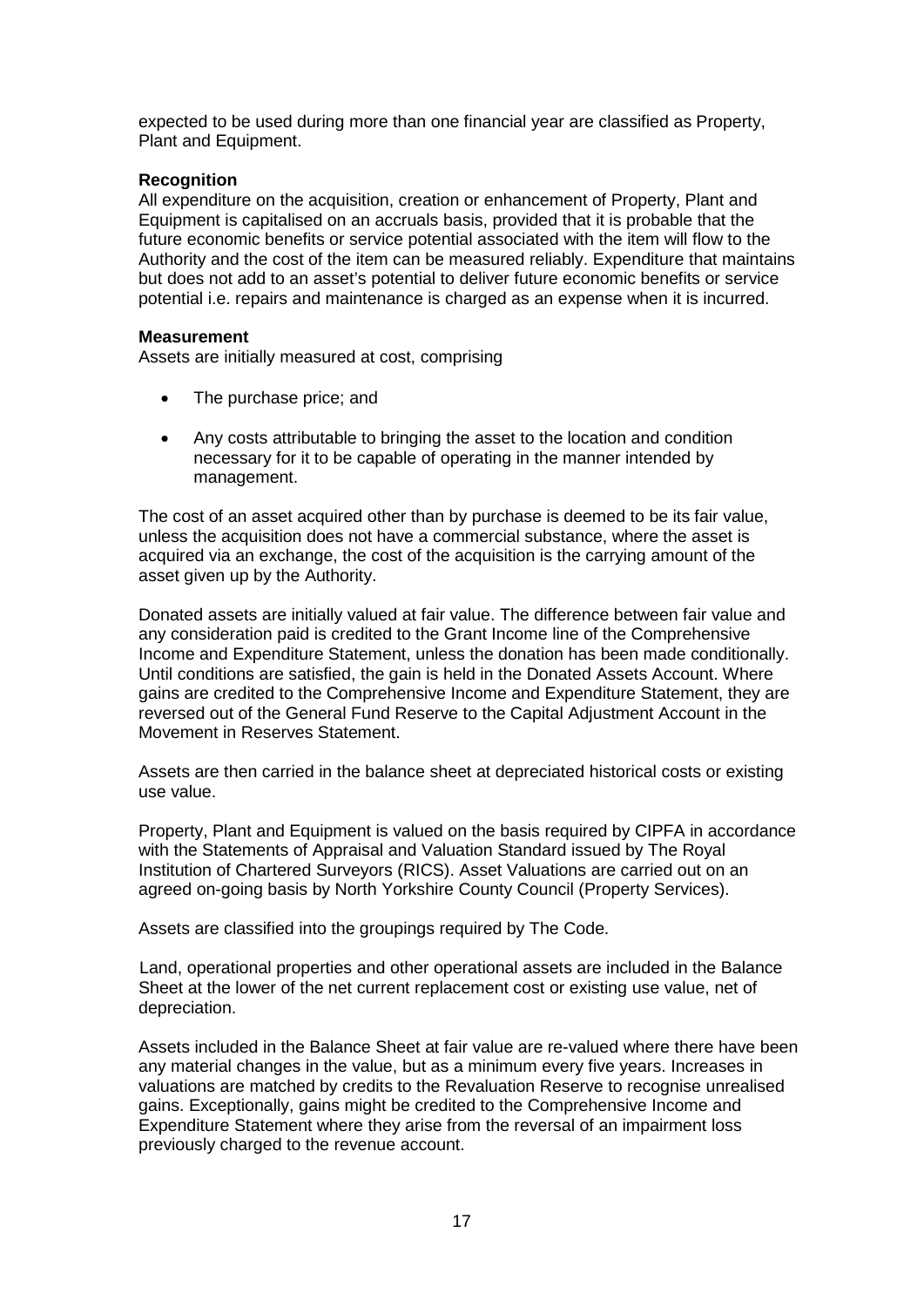expected to be used during more than one financial year are classified as Property, Plant and Equipment.

**Recognition**

All expenditure on the acquisition, creation or enhancement of Property, Plant and Equipment is capitalised on an accruals basis, provided that it is probable that the future economic benefits or service potential associated with the item will flow to the Authority and the cost of the item can be measured reliably. Expenditure that maintains but does not add to an asset's potential to deliver future economic benefits or service potential i.e. repairs and maintenance is charged as an expense when it is incurred.

**Measurement**

Assets are initially measured at cost, comprising

- The purchase price; and
- Any costs attributable to bringing the asset to the location and condition necessary for it to be capable of operating in the manner intended by management.

The cost of an asset acquired other than by purchase is deemed to be its fair value, unless the acquisition does not have a commercial substance, where the asset is acquired via an exchange, the cost of the acquisition is the carrying amount of the asset given up by the Authority.

Donated assets are initially valued at fair value. The difference between fair value and any consideration paid is credited to the Grant Income line of the Comprehensive Income and Expenditure Statement, unless the donation has been made conditionally. Until conditions are satisfied, the gain is held in the Donated Assets Account. Where gains are credited to the Comprehensive Income and Expenditure Statement, they are reversed out of the General Fund Reserve to the Capital Adjustment Account in the Movement in Reserves Statement.

Assets are then carried in the balance sheet at depreciated historical costs or existing use value.

Property, Plant and Equipment is valued on the basis required by CIPFA in accordance with the Statements of Appraisal and Valuation Standard issued by The Royal Institution of Chartered Surveyors (RICS). Asset Valuations are carried out on an agreed on-going basis by North Yorkshire County Council (Property Services).

Assets are classified into the groupings required by The Code.

Land, operational properties and other operational assets are included in the Balance Sheet at the lower of the net current replacement cost or existing use value, net of depreciation.

Assets included in the Balance Sheet at fair value are re-valued where there have been any material changes in the value, but as a minimum every five years. Increases in valuations are matched by credits to the Revaluation Reserve to recognise unrealised gains. Exceptionally, gains might be credited to the Comprehensive Income and Expenditure Statement where they arise from the reversal of an impairment loss previously charged to the revenue account.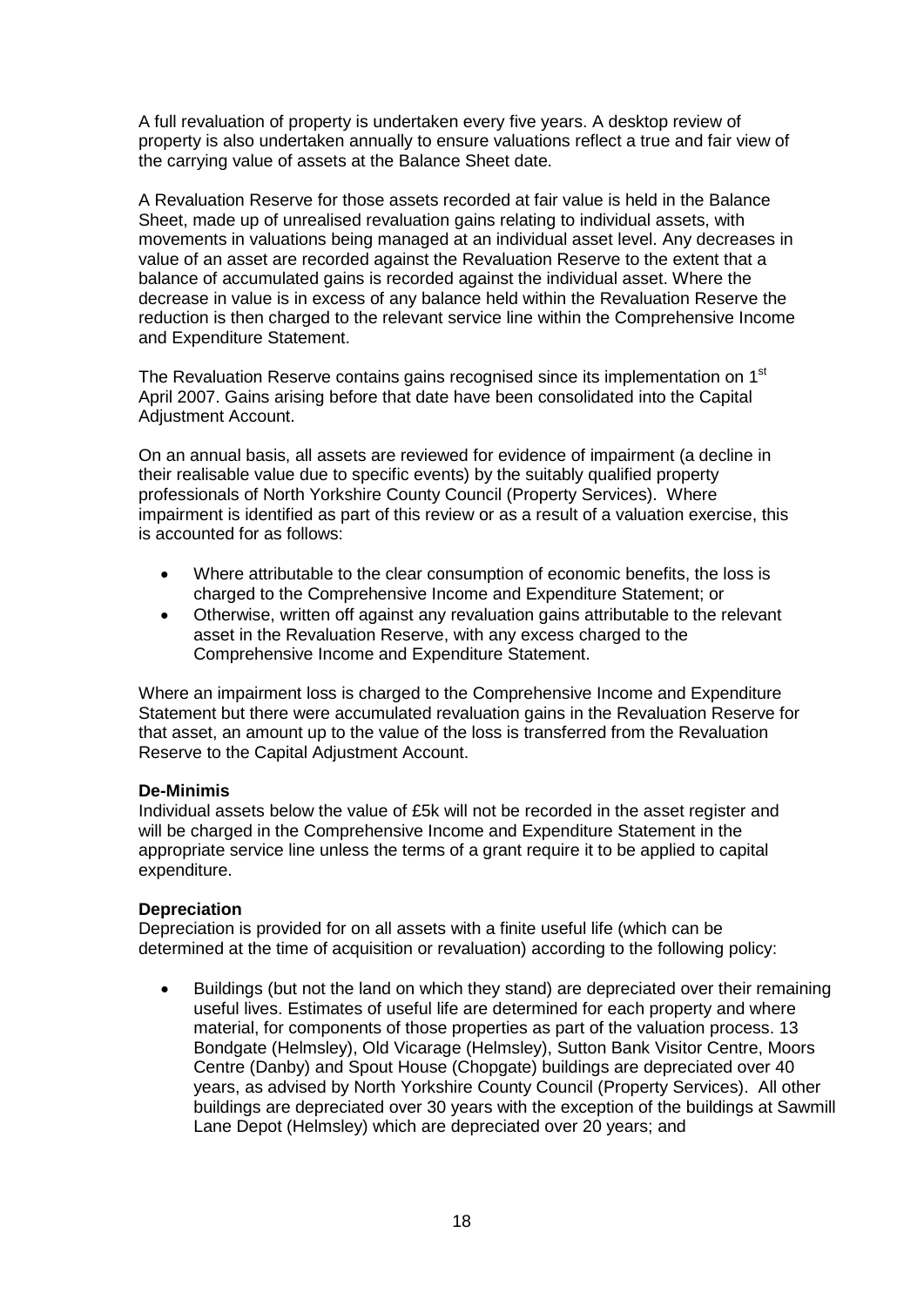A full revaluation of property is undertaken every five years. A desktop review of property is also undertaken annually to ensure valuations reflect a true and fair view of the carrying value of assets at the Balance Sheet date.

A Revaluation Reserve for those assets recorded at fair value is held in the Balance Sheet, made up of unrealised revaluation gains relating to individual assets, with movements in valuations being managed at an individual asset level. Any decreases in value of an asset are recorded against the Revaluation Reserve to the extent that a balance of accumulated gains is recorded against the individual asset. Where the decrease in value is in excess of any balance held within the Revaluation Reserve the reduction is then charged to the relevant service line within the Comprehensive Income and Expenditure Statement.

The Revaluation Reserve contains gains recognised since its implementation on 1st April 2007. Gains arising before that date have been consolidated into the Capital Adjustment Account.

On an annual basis, all assets are reviewed for evidence of impairment (a decline in their realisable value due to specific events) by the suitably qualified property professionals of North Yorkshire County Council (Property Services). Where impairment is identified as part of this review or as a result of a valuation exercise, this is accounted for as follows:

- Where attributable to the clear consumption of economic benefits, the loss is charged to the Comprehensive Income and Expenditure Statement; or
- Otherwise, written off against any revaluation gains attributable to the relevant asset in the Revaluation Reserve, with any excess charged to the Comprehensive Income and Expenditure Statement.

Where an impairment loss is charged to the Comprehensive Income and Expenditure Statement but there were accumulated revaluation gains in the Revaluation Reserve for that asset, an amount up to the value of the loss is transferred from the Revaluation Reserve to the Capital Adjustment Account.

**De-Minimis**
Individual assets below the value of £5k will not be recorded in the asset register and will be charged in the Comprehensive Income and Expenditure Statement in the appropriate service line unless the terms of a grant require it to be applied to capital expenditure.

**Depreciation**
Depreciation is provided for on all assets with a finite useful life (which can be determined at the time of acquisition or revaluation) according to the following policy:

- Buildings (but not the land on which they stand) are depreciated over their remaining useful lives. Estimates of useful life are determined for each property and where material, for components of those properties as part of the valuation process. 13 Bondgate (Helmsley), Old Vicarage (Helmsley), Sutton Bank Visitor Centre, Moors Centre (Danby) and Spout House (Chopgate) buildings are depreciated over 40 years, as advised by North Yorkshire County Council (Property Services). All other buildings are depreciated over 30 years with the exception of the buildings at Sawmill Lane Depot (Helmsley) which are depreciated over 20 years; and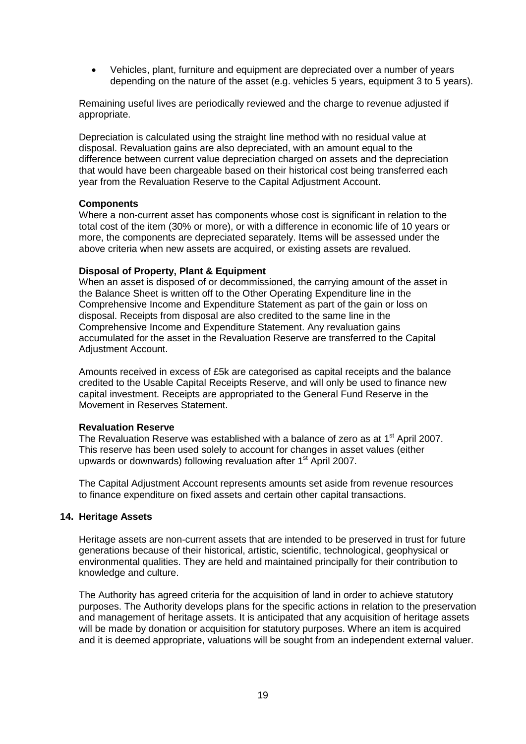- Vehicles, plant, furniture and equipment are depreciated over a number of years depending on the nature of the asset (e.g. vehicles 5 years, equipment 3 to 5 years).

Remaining useful lives are periodically reviewed and the charge to revenue adjusted if appropriate.

Depreciation is calculated using the straight line method with no residual value at disposal. Revaluation gains are also depreciated, with an amount equal to the difference between current value depreciation charged on assets and the depreciation that would have been chargeable based on their historical cost being transferred each year from the Revaluation Reserve to the Capital Adjustment Account.

**Components**

Where a non-current asset has components whose cost is significant in relation to the total cost of the item (30% or more), or with a difference in economic life of 10 years or more, the components are depreciated separately. Items will be assessed under the above criteria when new assets are acquired, or existing assets are revalued.

**Disposal of Property, Plant & Equipment**

When an asset is disposed of or decommissioned, the carrying amount of the asset in the Balance Sheet is written off to the Other Operating Expenditure line in the Comprehensive Income and Expenditure Statement as part of the gain or loss on disposal. Receipts from disposal are also credited to the same line in the Comprehensive Income and Expenditure Statement. Any revaluation gains accumulated for the asset in the Revaluation Reserve are transferred to the Capital Adjustment Account.

Amounts received in excess of £5k are categorised as capital receipts and the balance credited to the Usable Capital Receipts Reserve, and will only be used to finance new capital investment. Receipts are appropriated to the General Fund Reserve in the Movement in Reserves Statement.

**Revaluation Reserve**

The Revaluation Reserve was established with a balance of zero as at 1st April 2007. This reserve has been used solely to account for changes in asset values (either upwards or downwards) following revaluation after 1st April 2007.

The Capital Adjustment Account represents amounts set aside from revenue resources to finance expenditure on fixed assets and certain other capital transactions.

## 14. Heritage Assets

Heritage assets are non-current assets that are intended to be preserved in trust for future generations because of their historical, artistic, scientific, technological, geophysical or environmental qualities. They are held and maintained principally for their contribution to knowledge and culture.

The Authority has agreed criteria for the acquisition of land in order to achieve statutory purposes. The Authority develops plans for the specific actions in relation to the preservation and management of heritage assets. It is anticipated that any acquisition of heritage assets will be made by donation or acquisition for statutory purposes. Where an item is acquired and it is deemed appropriate, valuations will be sought from an independent external valuer.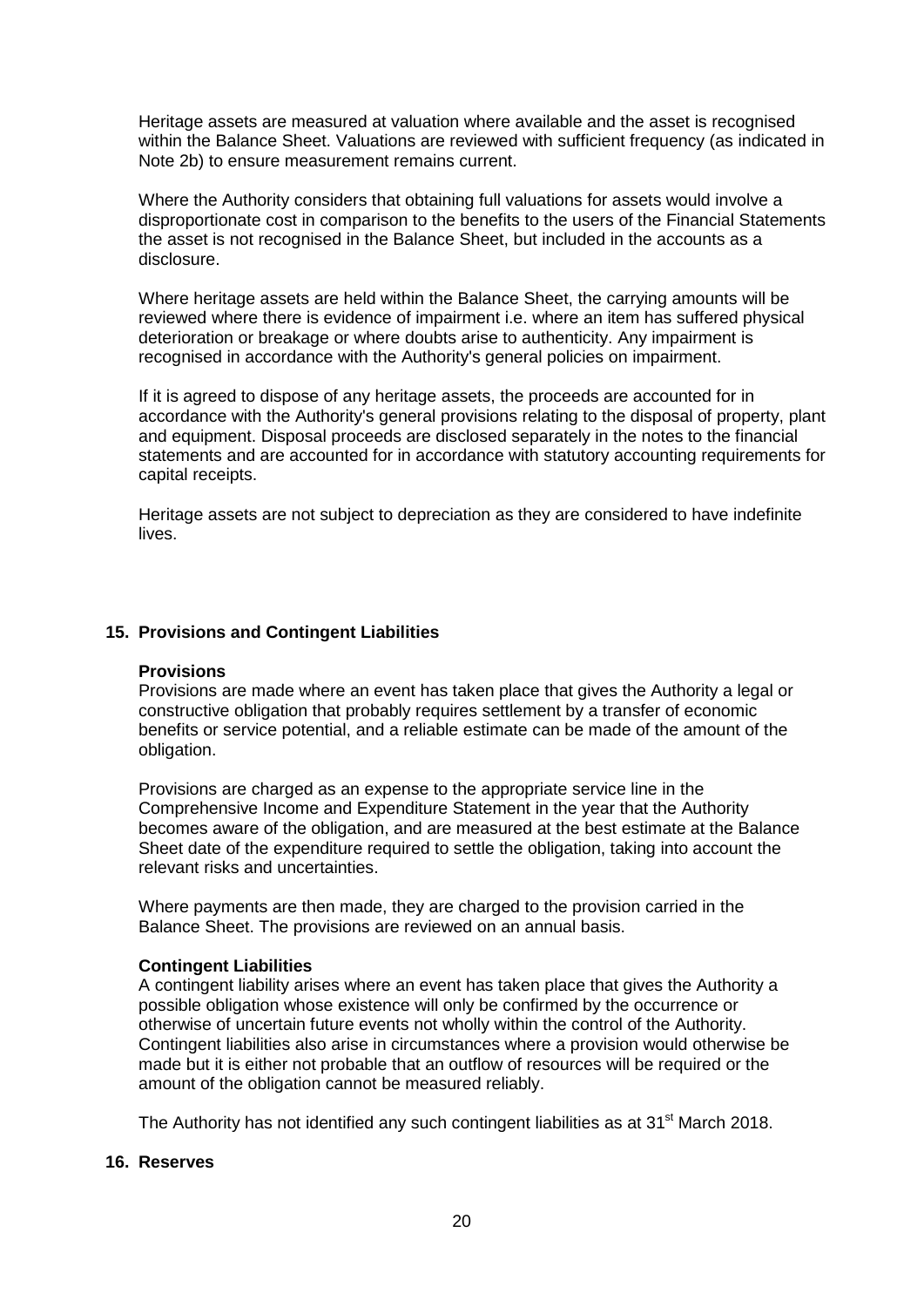Heritage assets are measured at valuation where available and the asset is recognised within the Balance Sheet. Valuations are reviewed with sufficient frequency (as indicated in Note 2b) to ensure measurement remains current.

Where the Authority considers that obtaining full valuations for assets would involve a disproportionate cost in comparison to the benefits to the users of the Financial Statements the asset is not recognised in the Balance Sheet, but included in the accounts as a disclosure.

Where heritage assets are held within the Balance Sheet, the carrying amounts will be reviewed where there is evidence of impairment i.e. where an item has suffered physical deterioration or breakage or where doubts arise to authenticity. Any impairment is recognised in accordance with the Authority's general policies on impairment.

If it is agreed to dispose of any heritage assets, the proceeds are accounted for in accordance with the Authority's general provisions relating to the disposal of property, plant and equipment. Disposal proceeds are disclosed separately in the notes to the financial statements and are accounted for in accordance with statutory accounting requirements for capital receipts.

Heritage assets are not subject to depreciation as they are considered to have indefinite lives.

## 15. Provisions and Contingent Liabilities

**Provisions**

Provisions are made where an event has taken place that gives the Authority a legal or constructive obligation that probably requires settlement by a transfer of economic benefits or service potential, and a reliable estimate can be made of the amount of the obligation.

Provisions are charged as an expense to the appropriate service line in the Comprehensive Income and Expenditure Statement in the year that the Authority becomes aware of the obligation, and are measured at the best estimate at the Balance Sheet date of the expenditure required to settle the obligation, taking into account the relevant risks and uncertainties.

Where payments are then made, they are charged to the provision carried in the Balance Sheet. The provisions are reviewed on an annual basis.

**Contingent Liabilities**

A contingent liability arises where an event has taken place that gives the Authority a possible obligation whose existence will only be confirmed by the occurrence or otherwise of uncertain future events not wholly within the control of the Authority. Contingent liabilities also arise in circumstances where a provision would otherwise be made but it is either not probable that an outflow of resources will be required or the amount of the obligation cannot be measured reliably.

The Authority has not identified any such contingent liabilities as at 31st March 2018.

## 16. Reserves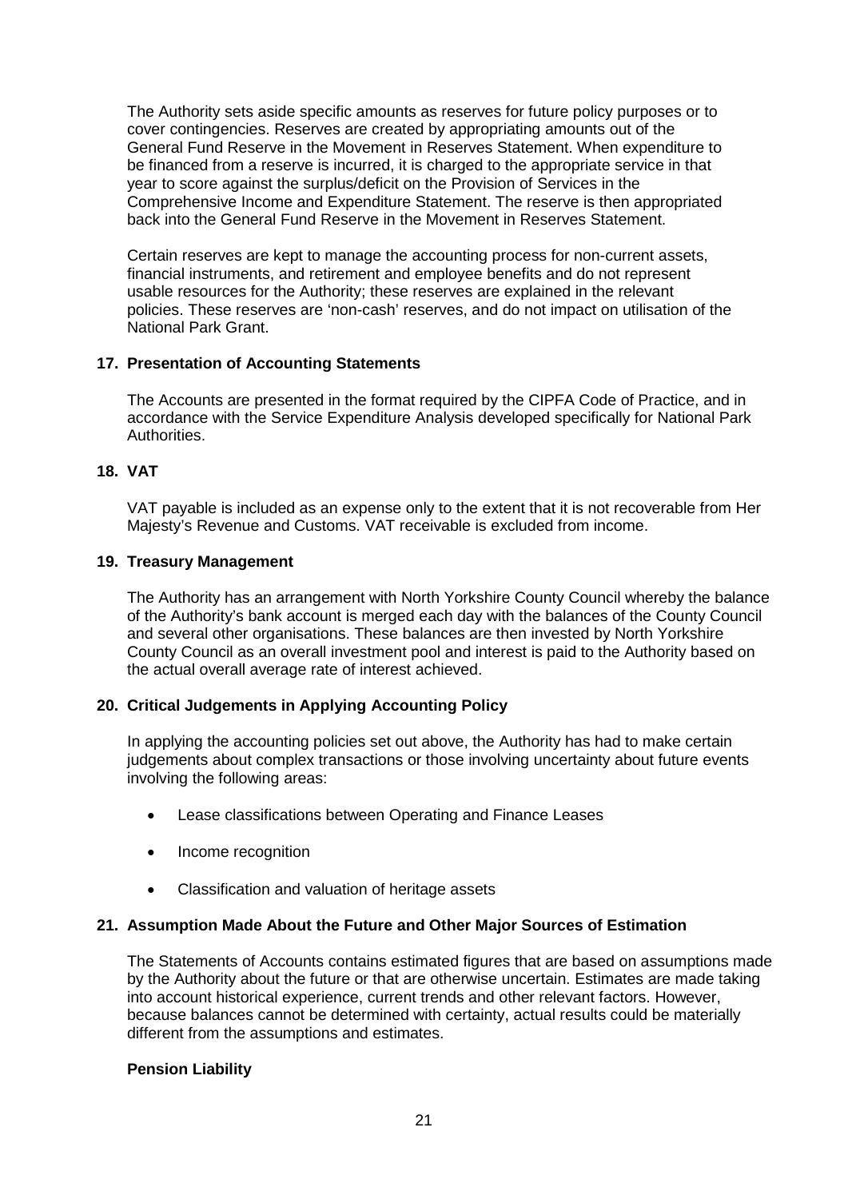The Authority sets aside specific amounts as reserves for future policy purposes or to cover contingencies. Reserves are created by appropriating amounts out of the General Fund Reserve in the Movement in Reserves Statement. When expenditure to be financed from a reserve is incurred, it is charged to the appropriate service in that year to score against the surplus/deficit on the Provision of Services in the Comprehensive Income and Expenditure Statement. The reserve is then appropriated back into the General Fund Reserve in the Movement in Reserves Statement.

Certain reserves are kept to manage the accounting process for non-current assets, financial instruments, and retirement and employee benefits and do not represent usable resources for the Authority; these reserves are explained in the relevant policies. These reserves are 'non-cash' reserves, and do not impact on utilisation of the National Park Grant.

### 17. Presentation of Accounting Statements

The Accounts are presented in the format required by the CIPFA Code of Practice, and in accordance with the Service Expenditure Analysis developed specifically for National Park Authorities.

### 18. VAT

VAT payable is included as an expense only to the extent that it is not recoverable from Her Majesty's Revenue and Customs. VAT receivable is excluded from income.

### 19. Treasury Management

The Authority has an arrangement with North Yorkshire County Council whereby the balance of the Authority's bank account is merged each day with the balances of the County Council and several other organisations. These balances are then invested by North Yorkshire County Council as an overall investment pool and interest is paid to the Authority based on the actual overall average rate of interest achieved.

### 20. Critical Judgements in Applying Accounting Policy

In applying the accounting policies set out above, the Authority has had to make certain judgements about complex transactions or those involving uncertainty about future events involving the following areas:

- Lease classifications between Operating and Finance Leases
- Income recognition
- Classification and valuation of heritage assets

### 21. Assumption Made About the Future and Other Major Sources of Estimation

The Statements of Accounts contains estimated figures that are based on assumptions made by the Authority about the future or that are otherwise uncertain. Estimates are made taking into account historical experience, current trends and other relevant factors. However, because balances cannot be determined with certainty, actual results could be materially different from the assumptions and estimates.

**Pension Liability**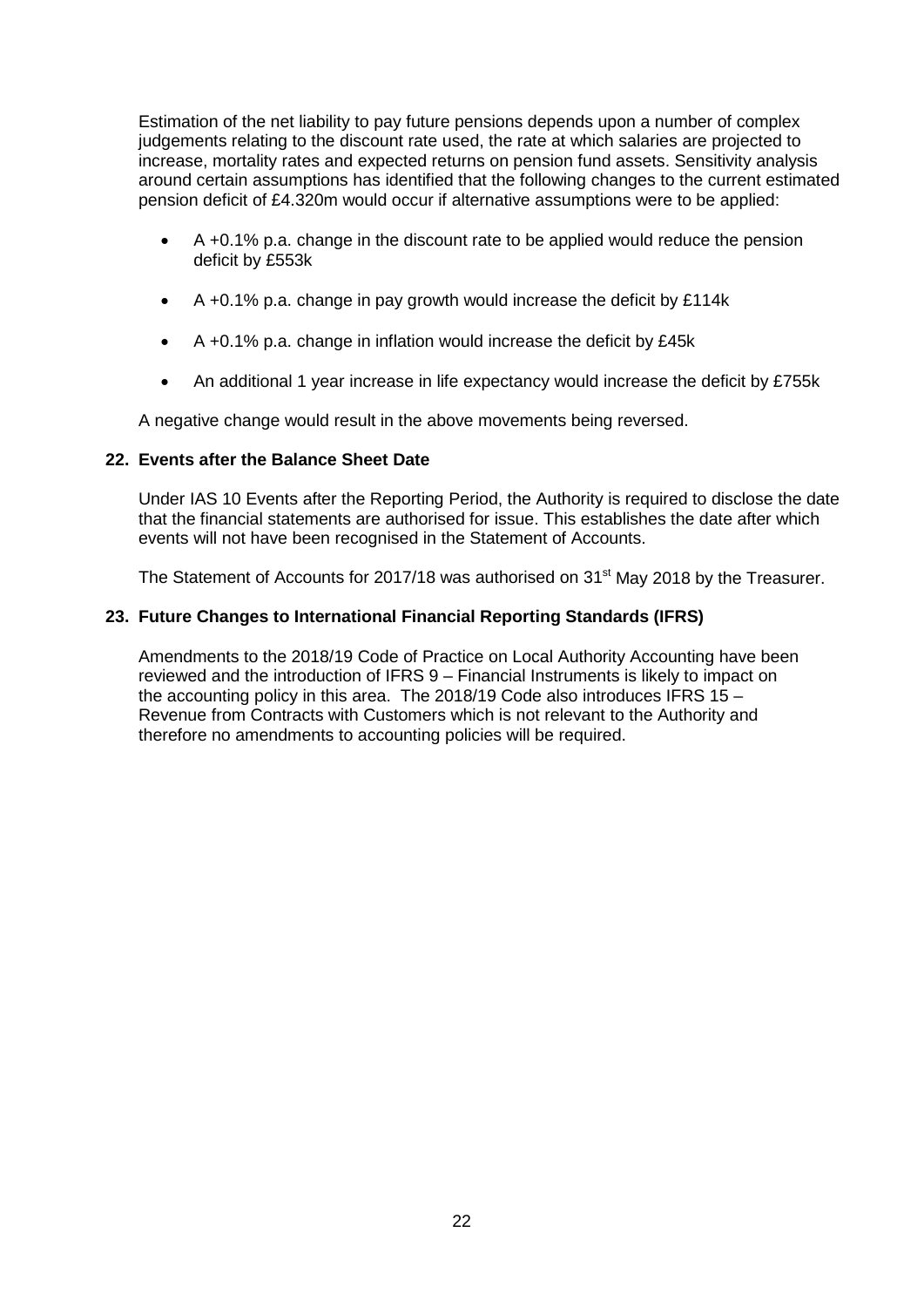Estimation of the net liability to pay future pensions depends upon a number of complex judgements relating to the discount rate used, the rate at which salaries are projected to increase, mortality rates and expected returns on pension fund assets. Sensitivity analysis around certain assumptions has identified that the following changes to the current estimated pension deficit of £4.320m would occur if alternative assumptions were to be applied:

- A +0.1% p.a. change in the discount rate to be applied would reduce the pension deficit by £553k
- A +0.1% p.a. change in pay growth would increase the deficit by £114k
- A +0.1% p.a. change in inflation would increase the deficit by £45k
- An additional 1 year increase in life expectancy would increase the deficit by £755k

A negative change would result in the above movements being reversed.

## 22. Events after the Balance Sheet Date

Under IAS 10 Events after the Reporting Period, the Authority is required to disclose the date that the financial statements are authorised for issue. This establishes the date after which events will not have been recognised in the Statement of Accounts.

The Statement of Accounts for 2017/18 was authorised on 31st May 2018 by the Treasurer.

## 23. Future Changes to International Financial Reporting Standards (IFRS)

Amendments to the 2018/19 Code of Practice on Local Authority Accounting have been reviewed and the introduction of IFRS 9 – Financial Instruments is likely to impact on the accounting policy in this area. The 2018/19 Code also introduces IFRS 15 – Revenue from Contracts with Customers which is not relevant to the Authority and therefore no amendments to accounting policies will be required.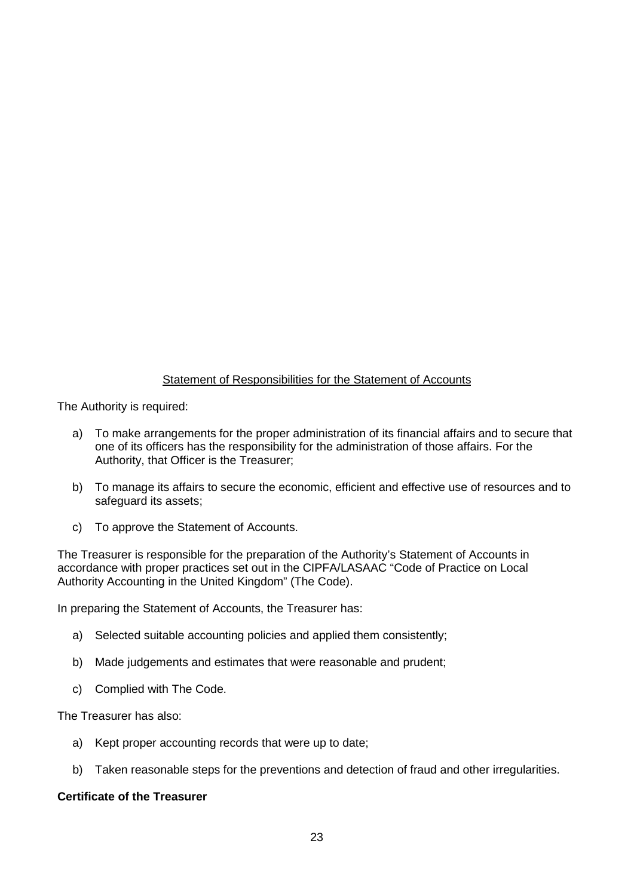## Statement of Responsibilities for the Statement of Accounts

The Authority is required:

a) To make arrangements for the proper administration of its financial affairs and to secure that one of its officers has the responsibility for the administration of those affairs. For the Authority, that Officer is the Treasurer;

b) To manage its affairs to secure the economic, efficient and effective use of resources and to safeguard its assets;

c) To approve the Statement of Accounts.

The Treasurer is responsible for the preparation of the Authority's Statement of Accounts in accordance with proper practices set out in the CIPFA/LASAAC "Code of Practice on Local Authority Accounting in the United Kingdom" (The Code).

In preparing the Statement of Accounts, the Treasurer has:

a) Selected suitable accounting policies and applied them consistently;

b) Made judgements and estimates that were reasonable and prudent;

c) Complied with The Code.

The Treasurer has also:

a) Kept proper accounting records that were up to date;

b) Taken reasonable steps for the preventions and detection of fraud and other irregularities.

**Certificate of the Treasurer**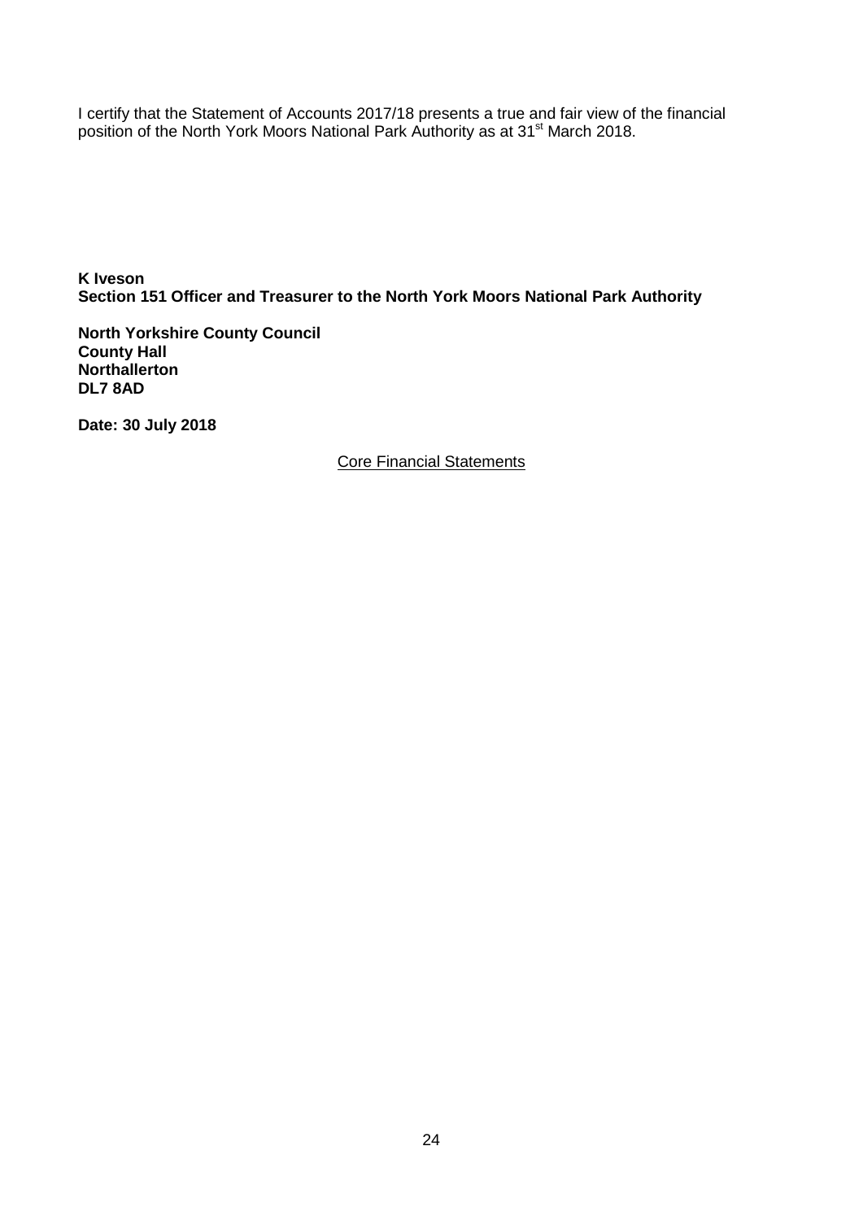I certify that the Statement of Accounts 2017/18 presents a true and fair view of the financial position of the North York Moors National Park Authority as at 31st March 2018.

**K Iveson**
**Section 151 Officer and Treasurer to the North York Moors National Park Authority**

**North Yorkshire County Council**
**County Hall**
**Northallerton**
**DL7 8AD**

**Date: 30 July 2018**

Core Financial Statements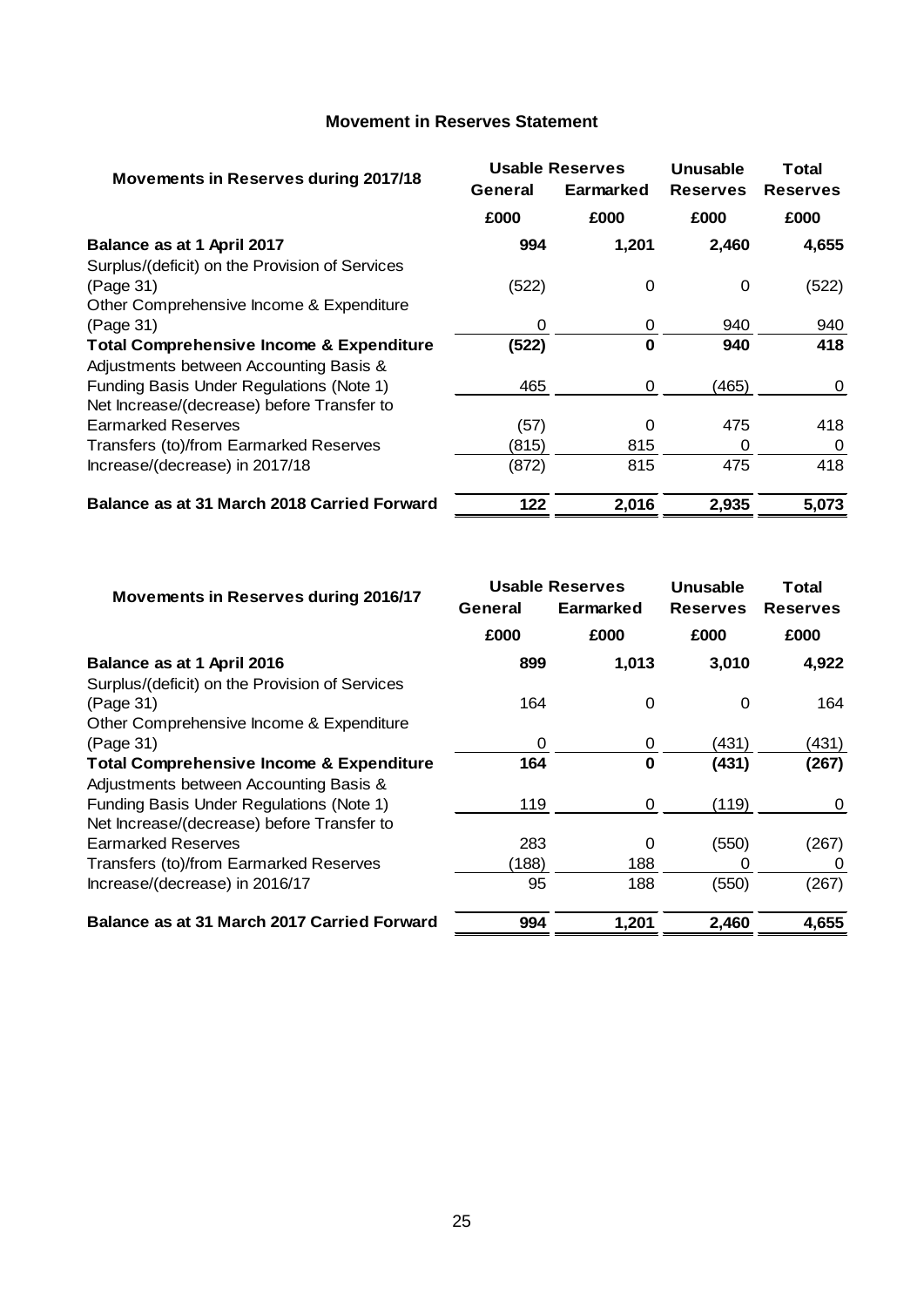# Movement in Reserves Statement

| Movements in Reserves during 2017/18 | Usable Reserves | | Unusable | Total |
|---|---|---|---|---|
| | General | Earmarked | Reserves | Reserves |
| | £000 | £000 | £000 | £000 |
| **Balance as at 1 April 2017** | **994** | **1,201** | **2,460** | **4,655** |
| Surplus/(deficit) on the Provision of Services (Page 31) | (522) | 0 | 0 | (522) |
| Other Comprehensive Income & Expenditure (Page 31) | 0 | 0 | 940 | 940 |
| **Total Comprehensive Income & Expenditure** | **(522)** | **0** | **940** | **418** |
| Adjustments between Accounting Basis & Funding Basis Under Regulations (Note 1) | 465 | 0 | (465) | 0 |
| Net Increase/(decrease) before Transfer to Earmarked Reserves | (57) | 0 | 475 | 418 |
| Transfers (to)/from Earmarked Reserves | (815) | 815 | 0 | 0 |
| Increase/(decrease) in 2017/18 | (872) | 815 | 475 | 418 |
| **Balance as at 31 March 2018 Carried Forward** | **122** | **2,016** | **2,935** | **5,073** |

| Movements in Reserves during 2016/17 | Usable Reserves | | Unusable | Total |
|---|---|---|---|---|
| | General | Earmarked | Reserves | Reserves |
| | £000 | £000 | £000 | £000 |
| **Balance as at 1 April 2016** | **899** | **1,013** | **3,010** | **4,922** |
| Surplus/(deficit) on the Provision of Services (Page 31) | 164 | 0 | 0 | 164 |
| Other Comprehensive Income & Expenditure (Page 31) | 0 | 0 | (431) | (431) |
| **Total Comprehensive Income & Expenditure** | **164** | **0** | **(431)** | **(267)** |
| Adjustments between Accounting Basis & Funding Basis Under Regulations (Note 1) | 119 | 0 | (119) | 0 |
| Net Increase/(decrease) before Transfer to Earmarked Reserves | 283 | 0 | (550) | (267) |
| Transfers (to)/from Earmarked Reserves | (188) | 188 | 0 | 0 |
| Increase/(decrease) in 2016/17 | 95 | 188 | (550) | (267) |
| **Balance as at 31 March 2017 Carried Forward** | **994** | **1,201** | **2,460** | **4,655** |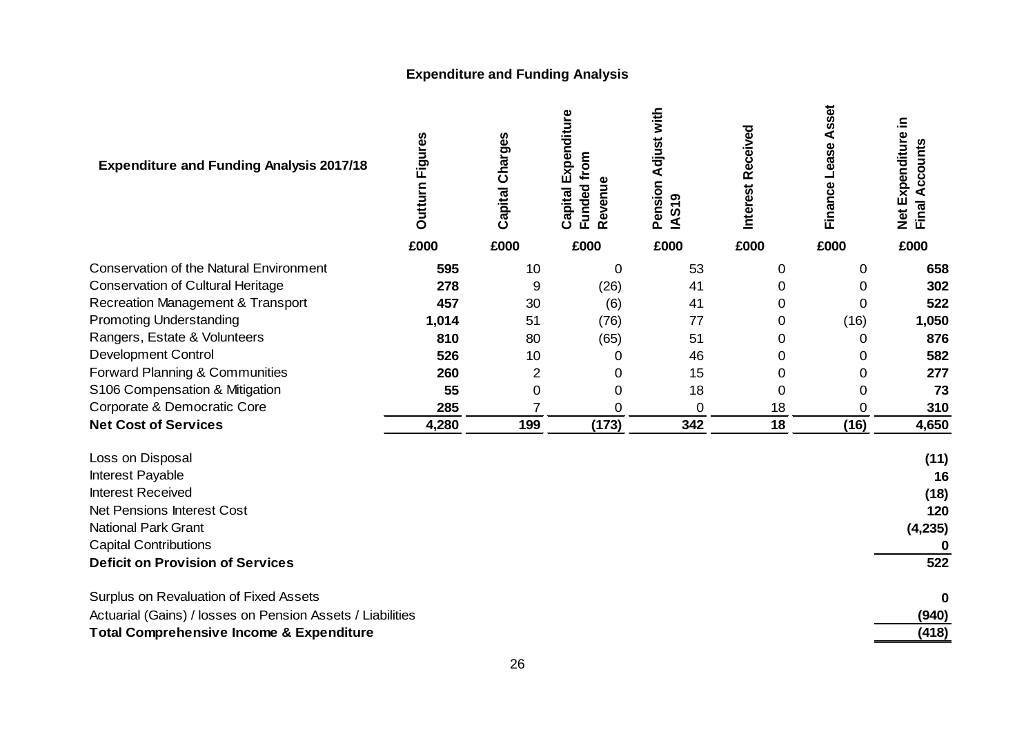## Expenditure and Funding Analysis

| Expenditure and Funding Analysis 2017/18 | Outturn Figures | Capital Charges | Capital Expenditure Funded from Revenue | Pension Adjust with IAS19 | Interest Received | Finance Lease Asset | Net Expenditure in Final Accounts |
|---|---|---|---|---|---|---|---|
| | £000 | £000 | £000 | £000 | £000 | £000 | £000 |
| Conservation of the Natural Environment | **595** | 10 | 0 | 53 | 0 | 0 | **658** |
| Conservation of Cultural Heritage | **278** | 9 | (26) | 41 | 0 | 0 | **302** |
| Recreation Management & Transport | **457** | 30 | (6) | 41 | 0 | 0 | **522** |
| Promoting Understanding | **1,014** | 51 | (76) | 77 | 0 | (16) | **1,050** |
| Rangers, Estate & Volunteers | **810** | 80 | (65) | 51 | 0 | 0 | **876** |
| Development Control | **526** | 10 | 0 | 46 | 0 | 0 | **582** |
| Forward Planning & Communities | **260** | 2 | 0 | 15 | 0 | 0 | **277** |
| S106 Compensation & Mitigation | **55** | 0 | 0 | 18 | 0 | 0 | **73** |
| Corporate & Democratic Core | **285** | 7 | 0 | 0 | 18 | 0 | **310** |
| **Net Cost of Services** | **4,280** | **199** | **(173)** | **342** | **18** | **(16)** | **4,650** |
| | | | | | | | |
| Loss on Disposal | | | | | | | **(11)** |
| Interest Payable | | | | | | | **16** |
| Interest Received | | | | | | | **(18)** |
| Net Pensions Interest Cost | | | | | | | **120** |
| National Park Grant | | | | | | | **(4,235)** |
| Capital Contributions | | | | | | | **0** |
| **Deficit on Provision of Services** | | | | | | | **522** |
| | | | | | | | |
| Surplus on Revaluation of Fixed Assets | | | | | | | **0** |
| Actuarial (Gains) / losses on Pension Assets / Liabilities | | | | | | | **(940)** |
| **Total Comprehensive Income & Expenditure** | | | | | | | **(418)** |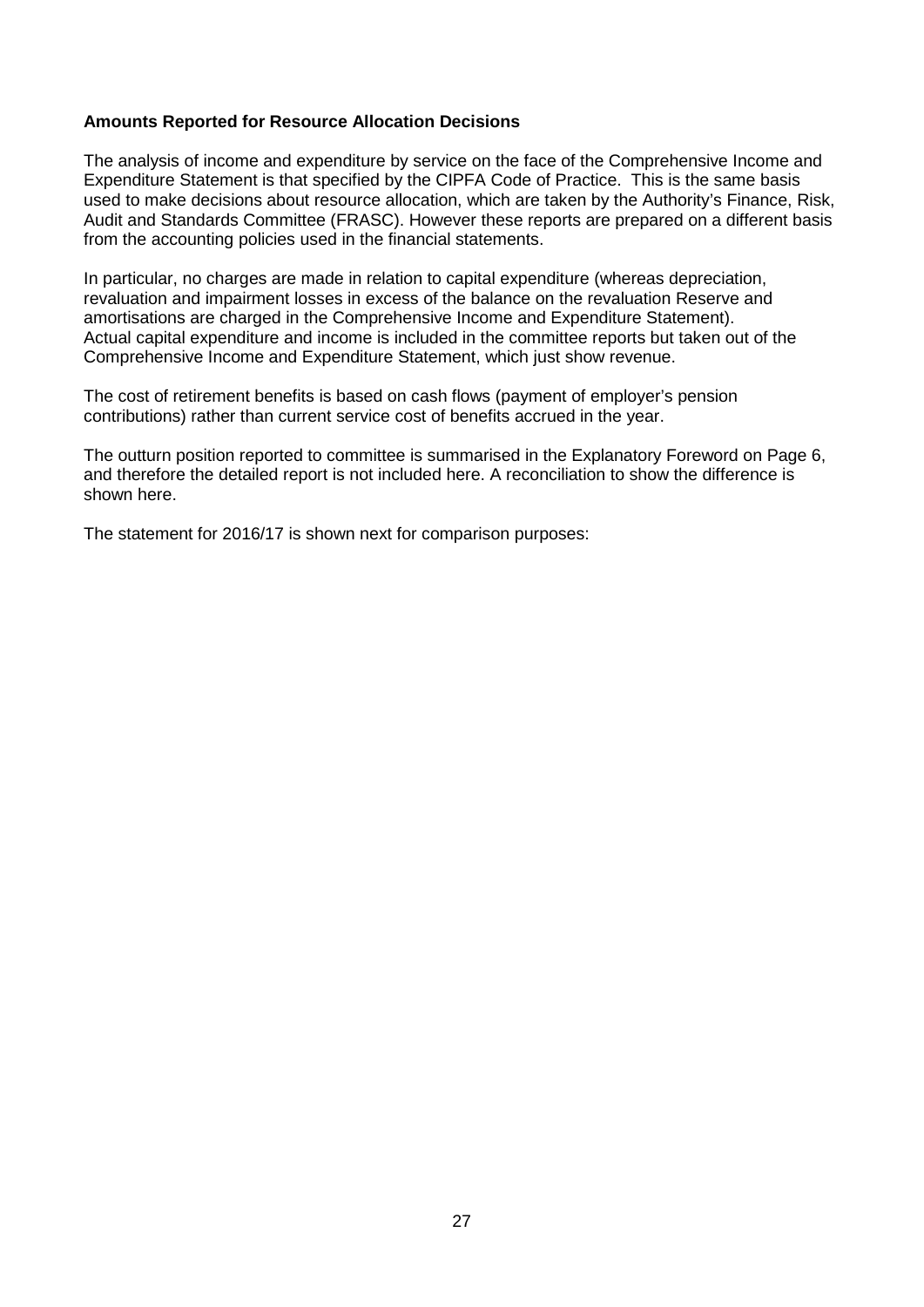**Amounts Reported for Resource Allocation Decisions**

The analysis of income and expenditure by service on the face of the Comprehensive Income and Expenditure Statement is that specified by the CIPFA Code of Practice. This is the same basis used to make decisions about resource allocation, which are taken by the Authority's Finance, Risk, Audit and Standards Committee (FRASC). However these reports are prepared on a different basis from the accounting policies used in the financial statements.

In particular, no charges are made in relation to capital expenditure (whereas depreciation, revaluation and impairment losses in excess of the balance on the revaluation Reserve and amortisations are charged in the Comprehensive Income and Expenditure Statement).
Actual capital expenditure and income is included in the committee reports but taken out of the Comprehensive Income and Expenditure Statement, which just show revenue.

The cost of retirement benefits is based on cash flows (payment of employer's pension contributions) rather than current service cost of benefits accrued in the year.

The outturn position reported to committee is summarised in the Explanatory Foreword on Page 6, and therefore the detailed report is not included here. A reconciliation to show the difference is shown here.

The statement for 2016/17 is shown next for comparison purposes: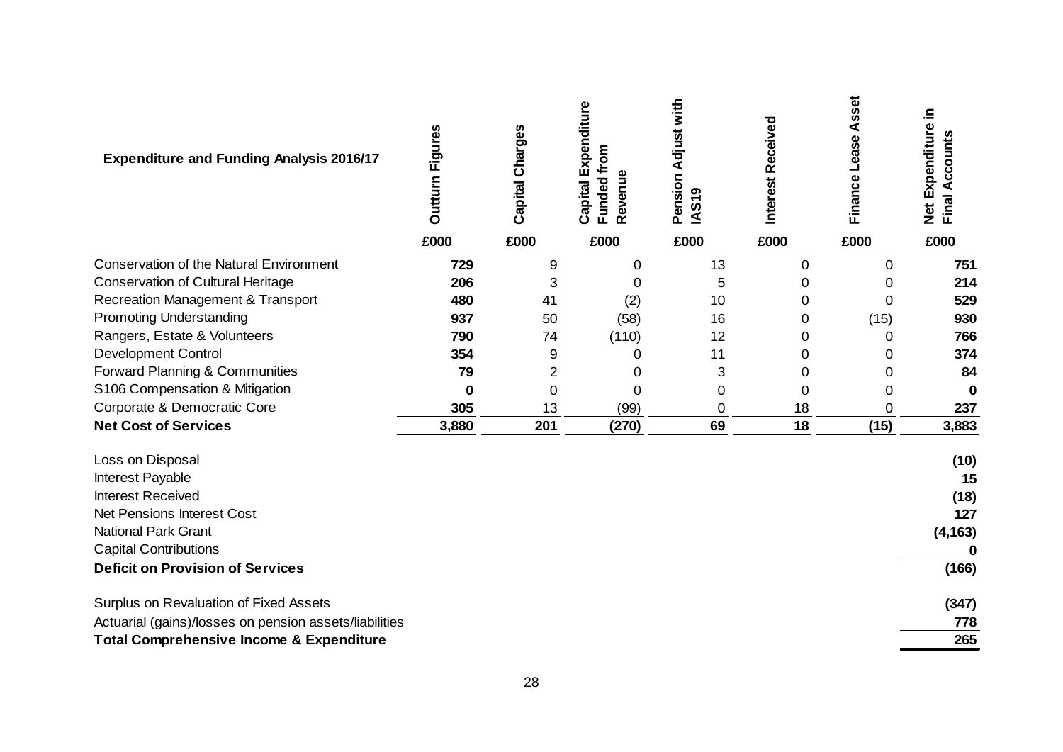| **Expenditure and Funding Analysis 2016/17** | **Outturn Figures** | **Capital Charges** | **Capital Expenditure Funded from Revenue** | **Pension Adjust with IAS19** | **Interest Received** | **Finance Lease Asset** | **Net Expenditure in Final Accounts** |
|---|---|---|---|---|---|---|---|
| | **£000** | **£000** | **£000** | **£000** | **£000** | **£000** | **£000** |
| Conservation of the Natural Environment | **729** | 9 | 0 | 13 | 0 | 0 | **751** |
| Conservation of Cultural Heritage | **206** | 3 | 0 | 5 | 0 | 0 | **214** |
| Recreation Management & Transport | **480** | 41 | (2) | 10 | 0 | 0 | **529** |
| Promoting Understanding | **937** | 50 | (58) | 16 | 0 | (15) | **930** |
| Rangers, Estate & Volunteers | **790** | 74 | (110) | 12 | 0 | 0 | **766** |
| Development Control | **354** | 9 | 0 | 11 | 0 | 0 | **374** |
| Forward Planning & Communities | **79** | 2 | 0 | 3 | 0 | 0 | **84** |
| S106 Compensation & Mitigation | **0** | 0 | 0 | 0 | 0 | 0 | **0** |
| Corporate & Democratic Core | **305** | 13 | (99) | 0 | 18 | 0 | **237** |
| **Net Cost of Services** | **3,880** | **201** | **(270)** | **69** | **18** | **(15)** | **3,883** |
| | | | | | | | |
| Loss on Disposal | | | | | | | **(10)** |
| Interest Payable | | | | | | | **15** |
| Interest Received | | | | | | | **(18)** |
| Net Pensions Interest Cost | | | | | | | **127** |
| National Park Grant | | | | | | | **(4,163)** |
| Capital Contributions | | | | | | | **0** |
| **Deficit on Provision of Services** | | | | | | | **(166)** |
| | | | | | | | |
| Surplus on Revaluation of Fixed Assets | | | | | | | **(347)** |
| Actuarial (gains)/losses on pension assets/liabilities | | | | | | | **778** |
| **Total Comprehensive Income & Expenditure** | | | | | | | **265** |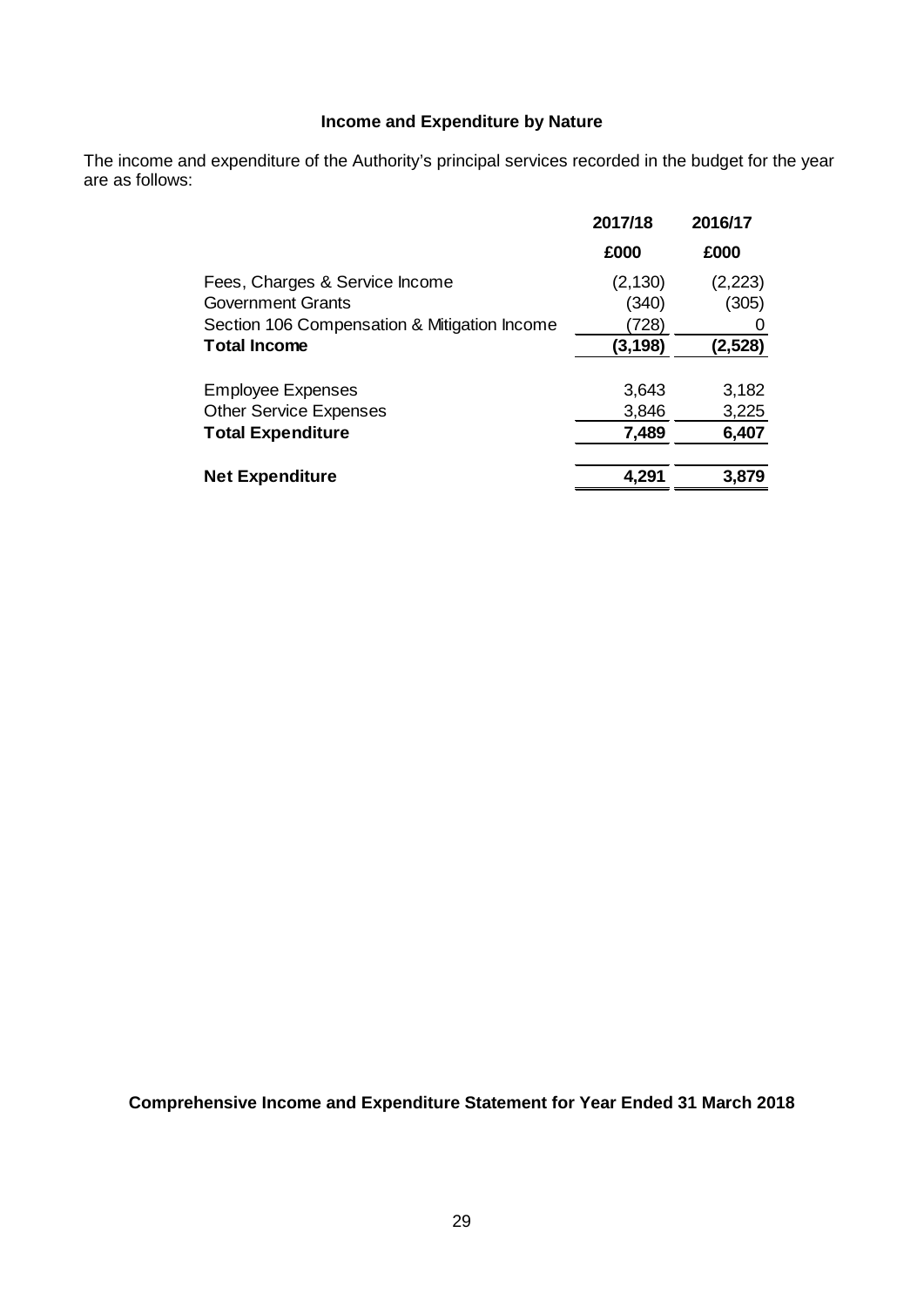## Income and Expenditure by Nature

The income and expenditure of the Authority's principal services recorded in the budget for the year are as follows:

| | 2017/18 | 2016/17 |
|---|---|---|
| | £000 | £000 |
| Fees, Charges & Service Income | (2,130) | (2,223) |
| Government Grants | (340) | (305) |
| Section 106 Compensation & Mitigation Income | (728) | 0 |
| **Total Income** | **(3,198)** | **(2,528)** |
| Employee Expenses | 3,643 | 3,182 |
| Other Service Expenses | 3,846 | 3,225 |
| **Total Expenditure** | **7,489** | **6,407** |
| **Net Expenditure** | **4,291** | **3,879** |

## Comprehensive Income and Expenditure Statement for Year Ended 31 March 2018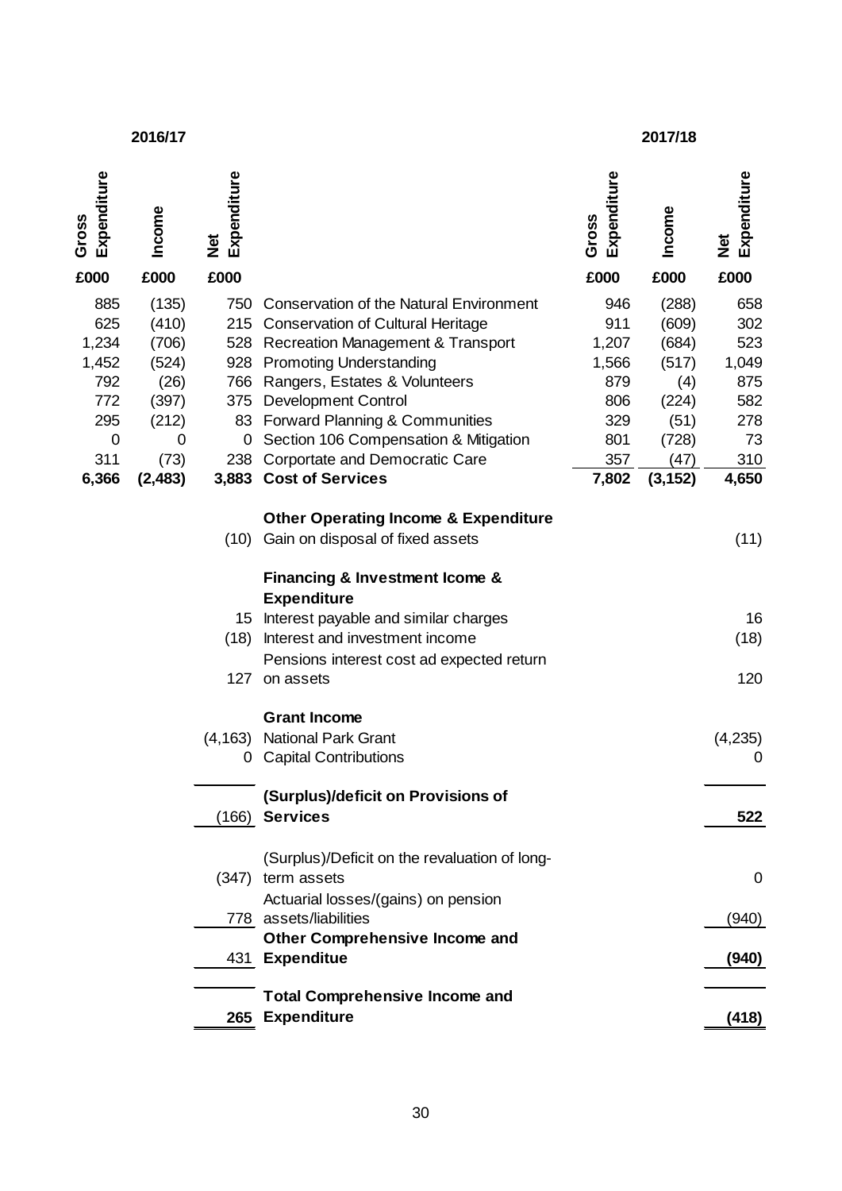| 2016/17 | | | | 2017/18 | | |
|---|---|---|---|---|---|---|
| Gross Expenditure | Income | Net Expenditure | | Gross Expenditure | Income | Net Expenditure |
| £000 | £000 | £000 | | £000 | £000 | £000 |
| 885 | (135) | 750 | Conservation of the Natural Environment | 946 | (288) | 658 |
| 625 | (410) | 215 | Conservation of Cultural Heritage | 911 | (609) | 302 |
| 1,234 | (706) | 528 | Recreation Management & Transport | 1,207 | (684) | 523 |
| 1,452 | (524) | 928 | Promoting Understanding | 1,566 | (517) | 1,049 |
| 792 | (26) | 766 | Rangers, Estates & Volunteers | 879 | (4) | 875 |
| 772 | (397) | 375 | Development Control | 806 | (224) | 582 |
| 295 | (212) | 83 | Forward Planning & Communities | 329 | (51) | 278 |
| 0 | 0 | 0 | Section 106 Compensation & Mitigation | 801 | (728) | 73 |
| 311 | (73) | 238 | Corportate and Democratic Care | 357 | (47) | 310 |
| **6,366** | **(2,483)** | **3,883** | **Cost of Services** | **7,802** | **(3,152)** | **4,650** |
| | | | **Other Operating Income & Expenditure** | | | |
| | | (10) | Gain on disposal of fixed assets | | | (11) |
| | | | **Financing & Investment Icome & Expenditure** | | | |
| | | 15 | Interest payable and similar charges | | | 16 |
| | | (18) | Interest and investment income | | | (18) |
| | | 127 | Pensions interest cost ad expected return on assets | | | 120 |
| | | | **Grant Income** | | | |
| | | (4,163) | National Park Grant | | | (4,235) |
| | | 0 | Capital Contributions | | | 0 |
| | | (166) | **(Surplus)/deficit on Provisions of Services** | | | **522** |
| | | (347) | (Surplus)/Deficit on the revaluation of long-term assets | | | 0 |
| | | 778 | Actuarial losses/(gains) on pension assets/liabilities | | | (940) |
| | | 431 | **Other Comprehensive Income and Expenditue** | | | **(940)** |
| | | **265** | **Total Comprehensive Income and Expenditure** | | | **(418)** |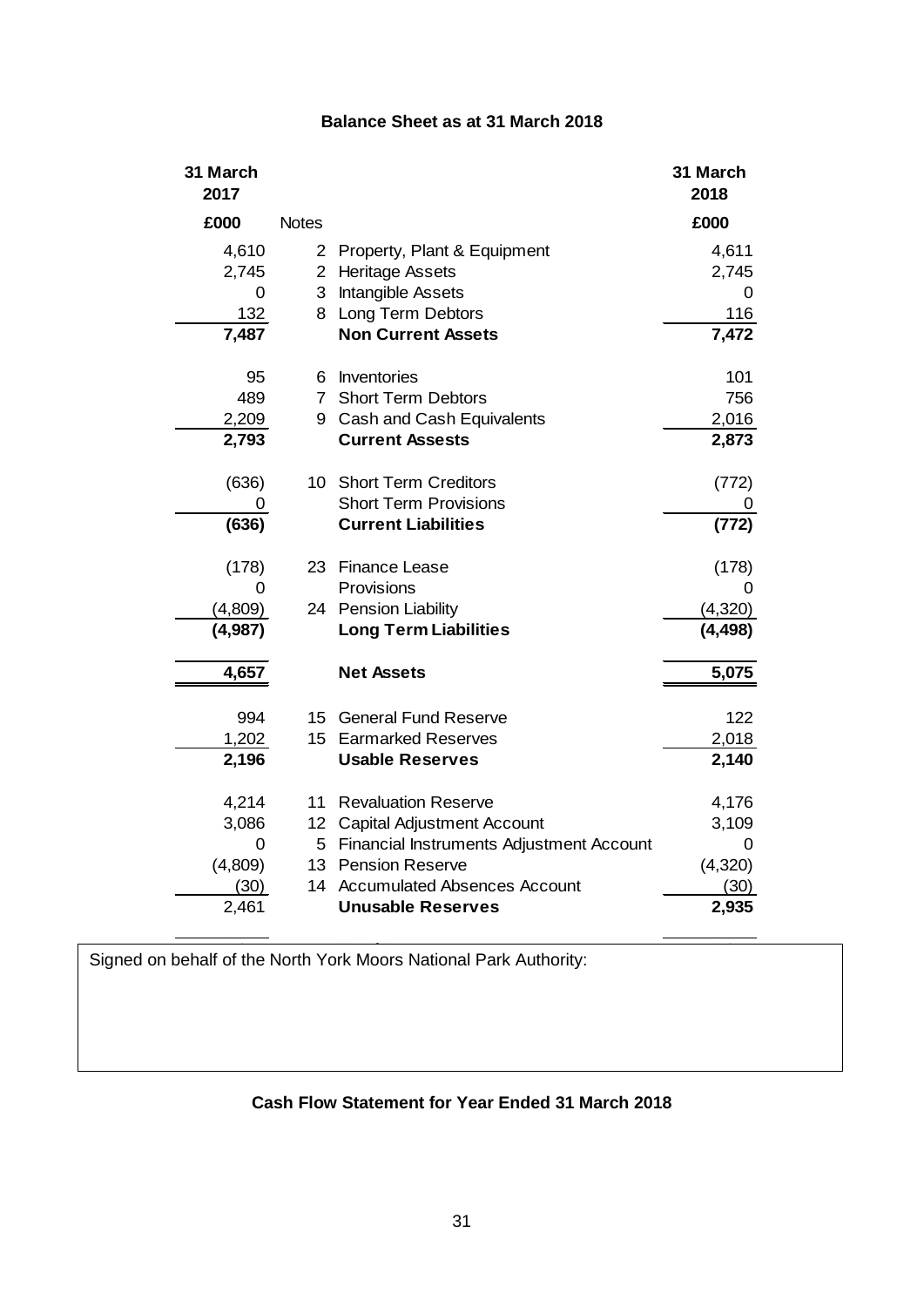## Balance Sheet as at 31 March 2018

| 31 March 2017 £000 | Notes | | 31 March 2018 £000 |
|---|---|---|---|
| 4,610 | 2 | Property, Plant & Equipment | 4,611 |
| 2,745 | 2 | Heritage Assets | 2,745 |
| 0 | 3 | Intangible Assets | 0 |
| 132 | 8 | Long Term Debtors | 116 |
| **7,487** | | **Non Current Assets** | **7,472** |
| 95 | 6 | Inventories | 101 |
| 489 | 7 | Short Term Debtors | 756 |
| 2,209 | 9 | Cash and Cash Equivalents | 2,016 |
| **2,793** | | **Current Assests** | **2,873** |
| (636) | 10 | Short Term Creditors | (772) |
| 0 | | Short Term Provisions | 0 |
| **(636)** | | **Current Liabilities** | **(772)** |
| (178) | 23 | Finance Lease | (178) |
| 0 | | Provisions | 0 |
| (4,809) | 24 | Pension Liability | (4,320) |
| **(4,987)** | | **Long Term Liabilities** | **(4,498)** |
| **4,657** | | **Net Assets** | **5,075** |
| 994 | 15 | General Fund Reserve | 122 |
| 1,202 | 15 | Earmarked Reserves | 2,018 |
| **2,196** | | **Usable Reserves** | **2,140** |
| 4,214 | 11 | Revaluation Reserve | 4,176 |
| 3,086 | 12 | Capital Adjustment Account | 3,109 |
| 0 | 5 | Financial Instruments Adjustment Account | 0 |
| (4,809) | 13 | Pension Reserve | (4,320) |
| (30) | 14 | Accumulated Absences Account | (30) |
| 2,461 | | **Unusable Reserves** | **2,935** |

Signed on behalf of the North York Moors National Park Authority:

## Cash Flow Statement for Year Ended 31 March 2018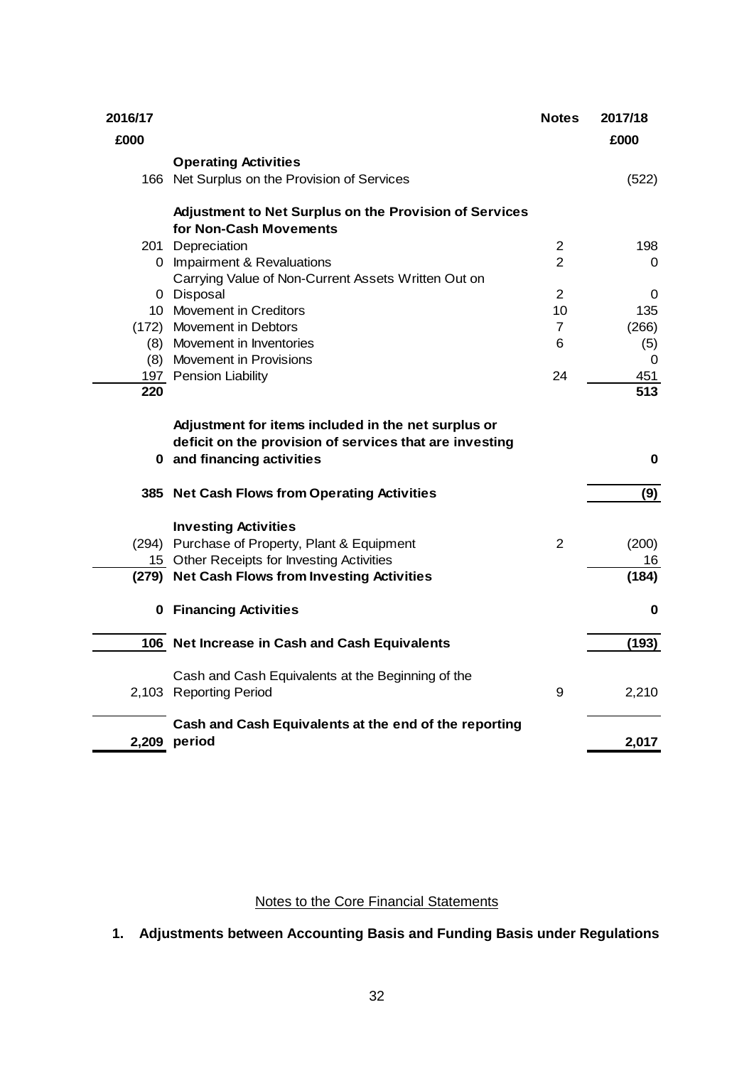| 2016/17 £000 | | Notes | 2017/18 £000 |
|---|---|---|---|
| | **Operating Activities** | | |
| 166 | Net Surplus on the Provision of Services | | (522) |
| | **Adjustment to Net Surplus on the Provision of Services for Non-Cash Movements** | | |
| 201 | Depreciation | 2 | 198 |
| 0 | Impairment & Revaluations | 2 | 0 |
| 0 | Carrying Value of Non-Current Assets Written Out on Disposal | 2 | 0 |
| 10 | Movement in Creditors | 10 | 135 |
| (172) | Movement in Debtors | 7 | (266) |
| (8) | Movement in Inventories | 6 | (5) |
| (8) | Movement in Provisions | | 0 |
| 197 | Pension Liability | 24 | 451 |
| **220** | | | **513** |
| **0** | **Adjustment for items included in the net surplus or deficit on the provision of services that are investing and financing activities** | | **0** |
| **385** | **Net Cash Flows from Operating Activities** | | **(9)** |
| | **Investing Activities** | | |
| (294) | Purchase of Property, Plant & Equipment | 2 | (200) |
| 15 | Other Receipts for Investing Activities | | 16 |
| **(279)** | **Net Cash Flows from Investing Activities** | | **(184)** |
| **0** | **Financing Activities** | | **0** |
| **106** | **Net Increase in Cash and Cash Equivalents** | | **(193)** |
| 2,103 | Cash and Cash Equivalents at the Beginning of the Reporting Period | 9 | 2,210 |
| **2,209** | **Cash and Cash Equivalents at the end of the reporting period** | | **2,017** |

Notes to the Core Financial Statements

## 1. Adjustments between Accounting Basis and Funding Basis under Regulations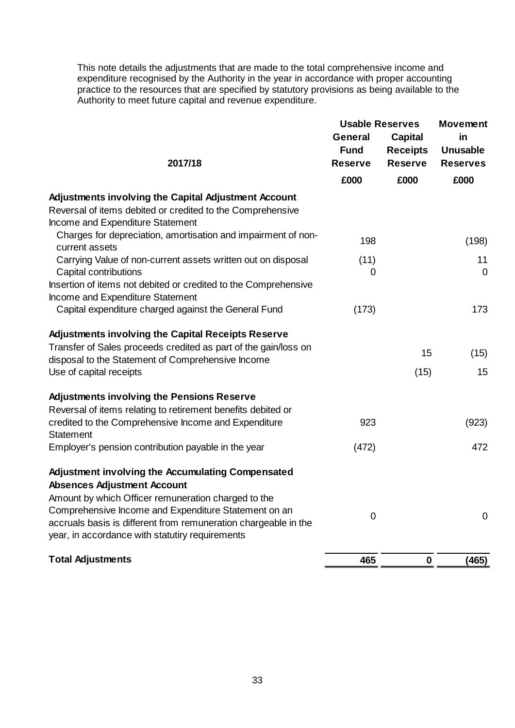This note details the adjustments that are made to the total comprehensive income and expenditure recognised by the Authority in the year in accordance with proper accounting practice to the resources that are specified by statutory provisions as being available to the Authority to meet future capital and revenue expenditure.

| 2017/18 | Usable Reserves | | Movement in Unusable Reserves |
|---|---|---|---|
| | General Fund Reserve | Capital Receipts Reserve | |
| | £000 | £000 | £000 |
| **Adjustments involving the Capital Adjustment Account** | | | |
| Reversal of items debited or credited to the Comprehensive Income and Expenditure Statement | | | |
| Charges for depreciation, amortisation and impairment of non-current assets | 198 | | (198) |
| Carrying Value of non-current assets written out on disposal | (11) | | 11 |
| Capital contributions | 0 | | 0 |
| Insertion of items not debited or credited to the Comprehensive Income and Expenditure Statement | | | |
| Capital expenditure charged against the General Fund | (173) | | 173 |
| **Adjustments involving the Capital Receipts Reserve** | | | |
| Transfer of Sales proceeds credited as part of the gain/loss on disposal to the Statement of Comprehensive Income | | 15 | (15) |
| Use of capital receipts | | (15) | 15 |
| **Adjustments involving the Pensions Reserve** | | | |
| Reversal of items relating to retirement benefits debited or credited to the Comprehensive Income and Expenditure Statement | 923 | | (923) |
| Employer's pension contribution payable in the year | (472) | | 472 |
| **Adjustment involving the Accumulating Compensated Absences Adjustment Account** | | | |
| Amount by which Officer remuneration charged to the Comprehensive Income and Expenditure Statement on an accruals basis is different from remuneration chargeable in the year, in accordance with statutiry requirements | 0 | | 0 |
| **Total Adjustments** | **465** | **0** | **(465)** |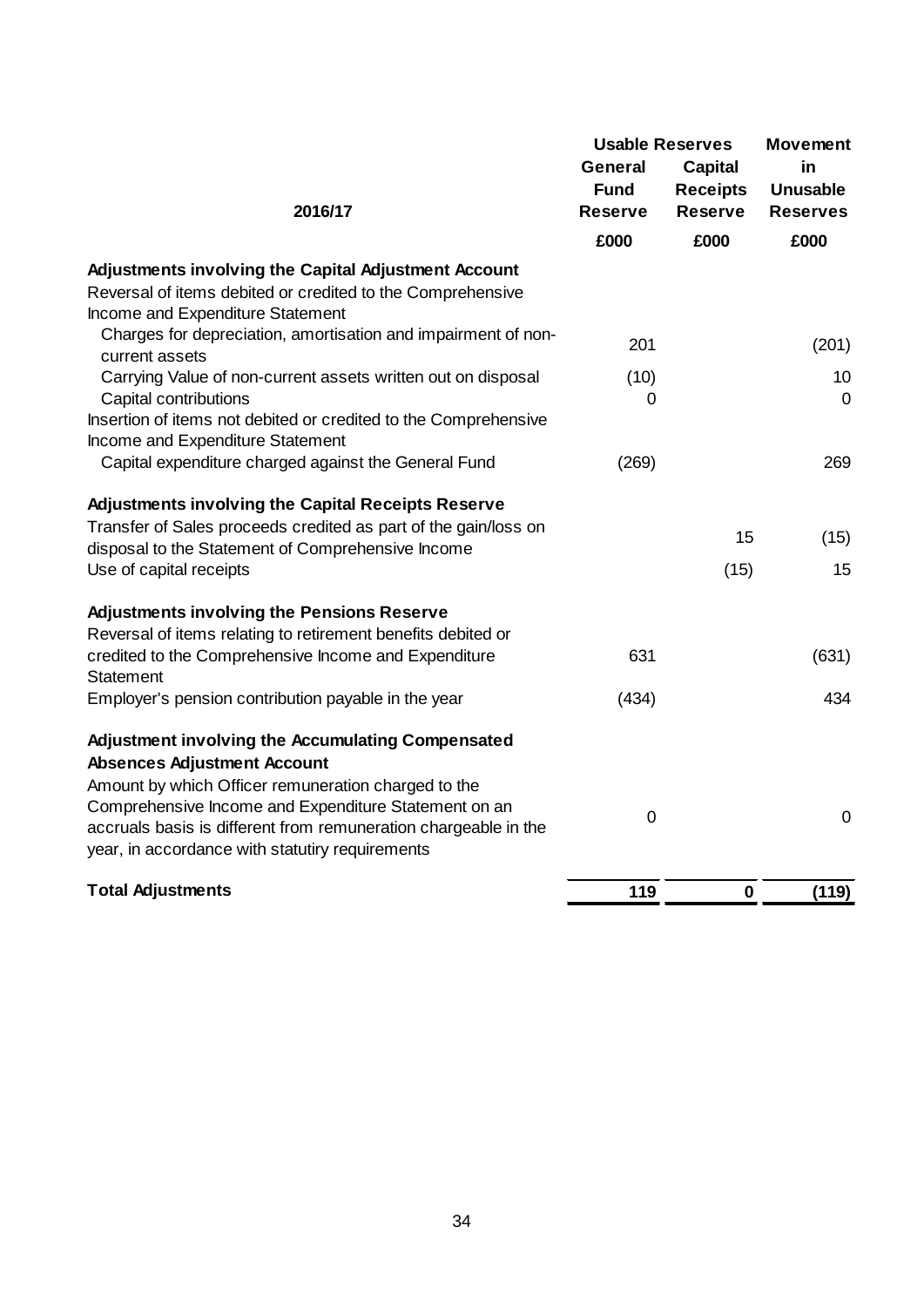| 2016/17 | Usable Reserves General Fund Reserve | Capital Receipts Reserve | Movement in Unusable Reserves |
|---|---|---|---|
| | £000 | £000 | £000 |
| **Adjustments involving the Capital Adjustment Account** | | | |
| Reversal of items debited or credited to the Comprehensive Income and Expenditure Statement | | | |
| Charges for depreciation, amortisation and impairment of non-current assets | 201 | | (201) |
| Carrying Value of non-current assets written out on disposal | (10) | | 10 |
| Capital contributions | 0 | | 0 |
| Insertion of items not debited or credited to the Comprehensive Income and Expenditure Statement | | | |
| Capital expenditure charged against the General Fund | (269) | | 269 |
| **Adjustments involving the Capital Receipts Reserve** | | | |
| Transfer of Sales proceeds credited as part of the gain/loss on disposal to the Statement of Comprehensive Income | | 15 | (15) |
| Use of capital receipts | | (15) | 15 |
| **Adjustments involving the Pensions Reserve** | | | |
| Reversal of items relating to retirement benefits debited or credited to the Comprehensive Income and Expenditure Statement | 631 | | (631) |
| Employer's pension contribution payable in the year | (434) | | 434 |
| **Adjustment involving the Accumulating Compensated Absences Adjustment Account** | | | |
| Amount by which Officer remuneration charged to the Comprehensive Income and Expenditure Statement on an accruals basis is different from remuneration chargeable in the year, in accordance with statutiry requirements | 0 | | 0 |
| **Total Adjustments** | **119** | **0** | **(119)** |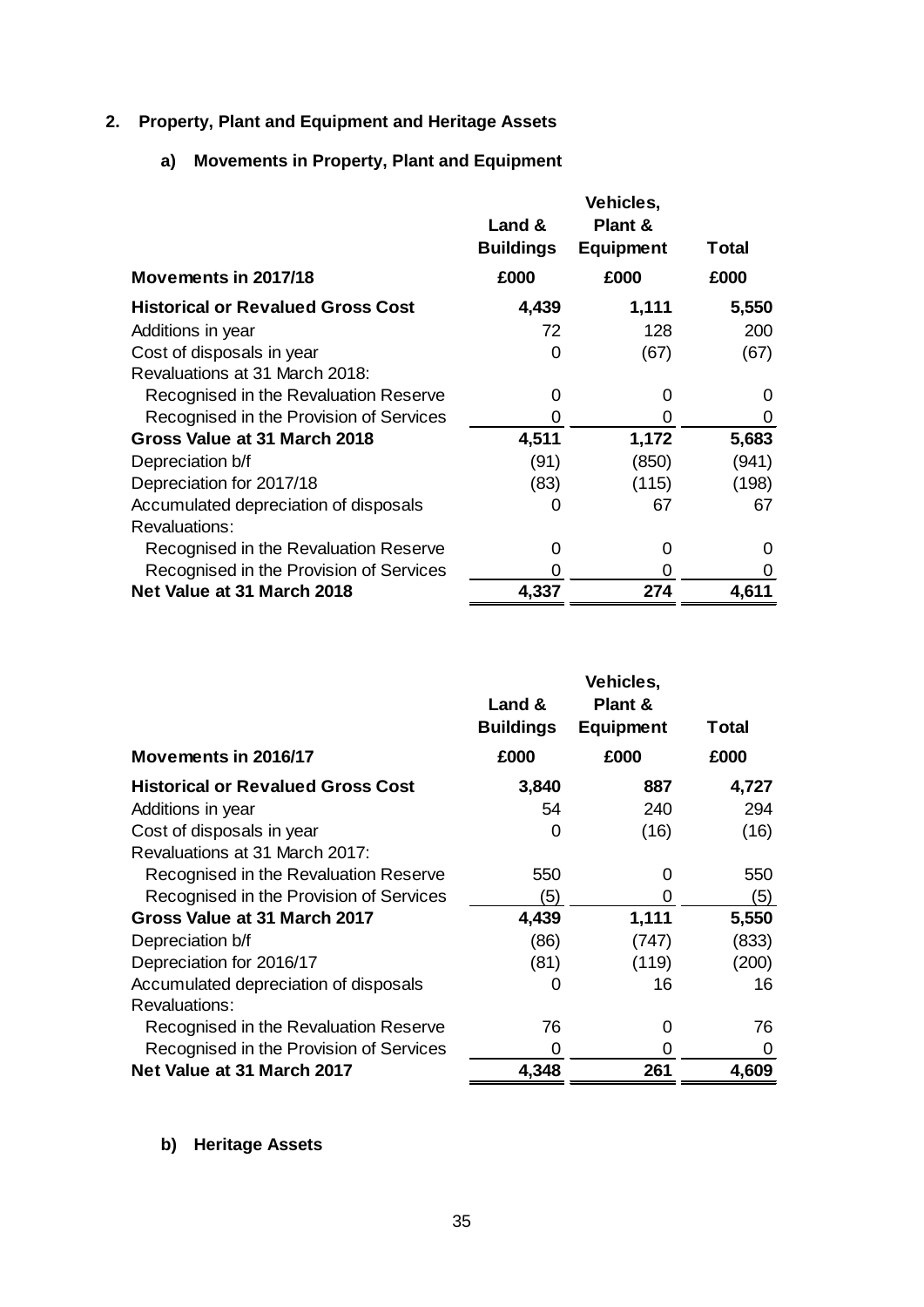## 2. Property, Plant and Equipment and Heritage Assets

### a) Movements in Property, Plant and Equipment

| Movements in 2017/18 | Land & Buildings £000 | Vehicles, Plant & Equipment £000 | Total £000 |
|---|---|---|---|
| **Historical or Revalued Gross Cost** | **4,439** | **1,111** | **5,550** |
| Additions in year | 72 | 128 | 200 |
| Cost of disposals in year | 0 | (67) | (67) |
| Revaluations at 31 March 2018: | | | |
| Recognised in the Revaluation Reserve | 0 | 0 | 0 |
| Recognised in the Provision of Services | 0 | 0 | 0 |
| **Gross Value at 31 March 2018** | **4,511** | **1,172** | **5,683** |
| Depreciation b/f | (91) | (850) | (941) |
| Depreciation for 2017/18 | (83) | (115) | (198) |
| Accumulated depreciation of disposals | 0 | 67 | 67 |
| Revaluations: | | | |
| Recognised in the Revaluation Reserve | 0 | 0 | 0 |
| Recognised in the Provision of Services | 0 | 0 | 0 |
| **Net Value at 31 March 2018** | **4,337** | **274** | **4,611** |

| Movements in 2016/17 | Land & Buildings £000 | Vehicles, Plant & Equipment £000 | Total £000 |
|---|---|---|---|
| **Historical or Revalued Gross Cost** | **3,840** | **887** | **4,727** |
| Additions in year | 54 | 240 | 294 |
| Cost of disposals in year | 0 | (16) | (16) |
| Revaluations at 31 March 2017: | | | |
| Recognised in the Revaluation Reserve | 550 | 0 | 550 |
| Recognised in the Provision of Services | (5) | 0 | (5) |
| **Gross Value at 31 March 2017** | **4,439** | **1,111** | **5,550** |
| Depreciation b/f | (86) | (747) | (833) |
| Depreciation for 2016/17 | (81) | (119) | (200) |
| Accumulated depreciation of disposals | 0 | 16 | 16 |
| Revaluations: | | | |
| Recognised in the Revaluation Reserve | 76 | 0 | 76 |
| Recognised in the Provision of Services | 0 | 0 | 0 |
| **Net Value at 31 March 2017** | **4,348** | **261** | **4,609** |

### b) Heritage Assets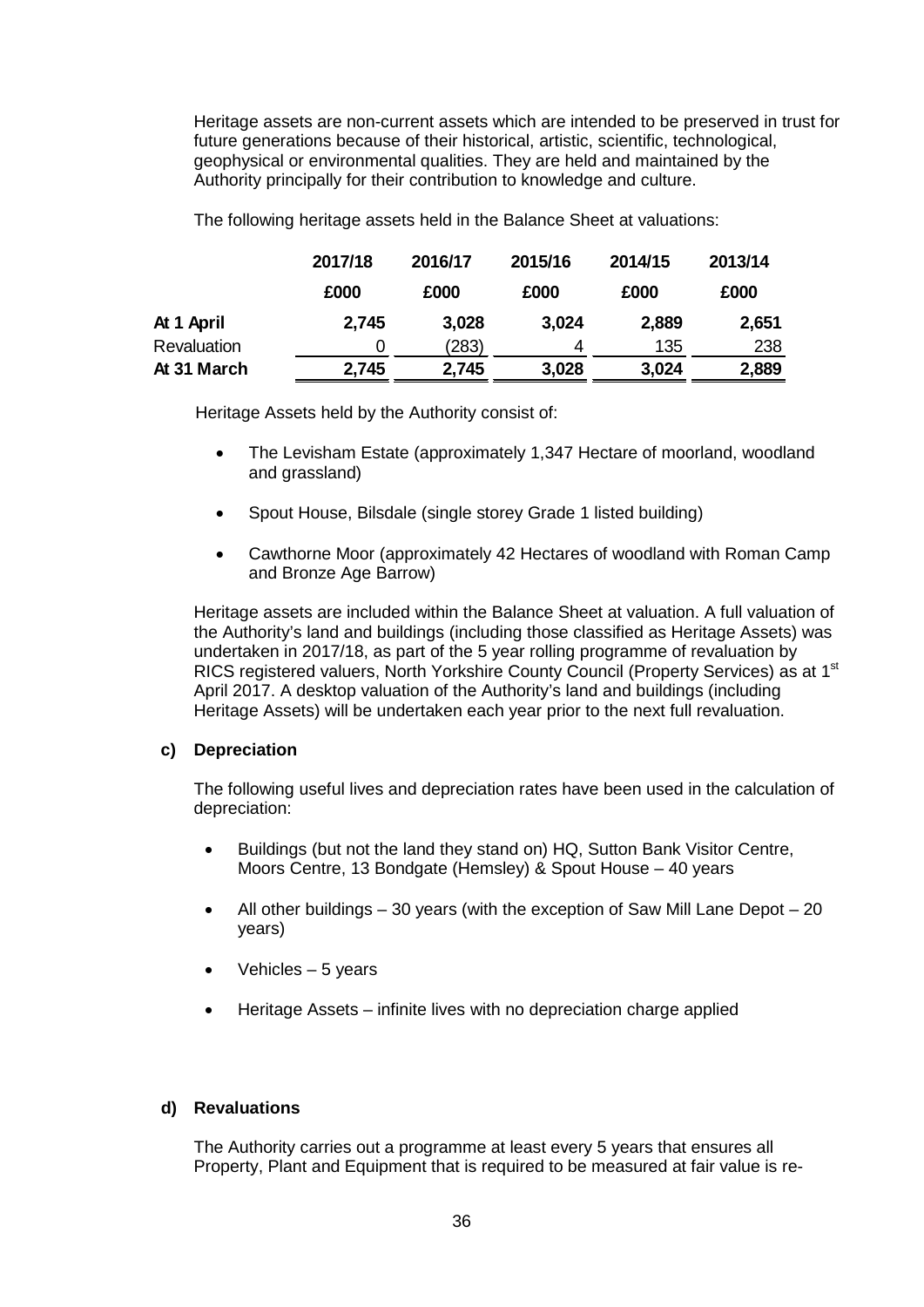Heritage assets are non-current assets which are intended to be preserved in trust for future generations because of their historical, artistic, scientific, technological, geophysical or environmental qualities. They are held and maintained by the Authority principally for their contribution to knowledge and culture.

The following heritage assets held in the Balance Sheet at valuations:

| | 2017/18 | 2016/17 | 2015/16 | 2014/15 | 2013/14 |
|---|---|---|---|---|---|
| | £000 | £000 | £000 | £000 | £000 |
| **At 1 April** | **2,745** | **3,028** | **3,024** | **2,889** | **2,651** |
| Revaluation | 0 | (283) | 4 | 135 | 238 |
| **At 31 March** | **2,745** | **2,745** | **3,028** | **3,024** | **2,889** |

Heritage Assets held by the Authority consist of:

- The Levisham Estate (approximately 1,347 Hectare of moorland, woodland and grassland)
- Spout House, Bilsdale (single storey Grade 1 listed building)
- Cawthorne Moor (approximately 42 Hectares of woodland with Roman Camp and Bronze Age Barrow)

Heritage assets are included within the Balance Sheet at valuation. A full valuation of the Authority's land and buildings (including those classified as Heritage Assets) was undertaken in 2017/18, as part of the 5 year rolling programme of revaluation by RICS registered valuers, North Yorkshire County Council (Property Services) as at 1st April 2017. A desktop valuation of the Authority's land and buildings (including Heritage Assets) will be undertaken each year prior to the next full revaluation.

**c) Depreciation**

The following useful lives and depreciation rates have been used in the calculation of depreciation:

- Buildings (but not the land they stand on) HQ, Sutton Bank Visitor Centre, Moors Centre, 13 Bondgate (Hemsley) & Spout House – 40 years
- All other buildings – 30 years (with the exception of Saw Mill Lane Depot – 20 years)
- Vehicles – 5 years
- Heritage Assets – infinite lives with no depreciation charge applied

**d) Revaluations**

The Authority carries out a programme at least every 5 years that ensures all Property, Plant and Equipment that is required to be measured at fair value is re-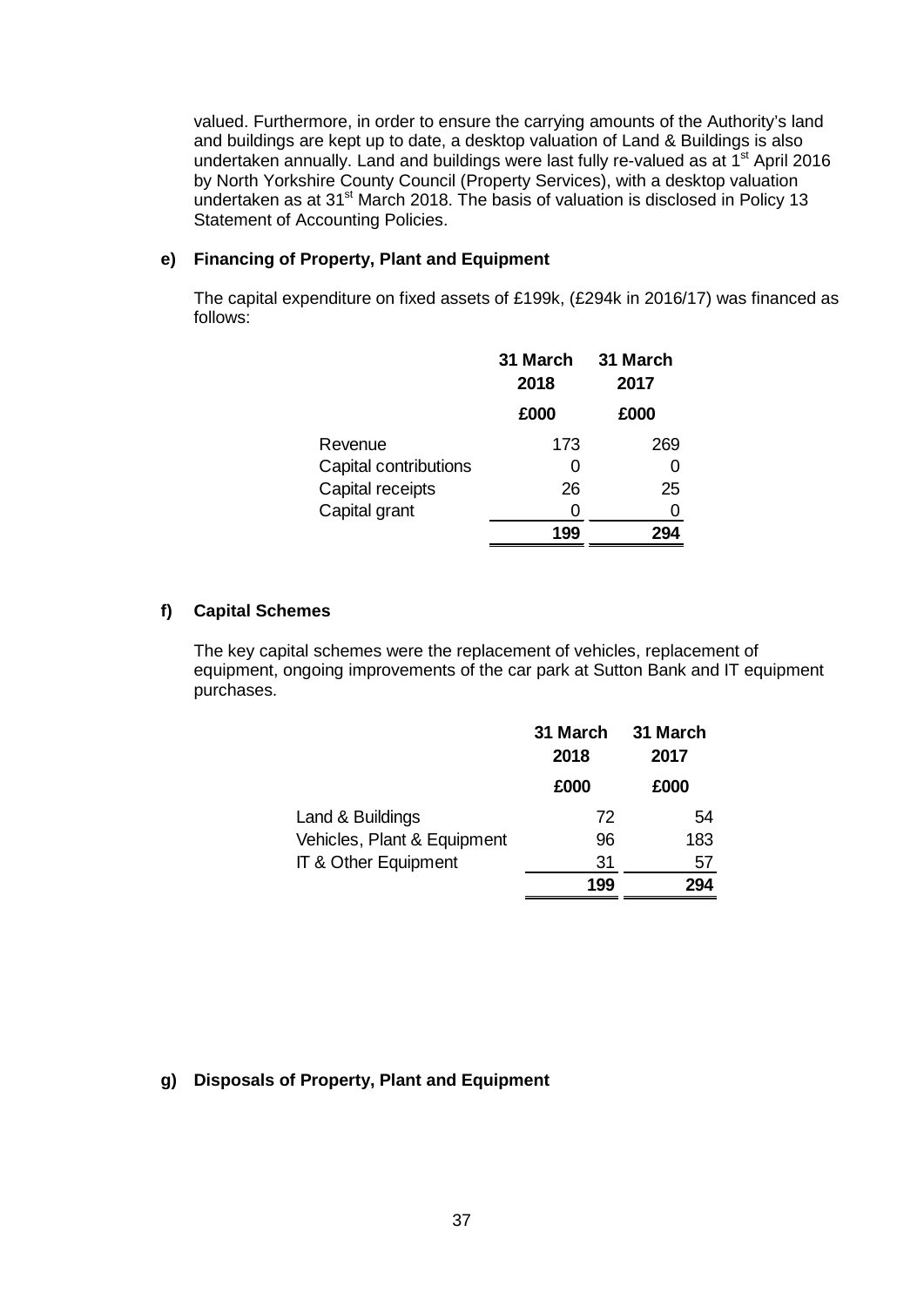valued. Furthermore, in order to ensure the carrying amounts of the Authority's land and buildings are kept up to date, a desktop valuation of Land & Buildings is also undertaken annually. Land and buildings were last fully re-valued as at 1st April 2016 by North Yorkshire County Council (Property Services), with a desktop valuation undertaken as at 31st March 2018. The basis of valuation is disclosed in Policy 13 Statement of Accounting Policies.

### e) Financing of Property, Plant and Equipment

The capital expenditure on fixed assets of £199k, (£294k in 2016/17) was financed as follows:

| | 31 March 2018 | 31 March 2017 |
|---|---|---|
| | £000 | £000 |
| Revenue | 173 | 269 |
| Capital contributions | 0 | 0 |
| Capital receipts | 26 | 25 |
| Capital grant | 0 | 0 |
| | **199** | **294** |

### f) Capital Schemes

The key capital schemes were the replacement of vehicles, replacement of equipment, ongoing improvements of the car park at Sutton Bank and IT equipment purchases.

| | 31 March 2018 | 31 March 2017 |
|---|---|---|
| | £000 | £000 |
| Land & Buildings | 72 | 54 |
| Vehicles, Plant & Equipment | 96 | 183 |
| IT & Other Equipment | 31 | 57 |
| | **199** | **294** |

### g) Disposals of Property, Plant and Equipment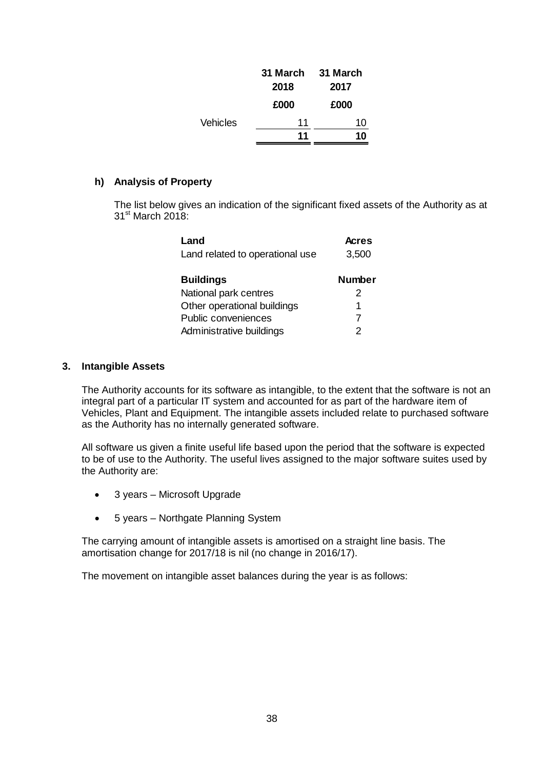| | 31 March 2018 | 31 March 2017 |
|---|---|---|
| | £000 | £000 |
| Vehicles | 11 | 10 |
| | **11** | **10** |

**h) Analysis of Property**

The list below gives an indication of the significant fixed assets of the Authority as at 31st March 2018:

| **Land** | **Acres** |
|---|---|
| Land related to operational use | 3,500 |
| **Buildings** | **Number** |
| National park centres | 2 |
| Other operational buildings | 1 |
| Public conveniences | 7 |
| Administrative buildings | 2 |

## 3. Intangible Assets

The Authority accounts for its software as intangible, to the extent that the software is not an integral part of a particular IT system and accounted for as part of the hardware item of Vehicles, Plant and Equipment. The intangible assets included relate to purchased software as the Authority has no internally generated software.

All software us given a finite useful life based upon the period that the software is expected to be of use to the Authority. The useful lives assigned to the major software suites used by the Authority are:

- 3 years – Microsoft Upgrade
- 5 years – Northgate Planning System

The carrying amount of intangible assets is amortised on a straight line basis. The amortisation change for 2017/18 is nil (no change in 2016/17).

The movement on intangible asset balances during the year is as follows: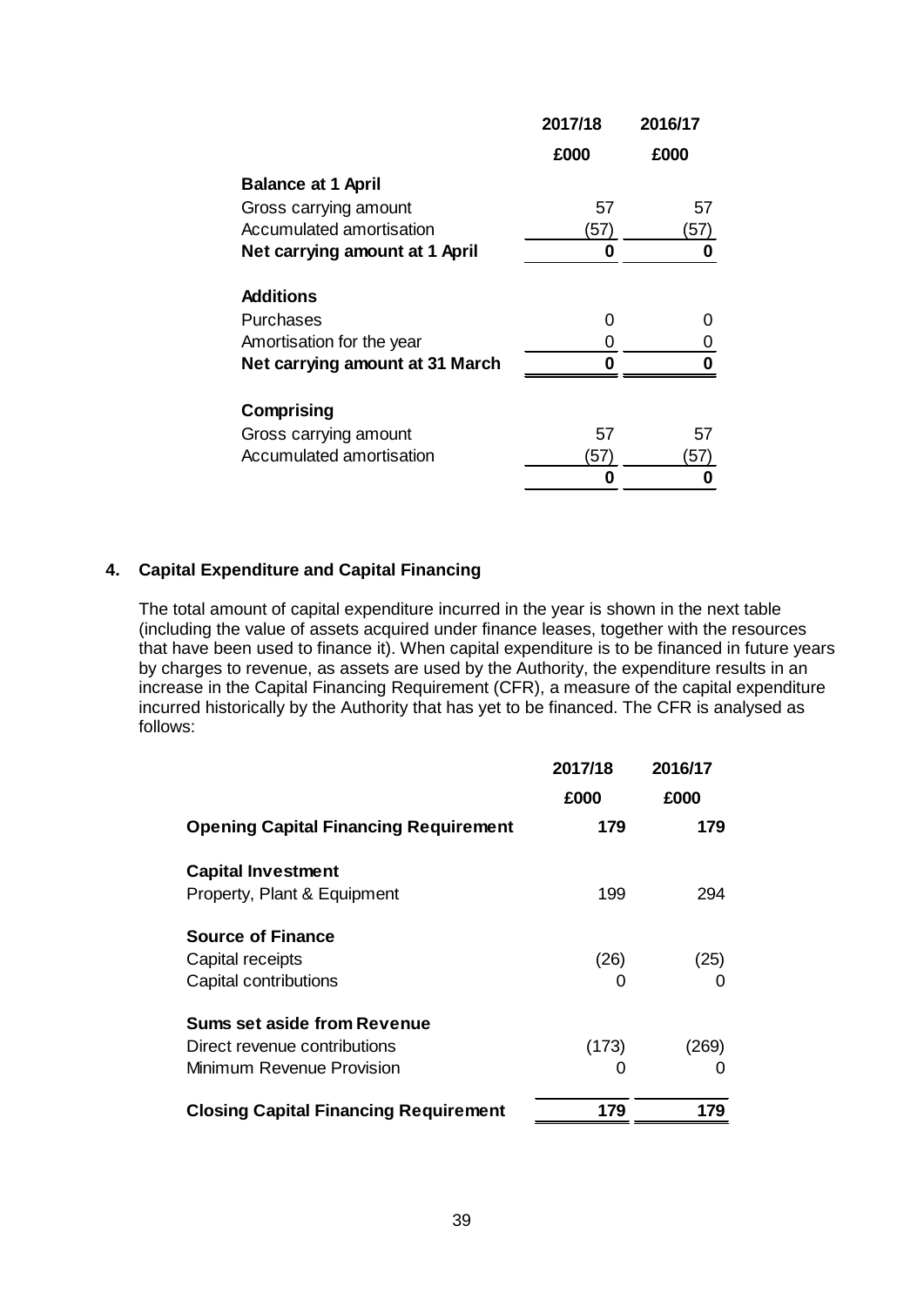| | 2017/18 | 2016/17 |
|---|---|---|
| | £000 | £000 |
| **Balance at 1 April** | | |
| Gross carrying amount | 57 | 57 |
| Accumulated amortisation | (57) | (57) |
| **Net carrying amount at 1 April** | **0** | **0** |
| **Additions** | | |
| Purchases | 0 | 0 |
| Amortisation for the year | 0 | 0 |
| **Net carrying amount at 31 March** | **0** | **0** |
| **Comprising** | | |
| Gross carrying amount | 57 | 57 |
| Accumulated amortisation | (57) | (57) |
| | **0** | **0** |

## 4. Capital Expenditure and Capital Financing

The total amount of capital expenditure incurred in the year is shown in the next table (including the value of assets acquired under finance leases, together with the resources that have been used to finance it). When capital expenditure is to be financed in future years by charges to revenue, as assets are used by the Authority, the expenditure results in an increase in the Capital Financing Requirement (CFR), a measure of the capital expenditure incurred historically by the Authority that has yet to be financed. The CFR is analysed as follows:

| | 2017/18 | 2016/17 |
|---|---|---|
| | £000 | £000 |
| **Opening Capital Financing Requirement** | **179** | **179** |
| **Capital Investment** | | |
| Property, Plant & Equipment | 199 | 294 |
| **Source of Finance** | | |
| Capital receipts | (26) | (25) |
| Capital contributions | 0 | 0 |
| **Sums set aside from Revenue** | | |
| Direct revenue contributions | (173) | (269) |
| Minimum Revenue Provision | 0 | 0 |
| **Closing Capital Financing Requirement** | **179** | **179** |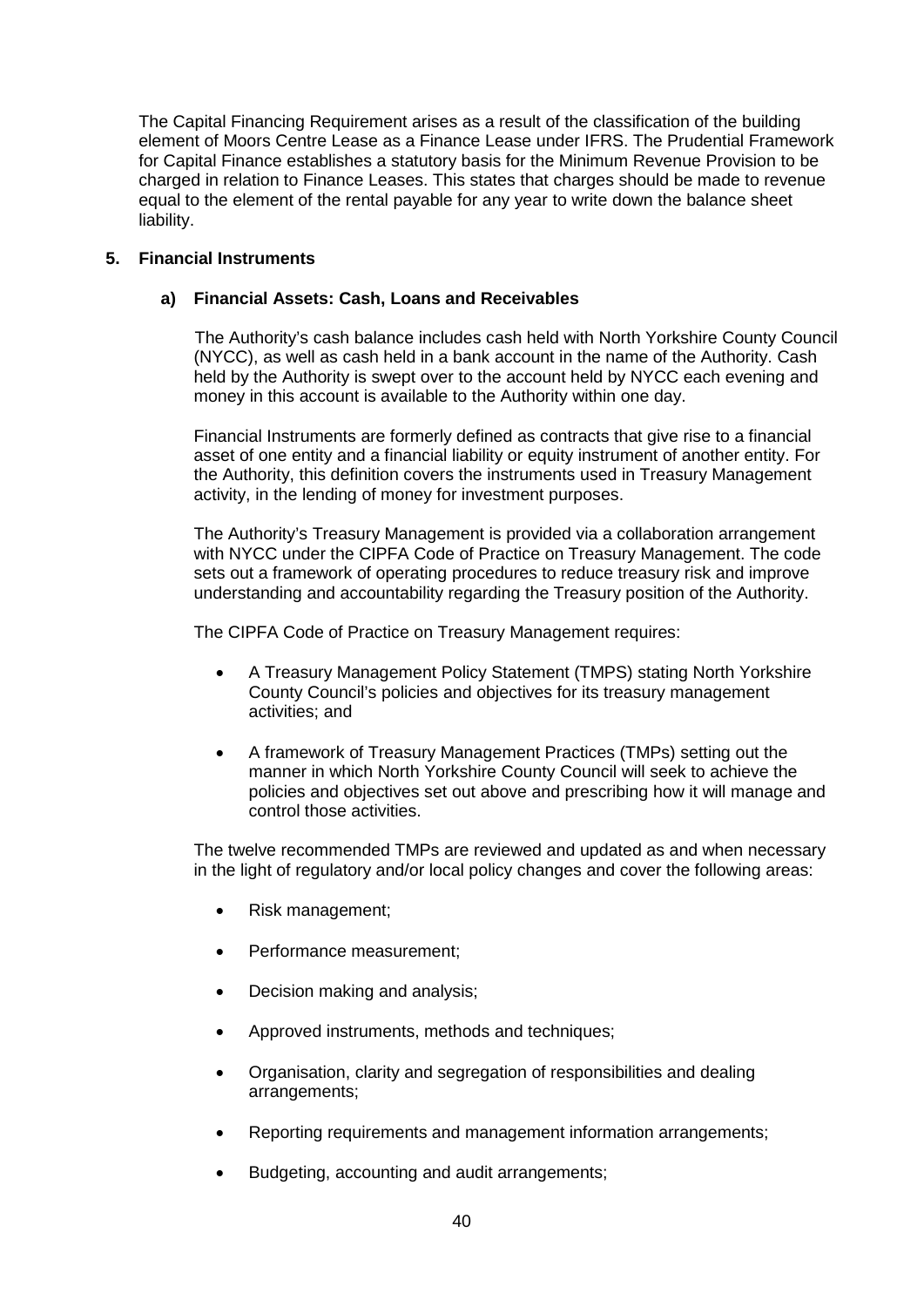The Capital Financing Requirement arises as a result of the classification of the building element of Moors Centre Lease as a Finance Lease under IFRS. The Prudential Framework for Capital Finance establishes a statutory basis for the Minimum Revenue Provision to be charged in relation to Finance Leases. This states that charges should be made to revenue equal to the element of the rental payable for any year to write down the balance sheet liability.

## 5. Financial Instruments

### a) Financial Assets: Cash, Loans and Receivables

The Authority's cash balance includes cash held with North Yorkshire County Council (NYCC), as well as cash held in a bank account in the name of the Authority. Cash held by the Authority is swept over to the account held by NYCC each evening and money in this account is available to the Authority within one day.

Financial Instruments are formerly defined as contracts that give rise to a financial asset of one entity and a financial liability or equity instrument of another entity. For the Authority, this definition covers the instruments used in Treasury Management activity, in the lending of money for investment purposes.

The Authority's Treasury Management is provided via a collaboration arrangement with NYCC under the CIPFA Code of Practice on Treasury Management. The code sets out a framework of operating procedures to reduce treasury risk and improve understanding and accountability regarding the Treasury position of the Authority.

The CIPFA Code of Practice on Treasury Management requires:

- A Treasury Management Policy Statement (TMPS) stating North Yorkshire County Council's policies and objectives for its treasury management activities; and
- A framework of Treasury Management Practices (TMPs) setting out the manner in which North Yorkshire County Council will seek to achieve the policies and objectives set out above and prescribing how it will manage and control those activities.

The twelve recommended TMPs are reviewed and updated as and when necessary in the light of regulatory and/or local policy changes and cover the following areas:

- Risk management;
- Performance measurement;
- Decision making and analysis;
- Approved instruments, methods and techniques;
- Organisation, clarity and segregation of responsibilities and dealing arrangements;
- Reporting requirements and management information arrangements;
- Budgeting, accounting and audit arrangements;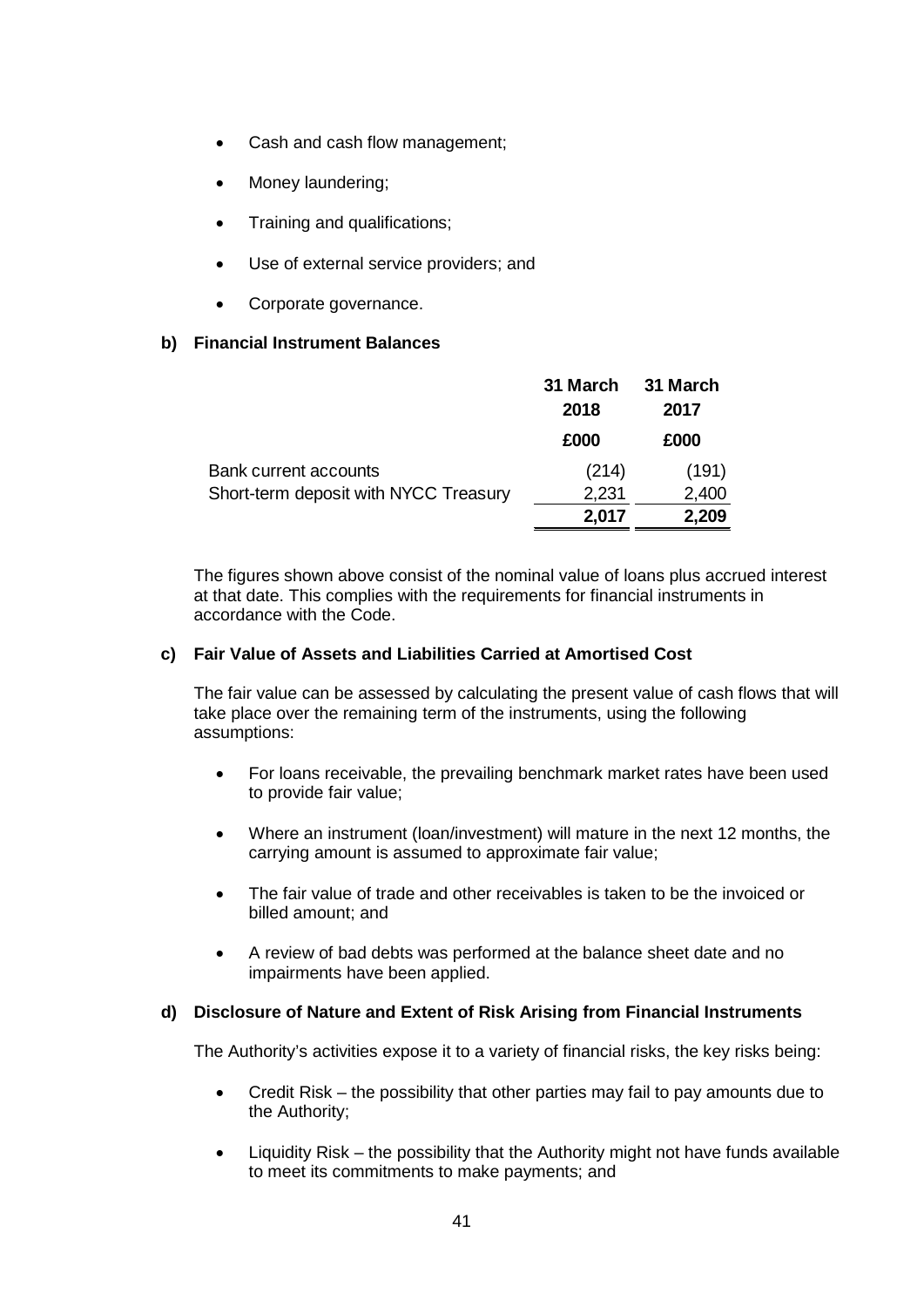- Cash and cash flow management;
- Money laundering;
- Training and qualifications;
- Use of external service providers; and
- Corporate governance.

**b) Financial Instrument Balances**

| | 31 March 2018 | 31 March 2017 |
|---|---|---|
| | £000 | £000 |
| Bank current accounts | (214) | (191) |
| Short-term deposit with NYCC Treasury | 2,231 | 2,400 |
| | **2,017** | **2,209** |

The figures shown above consist of the nominal value of loans plus accrued interest at that date. This complies with the requirements for financial instruments in accordance with the Code.

**c) Fair Value of Assets and Liabilities Carried at Amortised Cost**

The fair value can be assessed by calculating the present value of cash flows that will take place over the remaining term of the instruments, using the following assumptions:

- For loans receivable, the prevailing benchmark market rates have been used to provide fair value;
- Where an instrument (loan/investment) will mature in the next 12 months, the carrying amount is assumed to approximate fair value;
- The fair value of trade and other receivables is taken to be the invoiced or billed amount; and
- A review of bad debts was performed at the balance sheet date and no impairments have been applied.

**d) Disclosure of Nature and Extent of Risk Arising from Financial Instruments**

The Authority's activities expose it to a variety of financial risks, the key risks being:

- Credit Risk – the possibility that other parties may fail to pay amounts due to the Authority;
- Liquidity Risk – the possibility that the Authority might not have funds available to meet its commitments to make payments; and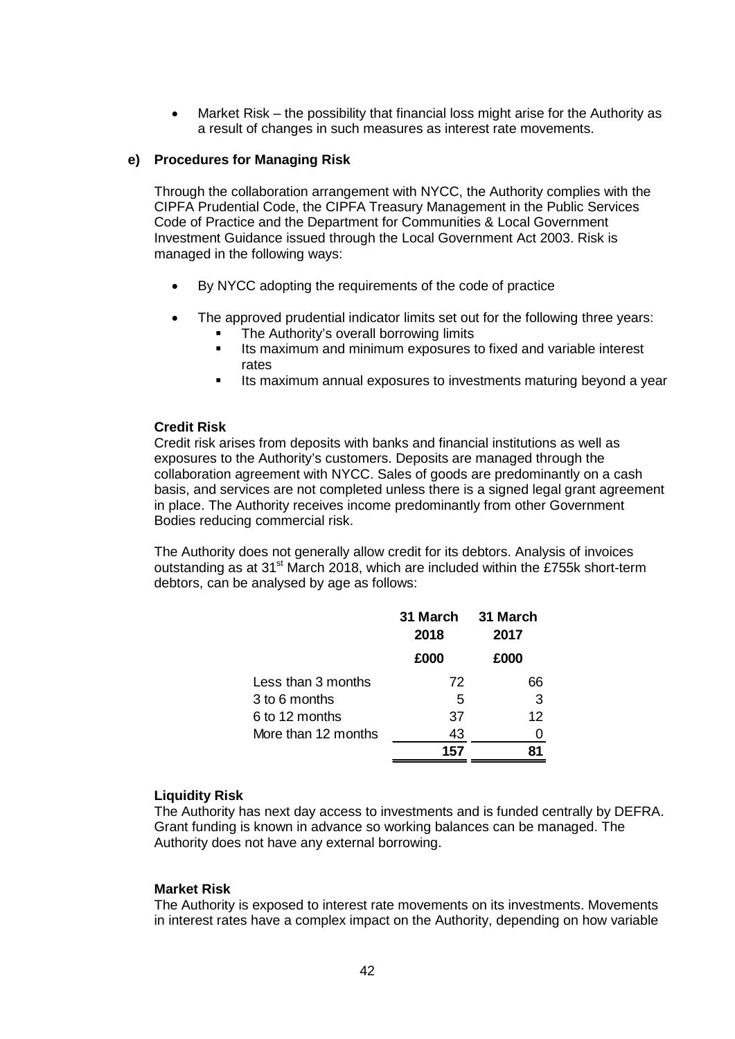- Market Risk – the possibility that financial loss might arise for the Authority as a result of changes in such measures as interest rate movements.

**e) Procedures for Managing Risk**

Through the collaboration arrangement with NYCC, the Authority complies with the CIPFA Prudential Code, the CIPFA Treasury Management in the Public Services Code of Practice and the Department for Communities & Local Government Investment Guidance issued through the Local Government Act 2003. Risk is managed in the following ways:

- By NYCC adopting the requirements of the code of practice
- The approved prudential indicator limits set out for the following three years:
  - The Authority's overall borrowing limits
  - Its maximum and minimum exposures to fixed and variable interest rates
  - Its maximum annual exposures to investments maturing beyond a year

**Credit Risk**

Credit risk arises from deposits with banks and financial institutions as well as exposures to the Authority's customers. Deposits are managed through the collaboration agreement with NYCC. Sales of goods are predominantly on a cash basis, and services are not completed unless there is a signed legal grant agreement in place. The Authority receives income predominantly from other Government Bodies reducing commercial risk.

The Authority does not generally allow credit for its debtors. Analysis of invoices outstanding as at 31st March 2018, which are included within the £755k short-term debtors, can be analysed by age as follows:

| | 31 March 2018 | 31 March 2017 |
|---|---|---|
| | £000 | £000 |
| Less than 3 months | 72 | 66 |
| 3 to 6 months | 5 | 3 |
| 6 to 12 months | 37 | 12 |
| More than 12 months | 43 | 0 |
| | **157** | **81** |

**Liquidity Risk**

The Authority has next day access to investments and is funded centrally by DEFRA. Grant funding is known in advance so working balances can be managed. The Authority does not have any external borrowing.

**Market Risk**

The Authority is exposed to interest rate movements on its investments. Movements in interest rates have a complex impact on the Authority, depending on how variable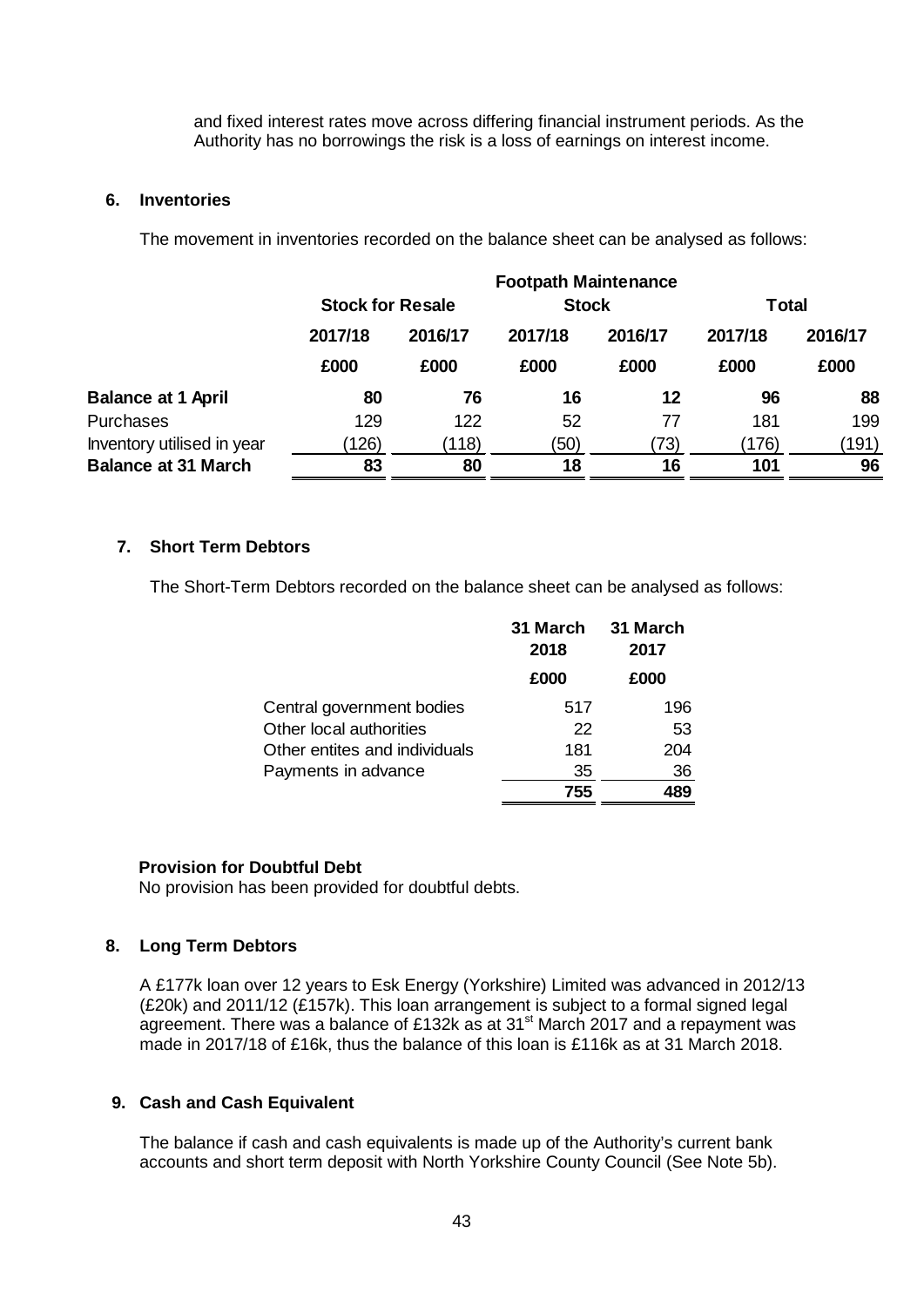and fixed interest rates move across differing financial instrument periods. As the Authority has no borrowings the risk is a loss of earnings on interest income.

## 6. Inventories

The movement in inventories recorded on the balance sheet can be analysed as follows:

| | Stock for Resale | | Footpath Maintenance Stock | | Total | |
|---|---|---|---|---|---|---|
| | 2017/18 | 2016/17 | 2017/18 | 2016/17 | 2017/18 | 2016/17 |
| | £000 | £000 | £000 | £000 | £000 | £000 |
| **Balance at 1 April** | **80** | **76** | **16** | **12** | **96** | **88** |
| Purchases | 129 | 122 | 52 | 77 | 181 | 199 |
| Inventory utilised in year | (126) | (118) | (50) | (73) | (176) | (191) |
| **Balance at 31 March** | **83** | **80** | **18** | **16** | **101** | **96** |

## 7. Short Term Debtors

The Short-Term Debtors recorded on the balance sheet can be analysed as follows:

| | 31 March 2018 | 31 March 2017 |
|---|---|---|
| | £000 | £000 |
| Central government bodies | 517 | 196 |
| Other local authorities | 22 | 53 |
| Other entites and individuals | 181 | 204 |
| Payments in advance | 35 | 36 |
| | **755** | **489** |

### Provision for Doubtful Debt

No provision has been provided for doubtful debts.

## 8. Long Term Debtors

A £177k loan over 12 years to Esk Energy (Yorkshire) Limited was advanced in 2012/13 (£20k) and 2011/12 (£157k). This loan arrangement is subject to a formal signed legal agreement. There was a balance of £132k as at 31st March 2017 and a repayment was made in 2017/18 of £16k, thus the balance of this loan is £116k as at 31 March 2018.

## 9. Cash and Cash Equivalent

The balance if cash and cash equivalents is made up of the Authority's current bank accounts and short term deposit with North Yorkshire County Council (See Note 5b).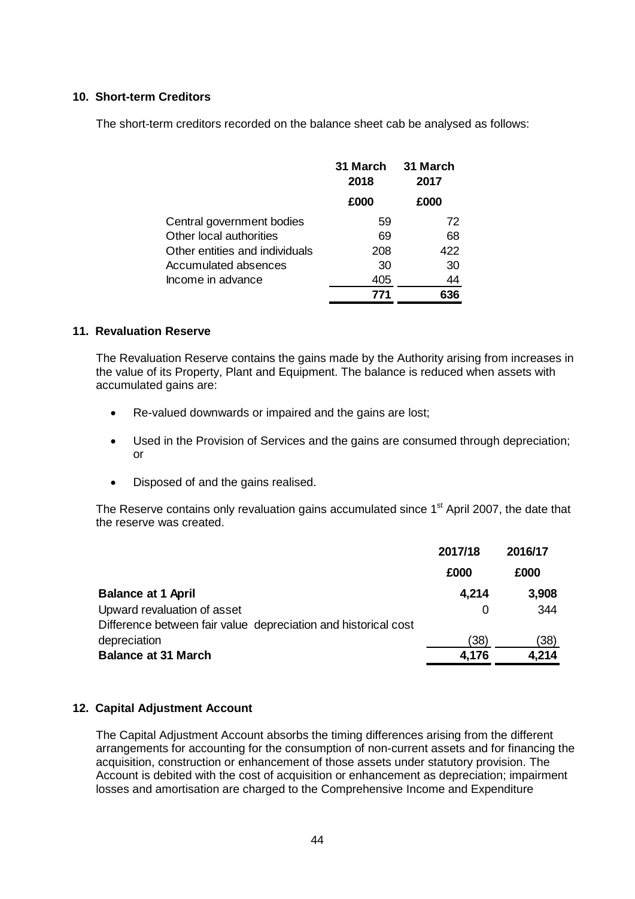## 10. Short-term Creditors

The short-term creditors recorded on the balance sheet cab be analysed as follows:

| | 31 March 2018 | 31 March 2017 |
|---|---|---|
| | £000 | £000 |
| Central government bodies | 59 | 72 |
| Other local authorities | 69 | 68 |
| Other entities and individuals | 208 | 422 |
| Accumulated absences | 30 | 30 |
| Income in advance | 405 | 44 |
| | **771** | **636** |

## 11. Revaluation Reserve

The Revaluation Reserve contains the gains made by the Authority arising from increases in the value of its Property, Plant and Equipment. The balance is reduced when assets with accumulated gains are:

- Re-valued downwards or impaired and the gains are lost;
- Used in the Provision of Services and the gains are consumed through depreciation; or
- Disposed of and the gains realised.

The Reserve contains only revaluation gains accumulated since 1st April 2007, the date that the reserve was created.

| | 2017/18 | 2016/17 |
|---|---|---|
| | £000 | £000 |
| **Balance at 1 April** | **4,214** | **3,908** |
| Upward revaluation of asset | 0 | 344 |
| Difference between fair value depreciation and historical cost depreciation | (38) | (38) |
| **Balance at 31 March** | **4,176** | **4,214** |

## 12. Capital Adjustment Account

The Capital Adjustment Account absorbs the timing differences arising from the different arrangements for accounting for the consumption of non-current assets and for financing the acquisition, construction or enhancement of those assets under statutory provision. The Account is debited with the cost of acquisition or enhancement as depreciation; impairment losses and amortisation are charged to the Comprehensive Income and Expenditure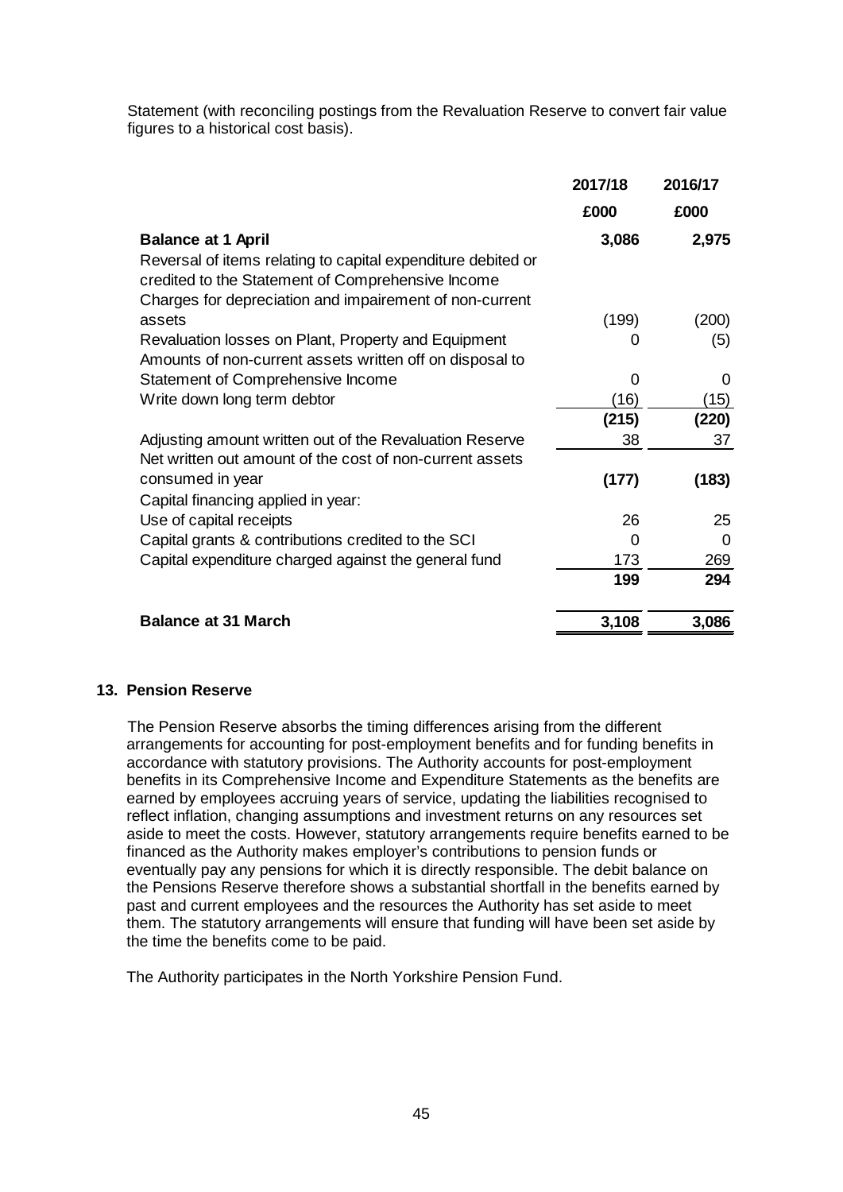Statement (with reconciling postings from the Revaluation Reserve to convert fair value figures to a historical cost basis).

| | 2017/18 | 2016/17 |
|---|---|---|
| | £000 | £000 |
| **Balance at 1 April** | **3,086** | **2,975** |
| Reversal of items relating to capital expenditure debited or credited to the Statement of Comprehensive Income | | |
| Charges for depreciation and impairement of non-current assets | (199) | (200) |
| Revaluation losses on Plant, Property and Equipment | 0 | (5) |
| Amounts of non-current assets written off on disposal to Statement of Comprehensive Income | 0 | 0 |
| Write down long term debtor | (16) | (15) |
| | **(215)** | **(220)** |
| Adjusting amount written out of the Revaluation Reserve | 38 | 37 |
| Net written out amount of the cost of non-current assets consumed in year | **(177)** | **(183)** |
| Capital financing applied in year: | | |
| Use of capital receipts | 26 | 25 |
| Capital grants & contributions credited to the SCI | 0 | 0 |
| Capital expenditure charged against the general fund | 173 | 269 |
| | **199** | **294** |
| **Balance at 31 March** | **3,108** | **3,086** |

**13. Pension Reserve**

The Pension Reserve absorbs the timing differences arising from the different arrangements for accounting for post-employment benefits and for funding benefits in accordance with statutory provisions. The Authority accounts for post-employment benefits in its Comprehensive Income and Expenditure Statements as the benefits are earned by employees accruing years of service, updating the liabilities recognised to reflect inflation, changing assumptions and investment returns on any resources set aside to meet the costs. However, statutory arrangements require benefits earned to be financed as the Authority makes employer's contributions to pension funds or eventually pay any pensions for which it is directly responsible. The debit balance on the Pensions Reserve therefore shows a substantial shortfall in the benefits earned by past and current employees and the resources the Authority has set aside to meet them. The statutory arrangements will ensure that funding will have been set aside by the time the benefits come to be paid.

The Authority participates in the North Yorkshire Pension Fund.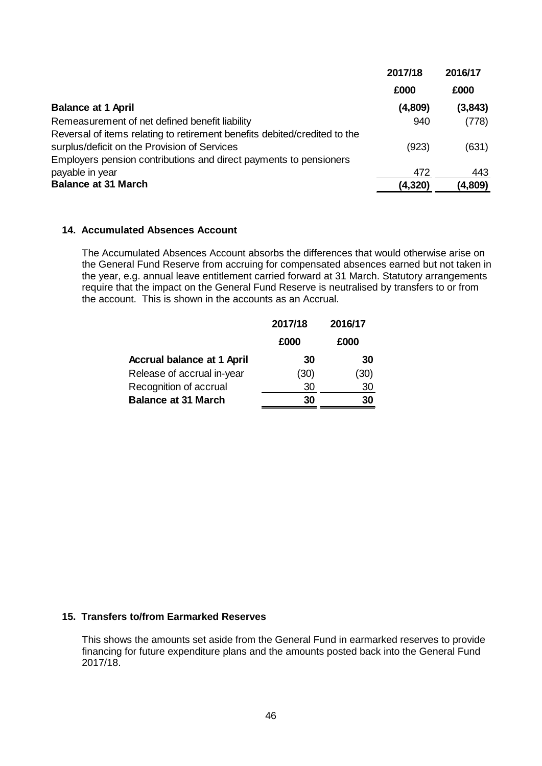| | 2017/18 | 2016/17 |
|---|---|---|
| | £000 | £000 |
| **Balance at 1 April** | **(4,809)** | **(3,843)** |
| Remeasurement of net defined benefit liability | 940 | (778) |
| Reversal of items relating to retirement benefits debited/credited to the surplus/deficit on the Provision of Services | (923) | (631) |
| Employers pension contributions and direct payments to pensioners payable in year | 472 | 443 |
| **Balance at 31 March** | **(4,320)** | **(4,809)** |

## 14. Accumulated Absences Account

The Accumulated Absences Account absorbs the differences that would otherwise arise on the General Fund Reserve from accruing for compensated absences earned but not taken in the year, e.g. annual leave entitlement carried forward at 31 March. Statutory arrangements require that the impact on the General Fund Reserve is neutralised by transfers to or from the account. This is shown in the accounts as an Accrual.

| | 2017/18 | 2016/17 |
|---|---|---|
| | £000 | £000 |
| **Accrual balance at 1 April** | **30** | **30** |
| Release of accrual in-year | (30) | (30) |
| Recognition of accrual | 30 | 30 |
| **Balance at 31 March** | **30** | **30** |

## 15. Transfers to/from Earmarked Reserves

This shows the amounts set aside from the General Fund in earmarked reserves to provide financing for future expenditure plans and the amounts posted back into the General Fund 2017/18.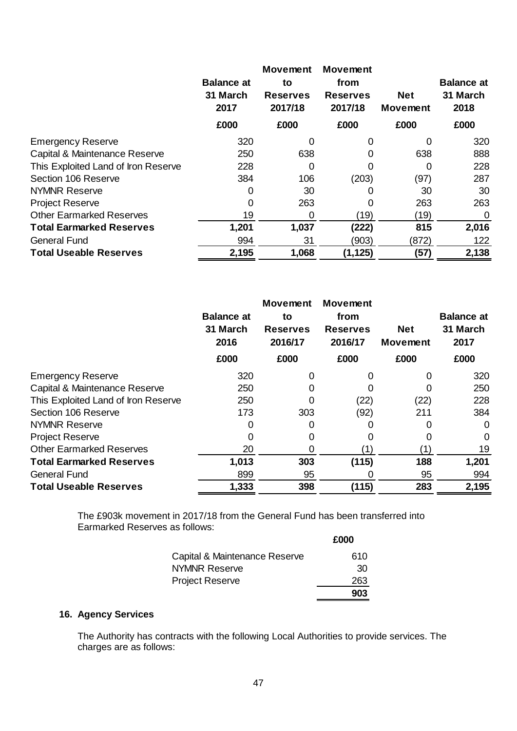| | Balance at 31 March 2017 | Movement to Reserves 2017/18 | Movement from Reserves 2017/18 | Net Movement | Balance at 31 March 2018 |
|---|---|---|---|---|---|
| | £000 | £000 | £000 | £000 | £000 |
| Emergency Reserve | 320 | 0 | 0 | 0 | 320 |
| Capital & Maintenance Reserve | 250 | 638 | 0 | 638 | 888 |
| This Exploited Land of Iron Reserve | 228 | 0 | 0 | 0 | 228 |
| Section 106 Reserve | 384 | 106 | (203) | (97) | 287 |
| NYMNR Reserve | 0 | 30 | 0 | 30 | 30 |
| Project Reserve | 0 | 263 | 0 | 263 | 263 |
| Other Earmarked Reserves | 19 | 0 | (19) | (19) | 0 |
| **Total Earmarked Reserves** | **1,201** | **1,037** | **(222)** | **815** | **2,016** |
| General Fund | 994 | 31 | (903) | (872) | 122 |
| **Total Useable Reserves** | **2,195** | **1,068** | **(1,125)** | **(57)** | **2,138** |

| | Balance at 31 March 2016 | Movement to Reserves 2016/17 | Movement from Reserves 2016/17 | Net Movement | Balance at 31 March 2017 |
|---|---|---|---|---|---|
| | £000 | £000 | £000 | £000 | £000 |
| Emergency Reserve | 320 | 0 | 0 | 0 | 320 |
| Capital & Maintenance Reserve | 250 | 0 | 0 | 0 | 250 |
| This Exploited Land of Iron Reserve | 250 | 0 | (22) | (22) | 228 |
| Section 106 Reserve | 173 | 303 | (92) | 211 | 384 |
| NYMNR Reserve | 0 | 0 | 0 | 0 | 0 |
| Project Reserve | 0 | 0 | 0 | 0 | 0 |
| Other Earmarked Reserves | 20 | 0 | (1) | (1) | 19 |
| **Total Earmarked Reserves** | **1,013** | **303** | **(115)** | **188** | **1,201** |
| General Fund | 899 | 95 | 0 | 95 | 994 |
| **Total Useable Reserves** | **1,333** | **398** | **(115)** | **283** | **2,195** |

The £903k movement in 2017/18 from the General Fund has been transferred into Earmarked Reserves as follows:

| | £000 |
|---|---|
| Capital & Maintenance Reserve | 610 |
| NYMNR Reserve | 30 |
| Project Reserve | 263 |
| | **903** |

## 16. Agency Services

The Authority has contracts with the following Local Authorities to provide services. The charges are as follows: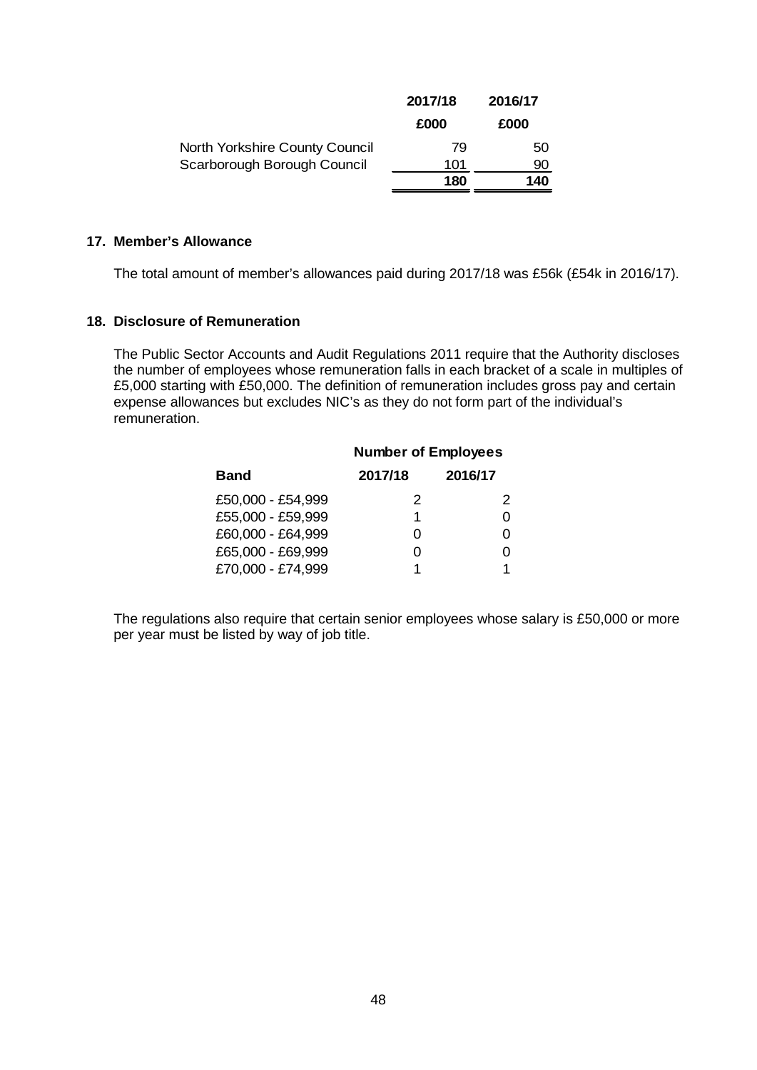| | 2017/18 | 2016/17 |
|---|---|---|
| | £000 | £000 |
| North Yorkshire County Council | 79 | 50 |
| Scarborough Borough Council | 101 | 90 |
| | **180** | **140** |

## 17. Member's Allowance

The total amount of member's allowances paid during 2017/18 was £56k (£54k in 2016/17).

## 18. Disclosure of Remuneration

The Public Sector Accounts and Audit Regulations 2011 require that the Authority discloses the number of employees whose remuneration falls in each bracket of a scale in multiples of £5,000 starting with £50,000. The definition of remuneration includes gross pay and certain expense allowances but excludes NIC's as they do not form part of the individual's remuneration.

| | Number of Employees | |
|---|---|---|
| **Band** | **2017/18** | **2016/17** |
| £50,000 - £54,999 | 2 | 2 |
| £55,000 - £59,999 | 1 | 0 |
| £60,000 - £64,999 | 0 | 0 |
| £65,000 - £69,999 | 0 | 0 |
| £70,000 - £74,999 | 1 | 1 |

The regulations also require that certain senior employees whose salary is £50,000 or more per year must be listed by way of job title.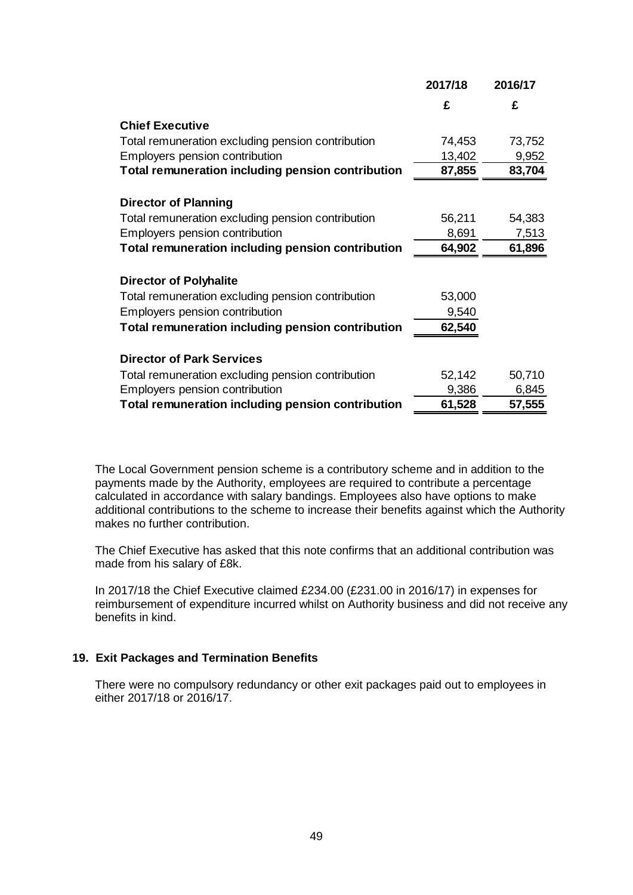| | 2017/18 | 2016/17 |
|---|---|---|
| | £ | £ |
| **Chief Executive** | | |
| Total remuneration excluding pension contribution | 74,453 | 73,752 |
| Employers pension contribution | 13,402 | 9,952 |
| **Total remuneration including pension contribution** | **87,855** | **83,704** |
| | | |
| **Director of Planning** | | |
| Total remuneration excluding pension contribution | 56,211 | 54,383 |
| Employers pension contribution | 8,691 | 7,513 |
| **Total remuneration including pension contribution** | **64,902** | **61,896** |
| | | |
| **Director of Polyhalite** | | |
| Total remuneration excluding pension contribution | 53,000 | |
| Employers pension contribution | 9,540 | |
| **Total remuneration including pension contribution** | **62,540** | |
| | | |
| **Director of Park Services** | | |
| Total remuneration excluding pension contribution | 52,142 | 50,710 |
| Employers pension contribution | 9,386 | 6,845 |
| **Total remuneration including pension contribution** | **61,528** | **57,555** |

The Local Government pension scheme is a contributory scheme and in addition to the payments made by the Authority, employees are required to contribute a percentage calculated in accordance with salary bandings. Employees also have options to make additional contributions to the scheme to increase their benefits against which the Authority makes no further contribution.

The Chief Executive has asked that this note confirms that an additional contribution was made from his salary of £8k.

In 2017/18 the Chief Executive claimed £234.00 (£231.00 in 2016/17) in expenses for reimbursement of expenditure incurred whilst on Authority business and did not receive any benefits in kind.

## 19. Exit Packages and Termination Benefits

There were no compulsory redundancy or other exit packages paid out to employees in either 2017/18 or 2016/17.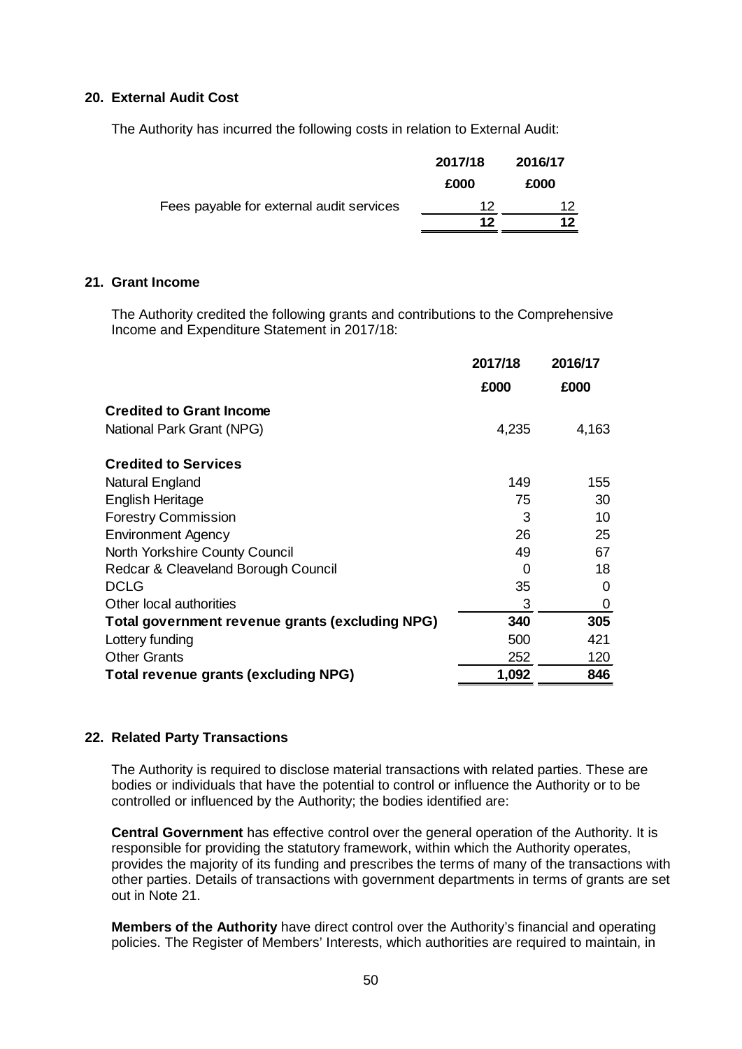## 20. External Audit Cost

The Authority has incurred the following costs in relation to External Audit:

| | 2017/18 | 2016/17 |
|---|---|---|
| | £000 | £000 |
| Fees payable for external audit services | 12 | 12 |
| | **12** | **12** |

## 21. Grant Income

The Authority credited the following grants and contributions to the Comprehensive Income and Expenditure Statement in 2017/18:

| | 2017/18 | 2016/17 |
|---|---|---|
| | £000 | £000 |
| **Credited to Grant Income** | | |
| National Park Grant (NPG) | 4,235 | 4,163 |
| | | |
| **Credited to Services** | | |
| Natural England | 149 | 155 |
| English Heritage | 75 | 30 |
| Forestry Commission | 3 | 10 |
| Environment Agency | 26 | 25 |
| North Yorkshire County Council | 49 | 67 |
| Redcar & Cleaveland Borough Council | 0 | 18 |
| DCLG | 35 | 0 |
| Other local authorities | 3 | 0 |
| **Total government revenue grants (excluding NPG)** | **340** | **305** |
| Lottery funding | 500 | 421 |
| Other Grants | 252 | 120 |
| **Total revenue grants (excluding NPG)** | **1,092** | **846** |

## 22. Related Party Transactions

The Authority is required to disclose material transactions with related parties. These are bodies or individuals that have the potential to control or influence the Authority or to be controlled or influenced by the Authority; the bodies identified are:

**Central Government** has effective control over the general operation of the Authority. It is responsible for providing the statutory framework, within which the Authority operates, provides the majority of its funding and prescribes the terms of many of the transactions with other parties. Details of transactions with government departments in terms of grants are set out in Note 21.

**Members of the Authority** have direct control over the Authority's financial and operating policies. The Register of Members' Interests, which authorities are required to maintain, in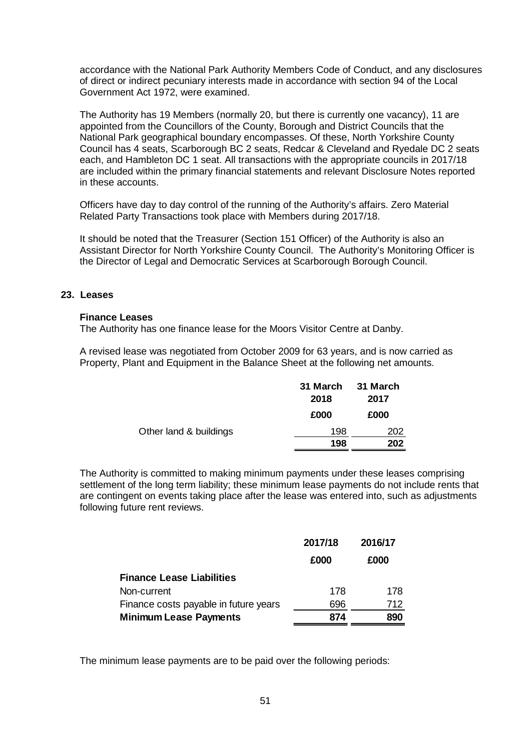accordance with the National Park Authority Members Code of Conduct, and any disclosures of direct or indirect pecuniary interests made in accordance with section 94 of the Local Government Act 1972, were examined.

The Authority has 19 Members (normally 20, but there is currently one vacancy), 11 are appointed from the Councillors of the County, Borough and District Councils that the National Park geographical boundary encompasses. Of these, North Yorkshire County Council has 4 seats, Scarborough BC 2 seats, Redcar & Cleveland and Ryedale DC 2 seats each, and Hambleton DC 1 seat. All transactions with the appropriate councils in 2017/18 are included within the primary financial statements and relevant Disclosure Notes reported in these accounts.

Officers have day to day control of the running of the Authority's affairs. Zero Material Related Party Transactions took place with Members during 2017/18.

It should be noted that the Treasurer (Section 151 Officer) of the Authority is also an Assistant Director for North Yorkshire County Council. The Authority's Monitoring Officer is the Director of Legal and Democratic Services at Scarborough Borough Council.

## 23. Leases

### Finance Leases

The Authority has one finance lease for the Moors Visitor Centre at Danby.

A revised lease was negotiated from October 2009 for 63 years, and is now carried as Property, Plant and Equipment in the Balance Sheet at the following net amounts.

| | 31 March 2018 | 31 March 2017 |
|---|---|---|
| | £000 | £000 |
| Other land & buildings | 198 | 202 |
| | **198** | **202** |

The Authority is committed to making minimum payments under these leases comprising settlement of the long term liability; these minimum lease payments do not include rents that are contingent on events taking place after the lease was entered into, such as adjustments following future rent reviews.

| | 2017/18 | 2016/17 |
|---|---|---|
| | £000 | £000 |
| **Finance Lease Liabilities** | | |
| Non-current | 178 | 178 |
| Finance costs payable in future years | 696 | 712 |
| **Minimum Lease Payments** | **874** | **890** |

The minimum lease payments are to be paid over the following periods: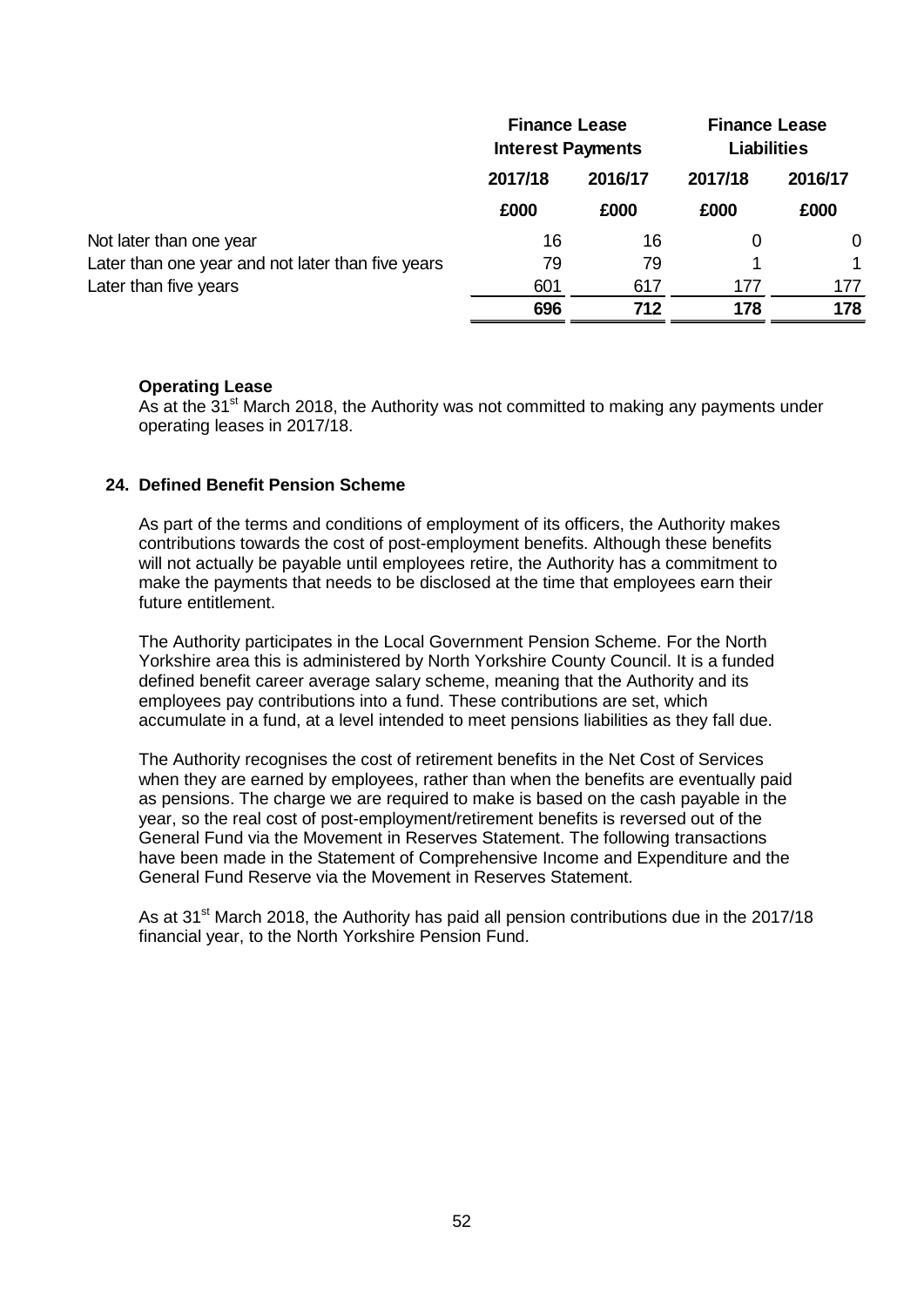| | Finance Lease Interest Payments | | Finance Lease Liabilities | |
|---|---|---|---|---|
| | 2017/18 | 2016/17 | 2017/18 | 2016/17 |
| | £000 | £000 | £000 | £000 |
| Not later than one year | 16 | 16 | 0 | 0 |
| Later than one year and not later than five years | 79 | 79 | 1 | 1 |
| Later than five years | 601 | 617 | 177 | 177 |
| | **696** | **712** | **178** | **178** |

**Operating Lease**

As at the 31st March 2018, the Authority was not committed to making any payments under operating leases in 2017/18.

## 24. Defined Benefit Pension Scheme

As part of the terms and conditions of employment of its officers, the Authority makes contributions towards the cost of post-employment benefits. Although these benefits will not actually be payable until employees retire, the Authority has a commitment to make the payments that needs to be disclosed at the time that employees earn their future entitlement.

The Authority participates in the Local Government Pension Scheme. For the North Yorkshire area this is administered by North Yorkshire County Council. It is a funded defined benefit career average salary scheme, meaning that the Authority and its employees pay contributions into a fund. These contributions are set, which accumulate in a fund, at a level intended to meet pensions liabilities as they fall due.

The Authority recognises the cost of retirement benefits in the Net Cost of Services when they are earned by employees, rather than when the benefits are eventually paid as pensions. The charge we are required to make is based on the cash payable in the year, so the real cost of post-employment/retirement benefits is reversed out of the General Fund via the Movement in Reserves Statement. The following transactions have been made in the Statement of Comprehensive Income and Expenditure and the General Fund Reserve via the Movement in Reserves Statement.

As at 31st March 2018, the Authority has paid all pension contributions due in the 2017/18 financial year, to the North Yorkshire Pension Fund.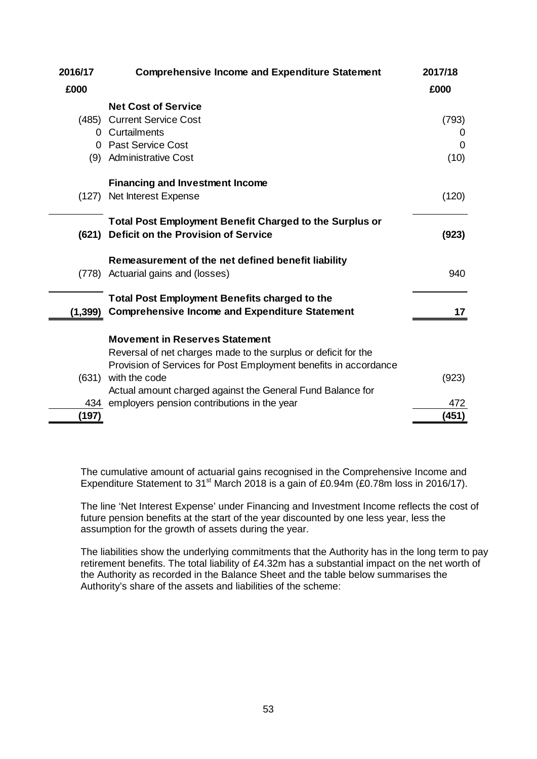| 2016/17 | Comprehensive Income and Expenditure Statement | 2017/18 |
|---|---|---|
| £000 | | £000 |
| | **Net Cost of Service** | |
| (485) | Current Service Cost | (793) |
| 0 | Curtailments | 0 |
| 0 | Past Service Cost | 0 |
| (9) | Administrative Cost | (10) |
| | **Financing and Investment Income** | |
| (127) | Net Interest Expense | (120) |
| **(621)** | **Total Post Employment Benefit Charged to the Surplus or Deficit on the Provision of Service** | **(923)** |
| | **Remeasurement of the net defined benefit liability** | |
| (778) | Actuarial gains and (losses) | 940 |
| **(1,399)** | **Total Post Employment Benefits charged to the Comprehensive Income and Expenditure Statement** | **17** |
| | **Movement in Reserves Statement** | |
| (631) | Reversal of net charges made to the surplus or deficit for the Provision of Services for Post Employment benefits in accordance with the code | (923) |
| 434 | Actual amount charged against the General Fund Balance for employers pension contributions in the year | 472 |
| **(197)** | | **(451)** |

The cumulative amount of actuarial gains recognised in the Comprehensive Income and Expenditure Statement to 31st March 2018 is a gain of £0.94m (£0.78m loss in 2016/17).

The line 'Net Interest Expense' under Financing and Investment Income reflects the cost of future pension benefits at the start of the year discounted by one less year, less the assumption for the growth of assets during the year.

The liabilities show the underlying commitments that the Authority has in the long term to pay retirement benefits. The total liability of £4.32m has a substantial impact on the net worth of the Authority as recorded in the Balance Sheet and the table below summarises the Authority's share of the assets and liabilities of the scheme: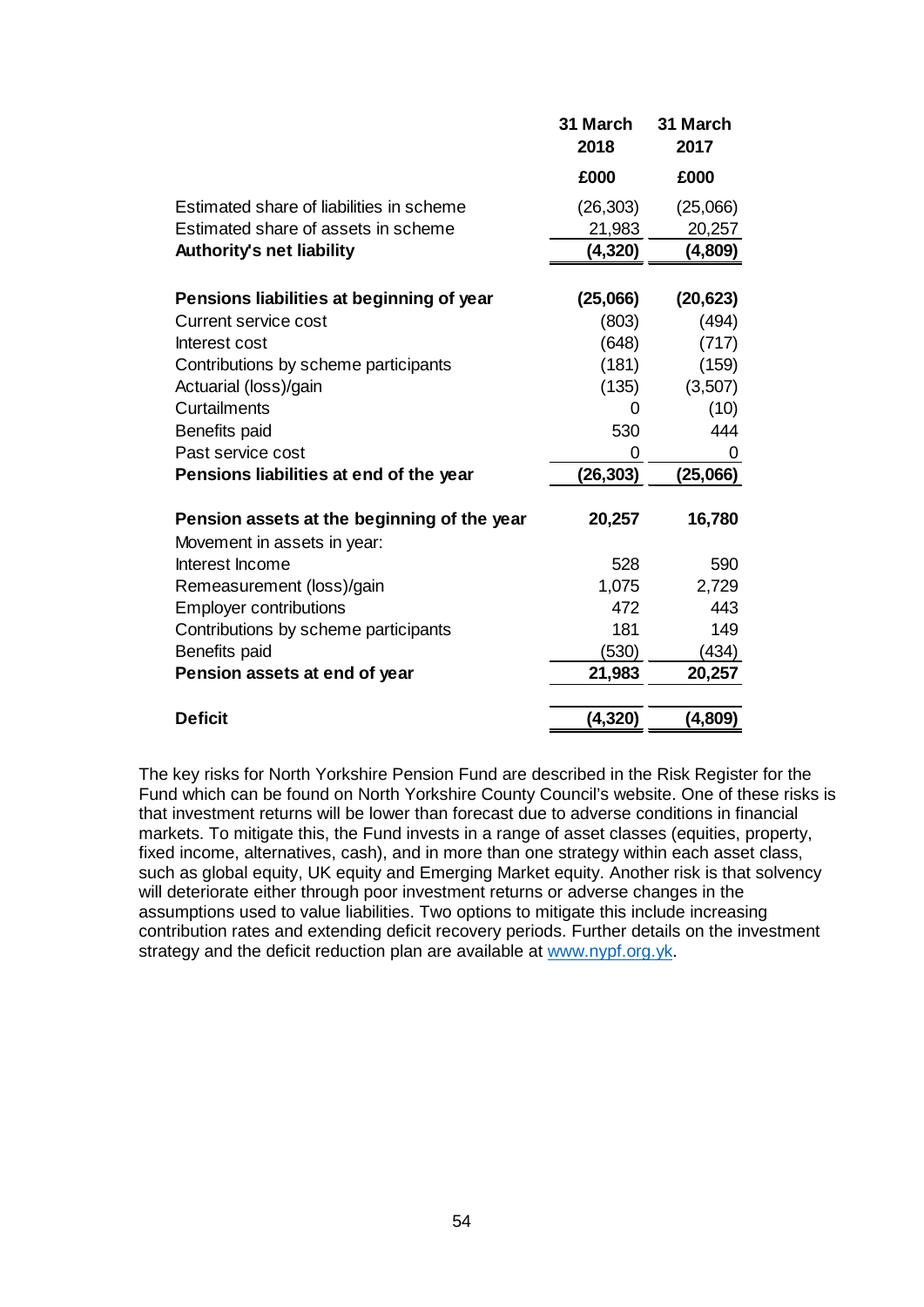| | 31 March 2018 | 31 March 2017 |
|---|---|---|
| | £000 | £000 |
| Estimated share of liabilities in scheme | (26,303) | (25,066) |
| Estimated share of assets in scheme | 21,983 | 20,257 |
| **Authority's net liability** | **(4,320)** | **(4,809)** |
| | | |
| **Pensions liabilities at beginning of year** | **(25,066)** | **(20,623)** |
| Current service cost | (803) | (494) |
| Interest cost | (648) | (717) |
| Contributions by scheme participants | (181) | (159) |
| Actuarial (loss)/gain | (135) | (3,507) |
| Curtailments | 0 | (10) |
| Benefits paid | 530 | 444 |
| Past service cost | 0 | 0 |
| **Pensions liabilities at end of the year** | **(26,303)** | **(25,066)** |
| | | |
| **Pension assets at the beginning of the year** | **20,257** | **16,780** |
| Movement in assets in year: | | |
| Interest Income | 528 | 590 |
| Remeasurement (loss)/gain | 1,075 | 2,729 |
| Employer contributions | 472 | 443 |
| Contributions by scheme participants | 181 | 149 |
| Benefits paid | (530) | (434) |
| **Pension assets at end of year** | **21,983** | **20,257** |
| | | |
| **Deficit** | **(4,320)** | **(4,809)** |

The key risks for North Yorkshire Pension Fund are described in the Risk Register for the Fund which can be found on North Yorkshire County Council's website. One of these risks is that investment returns will be lower than forecast due to adverse conditions in financial markets. To mitigate this, the Fund invests in a range of asset classes (equities, property, fixed income, alternatives, cash), and in more than one strategy within each asset class, such as global equity, UK equity and Emerging Market equity. Another risk is that solvency will deteriorate either through poor investment returns or adverse changes in the assumptions used to value liabilities. Two options to mitigate this include increasing contribution rates and extending deficit recovery periods. Further details on the investment strategy and the deficit reduction plan are available at [www.nypf.org.yk](www.nypf.org.yk).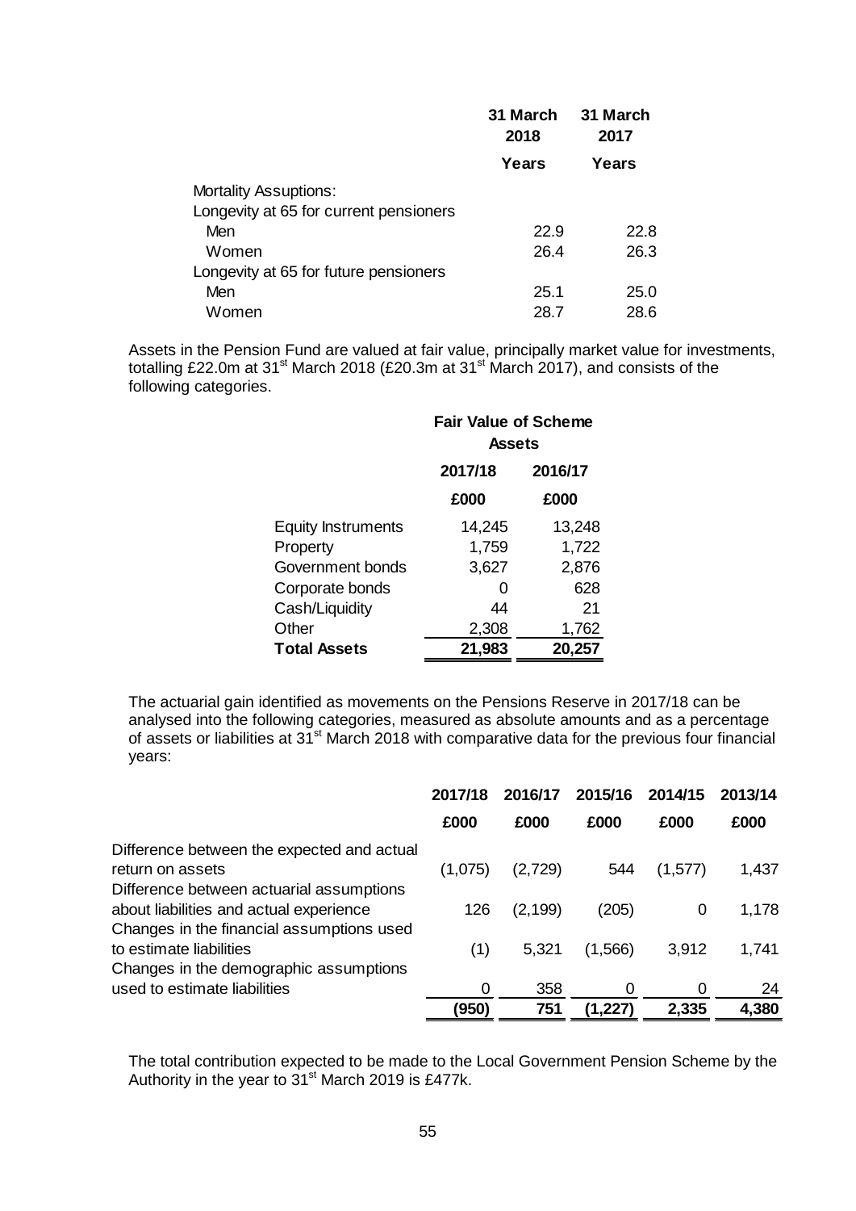| | 31 March 2018 | 31 March 2017 |
|---|---|---|
| | Years | Years |
| Mortality Assuptions: | | |
| Longevity at 65 for current pensioners | | |
| Men | 22.9 | 22.8 |
| Women | 26.4 | 26.3 |
| Longevity at 65 for future pensioners | | |
| Men | 25.1 | 25.0 |
| Women | 28.7 | 28.6 |

Assets in the Pension Fund are valued at fair value, principally market value for investments, totalling £22.0m at 31st March 2018 (£20.3m at 31st March 2017), and consists of the following categories.

| | Fair Value of Scheme Assets | |
|---|---|---|
| | 2017/18 | 2016/17 |
| | £000 | £000 |
| Equity Instruments | 14,245 | 13,248 |
| Property | 1,759 | 1,722 |
| Government bonds | 3,627 | 2,876 |
| Corporate bonds | 0 | 628 |
| Cash/Liquidity | 44 | 21 |
| Other | 2,308 | 1,762 |
| **Total Assets** | **21,983** | **20,257** |

The actuarial gain identified as movements on the Pensions Reserve in 2017/18 can be analysed into the following categories, measured as absolute amounts and as a percentage of assets or liabilities at 31st March 2018 with comparative data for the previous four financial years:

| | 2017/18 | 2016/17 | 2015/16 | 2014/15 | 2013/14 |
|---|---|---|---|---|---|
| | £000 | £000 | £000 | £000 | £000 |
| Difference between the expected and actual return on assets | (1,075) | (2,729) | 544 | (1,577) | 1,437 |
| Difference between actuarial assumptions about liabilities and actual experience | 126 | (2,199) | (205) | 0 | 1,178 |
| Changes in the financial assumptions used to estimate liabilities | (1) | 5,321 | (1,566) | 3,912 | 1,741 |
| Changes in the demographic assumptions used to estimate liabilities | 0 | 358 | 0 | 0 | 24 |
| | **(950)** | **751** | **(1,227)** | **2,335** | **4,380** |

The total contribution expected to be made to the Local Government Pension Scheme by the Authority in the year to 31st March 2019 is £477k.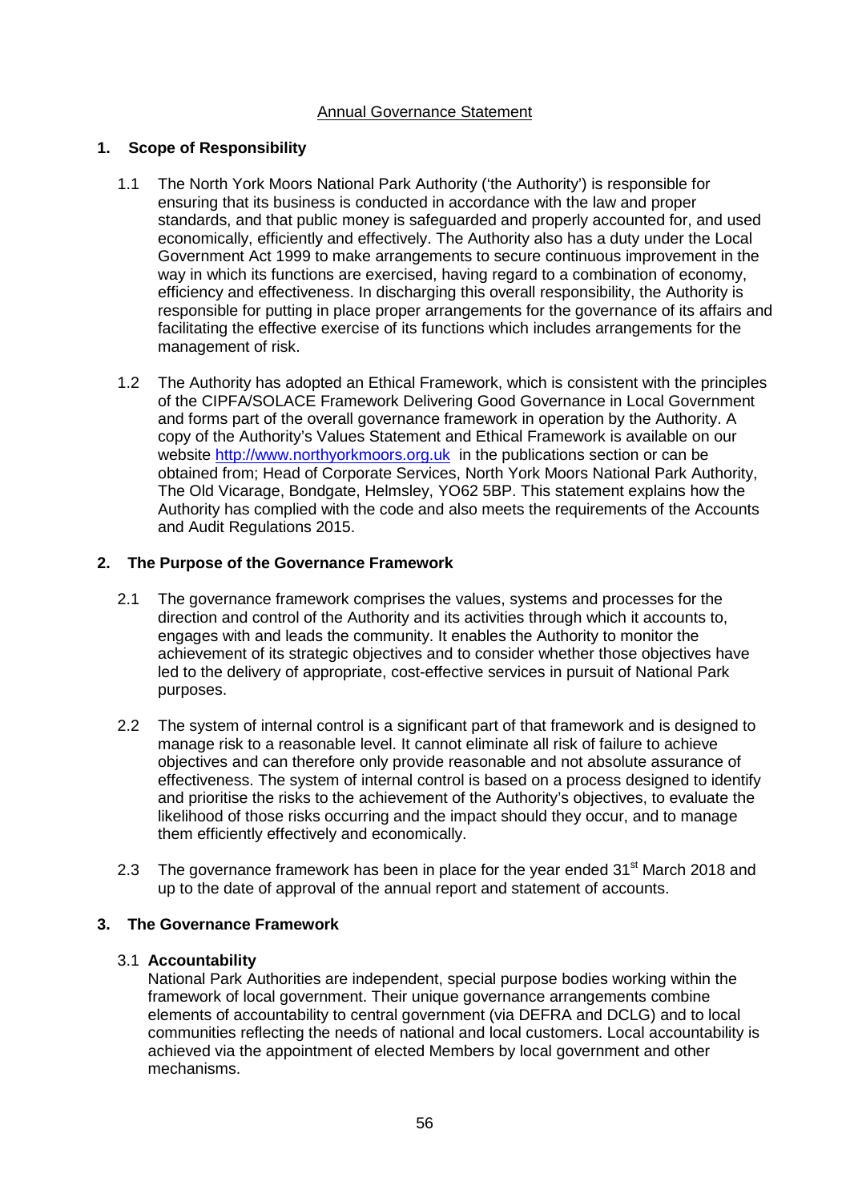# Annual Governance Statement

## 1. Scope of Responsibility

1.1 The North York Moors National Park Authority ('the Authority') is responsible for ensuring that its business is conducted in accordance with the law and proper standards, and that public money is safeguarded and properly accounted for, and used economically, efficiently and effectively. The Authority also has a duty under the Local Government Act 1999 to make arrangements to secure continuous improvement in the way in which its functions are exercised, having regard to a combination of economy, efficiency and effectiveness. In discharging this overall responsibility, the Authority is responsible for putting in place proper arrangements for the governance of its affairs and facilitating the effective exercise of its functions which includes arrangements for the management of risk.

1.2 The Authority has adopted an Ethical Framework, which is consistent with the principles of the CIPFA/SOLACE Framework Delivering Good Governance in Local Government and forms part of the overall governance framework in operation by the Authority. A copy of the Authority's Values Statement and Ethical Framework is available on our website http://www.northyorkmoors.org.uk in the publications section or can be obtained from; Head of Corporate Services, North York Moors National Park Authority, The Old Vicarage, Bondgate, Helmsley, YO62 5BP. This statement explains how the Authority has complied with the code and also meets the requirements of the Accounts and Audit Regulations 2015.

## 2. The Purpose of the Governance Framework

2.1 The governance framework comprises the values, systems and processes for the direction and control of the Authority and its activities through which it accounts to, engages with and leads the community. It enables the Authority to monitor the achievement of its strategic objectives and to consider whether those objectives have led to the delivery of appropriate, cost-effective services in pursuit of National Park purposes.

2.2 The system of internal control is a significant part of that framework and is designed to manage risk to a reasonable level. It cannot eliminate all risk of failure to achieve objectives and can therefore only provide reasonable and not absolute assurance of effectiveness. The system of internal control is based on a process designed to identify and prioritise the risks to the achievement of the Authority's objectives, to evaluate the likelihood of those risks occurring and the impact should they occur, and to manage them efficiently effectively and economically.

2.3 The governance framework has been in place for the year ended 31st March 2018 and up to the date of approval of the annual report and statement of accounts.

## 3. The Governance Framework

### 3.1 Accountability

National Park Authorities are independent, special purpose bodies working within the framework of local government. Their unique governance arrangements combine elements of accountability to central government (via DEFRA and DCLG) and to local communities reflecting the needs of national and local customers. Local accountability is achieved via the appointment of elected Members by local government and other mechanisms.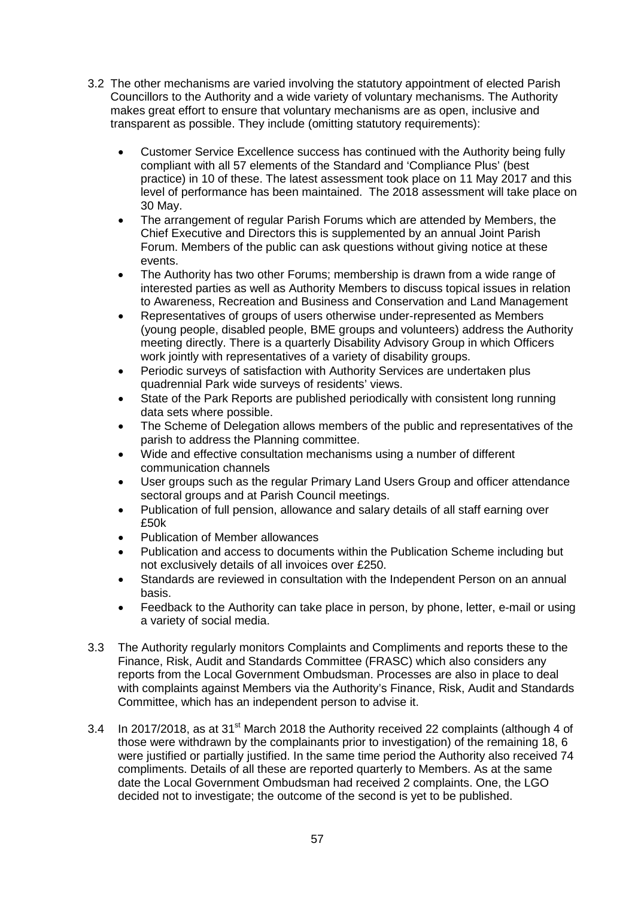3.2 The other mechanisms are varied involving the statutory appointment of elected Parish Councillors to the Authority and a wide variety of voluntary mechanisms. The Authority makes great effort to ensure that voluntary mechanisms are as open, inclusive and transparent as possible. They include (omitting statutory requirements):

- Customer Service Excellence success has continued with the Authority being fully compliant with all 57 elements of the Standard and 'Compliance Plus' (best practice) in 10 of these. The latest assessment took place on 11 May 2017 and this level of performance has been maintained. The 2018 assessment will take place on 30 May.
- The arrangement of regular Parish Forums which are attended by Members, the Chief Executive and Directors this is supplemented by an annual Joint Parish Forum. Members of the public can ask questions without giving notice at these events.
- The Authority has two other Forums; membership is drawn from a wide range of interested parties as well as Authority Members to discuss topical issues in relation to Awareness, Recreation and Business and Conservation and Land Management
- Representatives of groups of users otherwise under-represented as Members (young people, disabled people, BME groups and volunteers) address the Authority meeting directly. There is a quarterly Disability Advisory Group in which Officers work jointly with representatives of a variety of disability groups.
- Periodic surveys of satisfaction with Authority Services are undertaken plus quadrennial Park wide surveys of residents' views.
- State of the Park Reports are published periodically with consistent long running data sets where possible.
- The Scheme of Delegation allows members of the public and representatives of the parish to address the Planning committee.
- Wide and effective consultation mechanisms using a number of different communication channels
- User groups such as the regular Primary Land Users Group and officer attendance sectoral groups and at Parish Council meetings.
- Publication of full pension, allowance and salary details of all staff earning over £50k
- Publication of Member allowances
- Publication and access to documents within the Publication Scheme including but not exclusively details of all invoices over £250.
- Standards are reviewed in consultation with the Independent Person on an annual basis.
- Feedback to the Authority can take place in person, by phone, letter, e-mail or using a variety of social media.

3.3 The Authority regularly monitors Complaints and Compliments and reports these to the Finance, Risk, Audit and Standards Committee (FRASC) which also considers any reports from the Local Government Ombudsman. Processes are also in place to deal with complaints against Members via the Authority's Finance, Risk, Audit and Standards Committee, which has an independent person to advise it.

3.4 In 2017/2018, as at 31st March 2018 the Authority received 22 complaints (although 4 of those were withdrawn by the complainants prior to investigation) of the remaining 18, 6 were justified or partially justified. In the same time period the Authority also received 74 compliments. Details of all these are reported quarterly to Members. As at the same date the Local Government Ombudsman had received 2 complaints. One, the LGO decided not to investigate; the outcome of the second is yet to be published.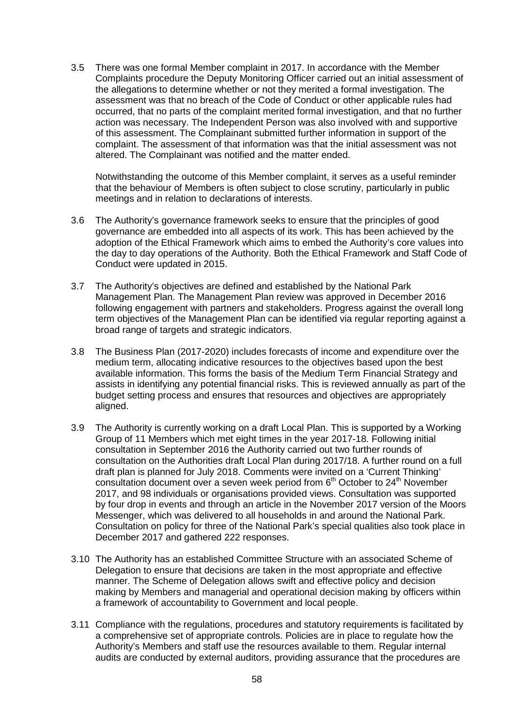3.5 There was one formal Member complaint in 2017. In accordance with the Member Complaints procedure the Deputy Monitoring Officer carried out an initial assessment of the allegations to determine whether or not they merited a formal investigation. The assessment was that no breach of the Code of Conduct or other applicable rules had occurred, that no parts of the complaint merited formal investigation, and that no further action was necessary. The Independent Person was also involved with and supportive of this assessment. The Complainant submitted further information in support of the complaint. The assessment of that information was that the initial assessment was not altered. The Complainant was notified and the matter ended.

Notwithstanding the outcome of this Member complaint, it serves as a useful reminder that the behaviour of Members is often subject to close scrutiny, particularly in public meetings and in relation to declarations of interests.

3.6 The Authority's governance framework seeks to ensure that the principles of good governance are embedded into all aspects of its work. This has been achieved by the adoption of the Ethical Framework which aims to embed the Authority's core values into the day to day operations of the Authority. Both the Ethical Framework and Staff Code of Conduct were updated in 2015.

3.7 The Authority's objectives are defined and established by the National Park Management Plan. The Management Plan review was approved in December 2016 following engagement with partners and stakeholders. Progress against the overall long term objectives of the Management Plan can be identified via regular reporting against a broad range of targets and strategic indicators.

3.8 The Business Plan (2017-2020) includes forecasts of income and expenditure over the medium term, allocating indicative resources to the objectives based upon the best available information. This forms the basis of the Medium Term Financial Strategy and assists in identifying any potential financial risks. This is reviewed annually as part of the budget setting process and ensures that resources and objectives are appropriately aligned.

3.9 The Authority is currently working on a draft Local Plan. This is supported by a Working Group of 11 Members which met eight times in the year 2017-18. Following initial consultation in September 2016 the Authority carried out two further rounds of consultation on the Authorities draft Local Plan during 2017/18. A further round on a full draft plan is planned for July 2018. Comments were invited on a 'Current Thinking' consultation document over a seven week period from 6th October to 24th November 2017, and 98 individuals or organisations provided views. Consultation was supported by four drop in events and through an article in the November 2017 version of the Moors Messenger, which was delivered to all households in and around the National Park. Consultation on policy for three of the National Park's special qualities also took place in December 2017 and gathered 222 responses.

3.10 The Authority has an established Committee Structure with an associated Scheme of Delegation to ensure that decisions are taken in the most appropriate and effective manner. The Scheme of Delegation allows swift and effective policy and decision making by Members and managerial and operational decision making by officers within a framework of accountability to Government and local people.

3.11 Compliance with the regulations, procedures and statutory requirements is facilitated by a comprehensive set of appropriate controls. Policies are in place to regulate how the Authority's Members and staff use the resources available to them. Regular internal audits are conducted by external auditors, providing assurance that the procedures are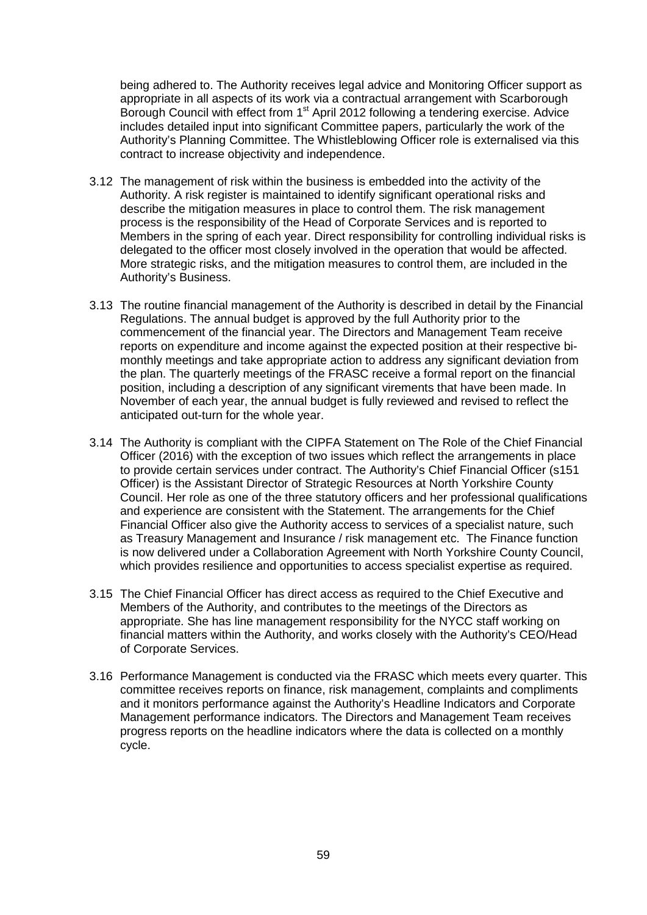being adhered to. The Authority receives legal advice and Monitoring Officer support as appropriate in all aspects of its work via a contractual arrangement with Scarborough Borough Council with effect from 1st April 2012 following a tendering exercise. Advice includes detailed input into significant Committee papers, particularly the work of the Authority's Planning Committee. The Whistleblowing Officer role is externalised via this contract to increase objectivity and independence.

3.12 The management of risk within the business is embedded into the activity of the Authority. A risk register is maintained to identify significant operational risks and describe the mitigation measures in place to control them. The risk management process is the responsibility of the Head of Corporate Services and is reported to Members in the spring of each year. Direct responsibility for controlling individual risks is delegated to the officer most closely involved in the operation that would be affected. More strategic risks, and the mitigation measures to control them, are included in the Authority's Business.

3.13 The routine financial management of the Authority is described in detail by the Financial Regulations. The annual budget is approved by the full Authority prior to the commencement of the financial year. The Directors and Management Team receive reports on expenditure and income against the expected position at their respective bi-monthly meetings and take appropriate action to address any significant deviation from the plan. The quarterly meetings of the FRASC receive a formal report on the financial position, including a description of any significant virements that have been made. In November of each year, the annual budget is fully reviewed and revised to reflect the anticipated out-turn for the whole year.

3.14 The Authority is compliant with the CIPFA Statement on The Role of the Chief Financial Officer (2016) with the exception of two issues which reflect the arrangements in place to provide certain services under contract. The Authority's Chief Financial Officer (s151 Officer) is the Assistant Director of Strategic Resources at North Yorkshire County Council. Her role as one of the three statutory officers and her professional qualifications and experience are consistent with the Statement. The arrangements for the Chief Financial Officer also give the Authority access to services of a specialist nature, such as Treasury Management and Insurance / risk management etc. The Finance function is now delivered under a Collaboration Agreement with North Yorkshire County Council, which provides resilience and opportunities to access specialist expertise as required.

3.15 The Chief Financial Officer has direct access as required to the Chief Executive and Members of the Authority, and contributes to the meetings of the Directors as appropriate. She has line management responsibility for the NYCC staff working on financial matters within the Authority, and works closely with the Authority's CEO/Head of Corporate Services.

3.16 Performance Management is conducted via the FRASC which meets every quarter. This committee receives reports on finance, risk management, complaints and compliments and it monitors performance against the Authority's Headline Indicators and Corporate Management performance indicators. The Directors and Management Team receives progress reports on the headline indicators where the data is collected on a monthly cycle.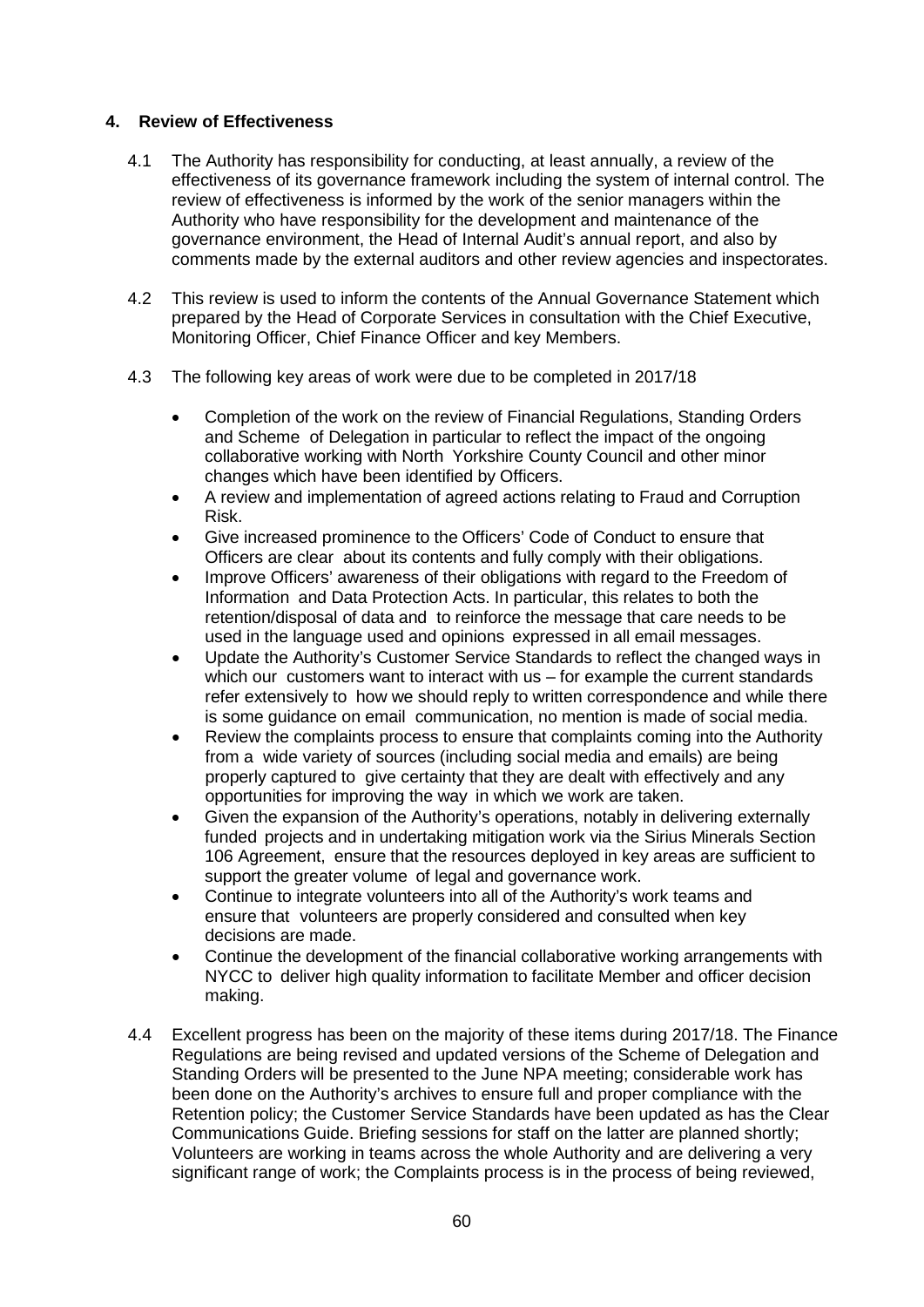## 4. Review of Effectiveness

4.1 The Authority has responsibility for conducting, at least annually, a review of the effectiveness of its governance framework including the system of internal control. The review of effectiveness is informed by the work of the senior managers within the Authority who have responsibility for the development and maintenance of the governance environment, the Head of Internal Audit's annual report, and also by comments made by the external auditors and other review agencies and inspectorates.

4.2 This review is used to inform the contents of the Annual Governance Statement which prepared by the Head of Corporate Services in consultation with the Chief Executive, Monitoring Officer, Chief Finance Officer and key Members.

4.3 The following key areas of work were due to be completed in 2017/18

- Completion of the work on the review of Financial Regulations, Standing Orders and Scheme of Delegation in particular to reflect the impact of the ongoing collaborative working with North Yorkshire County Council and other minor changes which have been identified by Officers.
- A review and implementation of agreed actions relating to Fraud and Corruption Risk.
- Give increased prominence to the Officers' Code of Conduct to ensure that Officers are clear about its contents and fully comply with their obligations.
- Improve Officers' awareness of their obligations with regard to the Freedom of Information and Data Protection Acts. In particular, this relates to both the retention/disposal of data and to reinforce the message that care needs to be used in the language used and opinions expressed in all email messages.
- Update the Authority's Customer Service Standards to reflect the changed ways in which our customers want to interact with us – for example the current standards refer extensively to how we should reply to written correspondence and while there is some guidance on email communication, no mention is made of social media.
- Review the complaints process to ensure that complaints coming into the Authority from a wide variety of sources (including social media and emails) are being properly captured to give certainty that they are dealt with effectively and any opportunities for improving the way in which we work are taken.
- Given the expansion of the Authority's operations, notably in delivering externally funded projects and in undertaking mitigation work via the Sirius Minerals Section 106 Agreement, ensure that the resources deployed in key areas are sufficient to support the greater volume of legal and governance work.
- Continue to integrate volunteers into all of the Authority's work teams and ensure that volunteers are properly considered and consulted when key decisions are made.
- Continue the development of the financial collaborative working arrangements with NYCC to deliver high quality information to facilitate Member and officer decision making.

4.4 Excellent progress has been on the majority of these items during 2017/18. The Finance Regulations are being revised and updated versions of the Scheme of Delegation and Standing Orders will be presented to the June NPA meeting; considerable work has been done on the Authority's archives to ensure full and proper compliance with the Retention policy; the Customer Service Standards have been updated as has the Clear Communications Guide. Briefing sessions for staff on the latter are planned shortly; Volunteers are working in teams across the whole Authority and are delivering a very significant range of work; the Complaints process is in the process of being reviewed,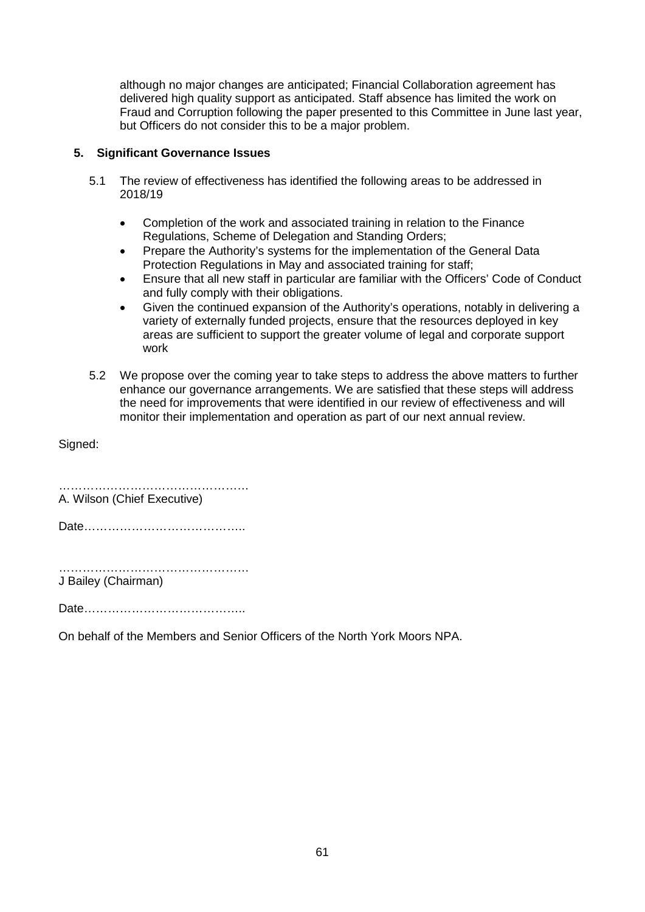although no major changes are anticipated; Financial Collaboration agreement has delivered high quality support as anticipated. Staff absence has limited the work on Fraud and Corruption following the paper presented to this Committee in June last year, but Officers do not consider this to be a major problem.

## 5. Significant Governance Issues

5.1 The review of effectiveness has identified the following areas to be addressed in 2018/19

- Completion of the work and associated training in relation to the Finance Regulations, Scheme of Delegation and Standing Orders;
- Prepare the Authority's systems for the implementation of the General Data Protection Regulations in May and associated training for staff;
- Ensure that all new staff in particular are familiar with the Officers' Code of Conduct and fully comply with their obligations.
- Given the continued expansion of the Authority's operations, notably in delivering a variety of externally funded projects, ensure that the resources deployed in key areas are sufficient to support the greater volume of legal and corporate support work

5.2 We propose over the coming year to take steps to address the above matters to further enhance our governance arrangements. We are satisfied that these steps will address the need for improvements that were identified in our review of effectiveness and will monitor their implementation and operation as part of our next annual review.

Signed:

……………………………………….
A. Wilson (Chief Executive)

Date…………………………………..

……………………………………….
J Bailey (Chairman)

Date…………………………………..

On behalf of the Members and Senior Officers of the North York Moors NPA.